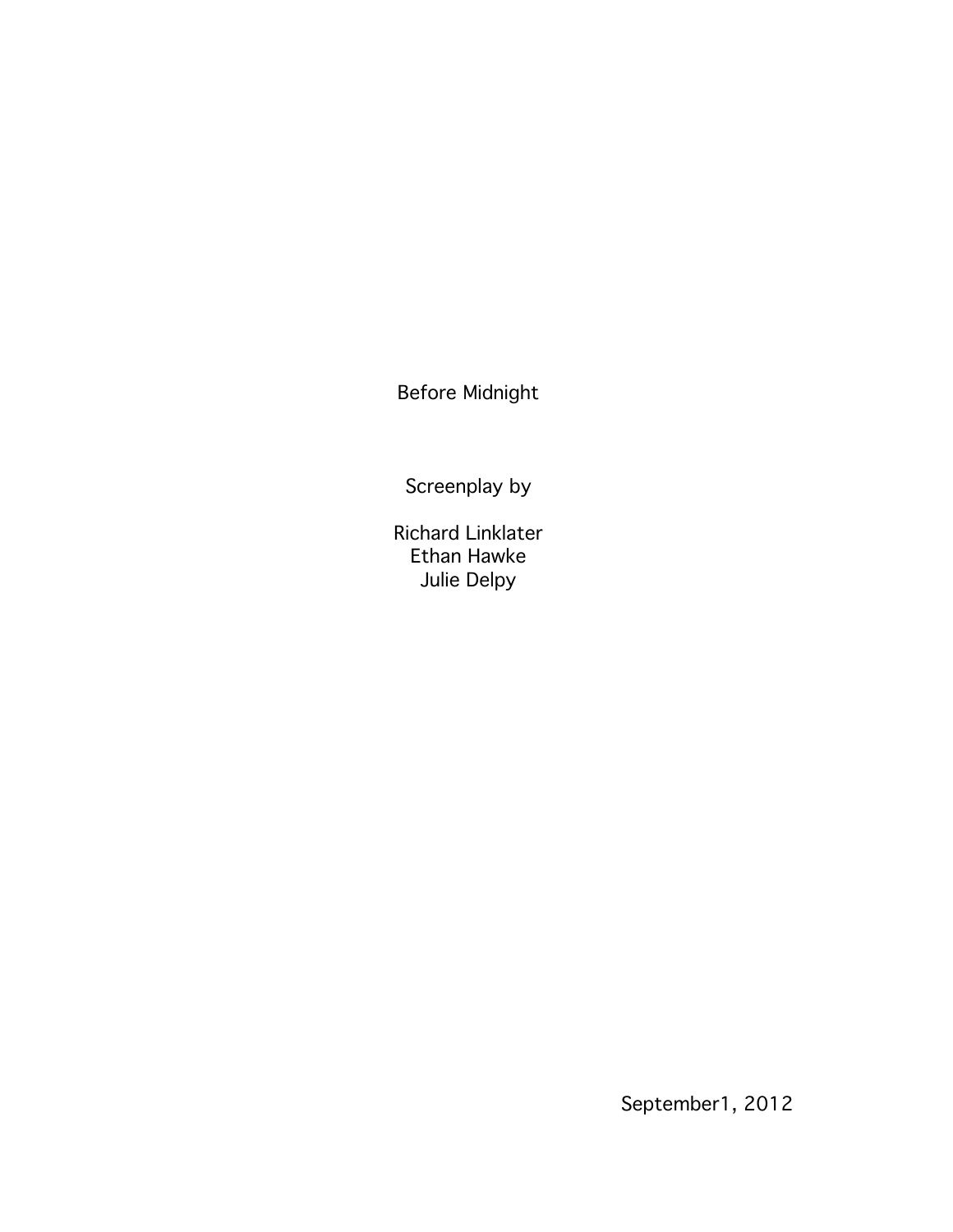# Before Midnight

Screenplay by

Richard Linklater
Ethan Hawke
Julie Delpy

September1, 2012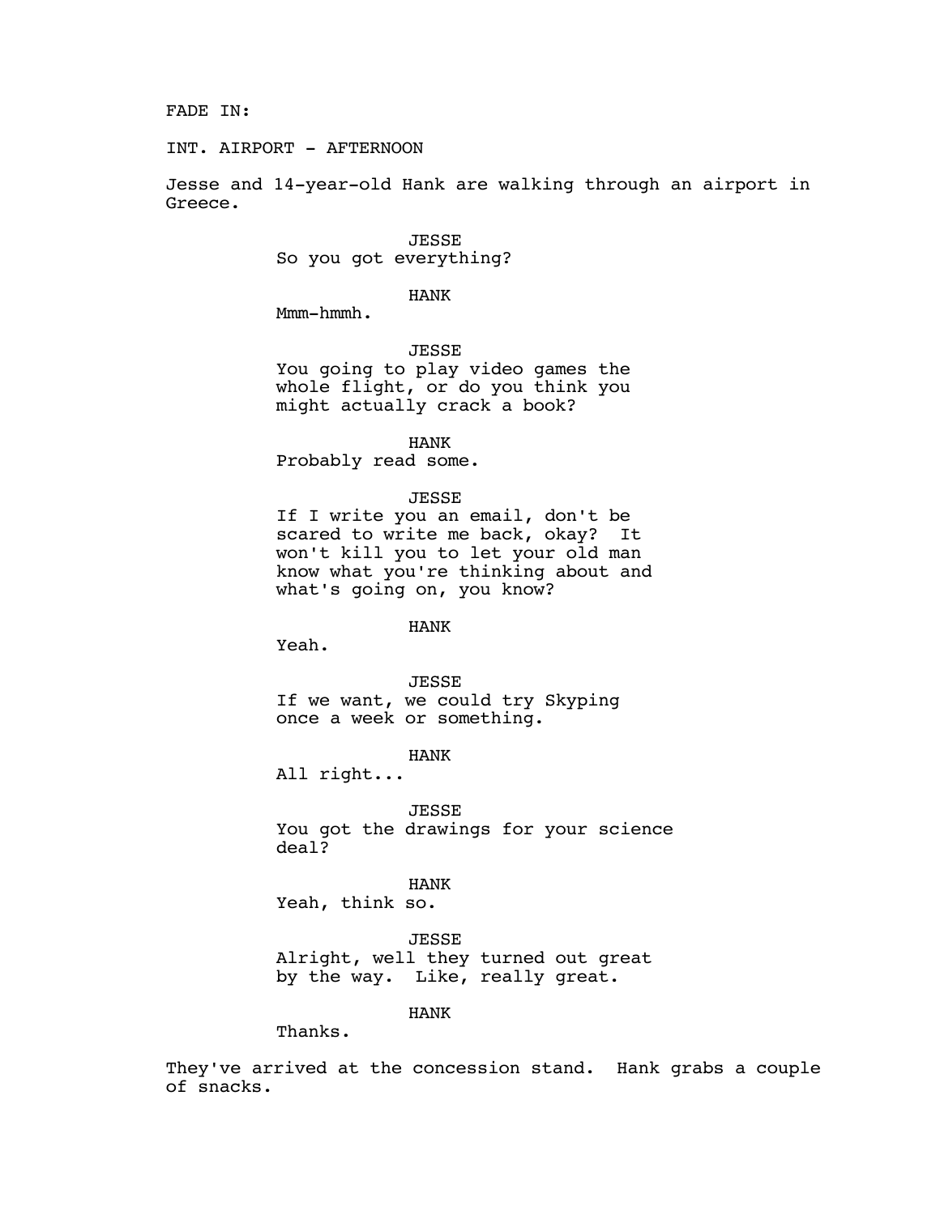FADE IN:

INT. AIRPORT - AFTERNOON

Jesse and 14-year-old Hank are walking through an airport in Greece.

JESSE
So you got everything?

HANK
Mmm-hmmh.

JESSE
You going to play video games the whole flight, or do you think you might actually crack a book?

HANK
Probably read some.

JESSE
If I write you an email, don't be scared to write me back, okay? It won't kill you to let your old man know what you're thinking about and what's going on, you know?

HANK
Yeah.

JESSE
If we want, we could try Skyping once a week or something.

HANK
All right...

JESSE
You got the drawings for your science deal?

HANK
Yeah, think so.

JESSE
Alright, well they turned out great by the way. Like, really great.

HANK
Thanks.

They've arrived at the concession stand. Hank grabs a couple of snacks.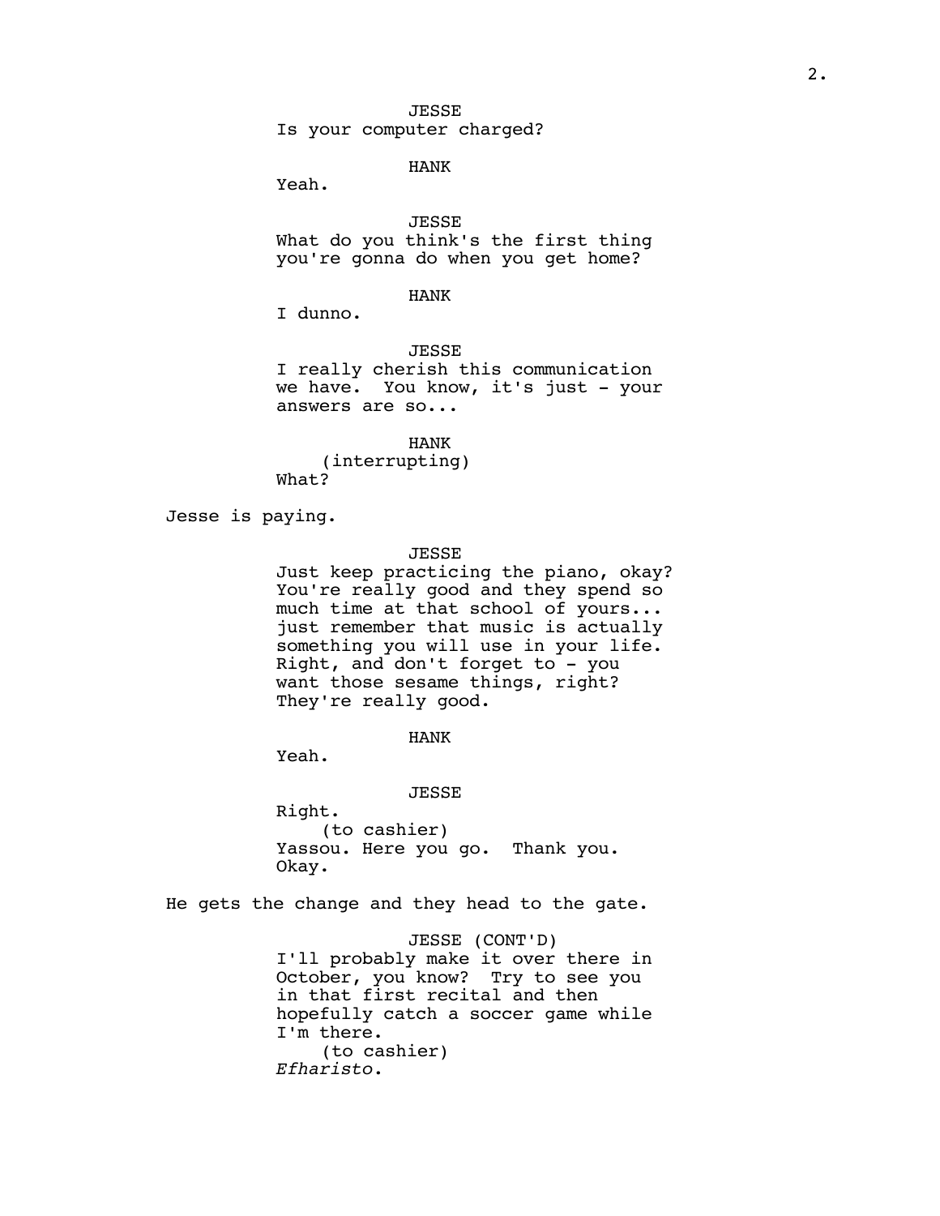JESSE
Is your computer charged?

HANK
Yeah.

JESSE
What do you think's the first thing you're gonna do when you get home?

HANK
I dunno.

JESSE
I really cherish this communication we have. You know, it's just - your answers are so...

HANK
(interrupting)
What?

Jesse is paying.

JESSE
Just keep practicing the piano, okay? You're really good and they spend so much time at that school of yours... just remember that music is actually something you will use in your life. Right, and don't forget to - you want those sesame things, right? They're really good.

HANK
Yeah.

JESSE
Right.
(to cashier)
Yassou. Here you go. Thank you. Okay.

He gets the change and they head to the gate.

JESSE (CONT'D)
I'll probably make it over there in October, you know? Try to see you in that first recital and then hopefully catch a soccer game while I'm there.
(to cashier)
*Efharisto*.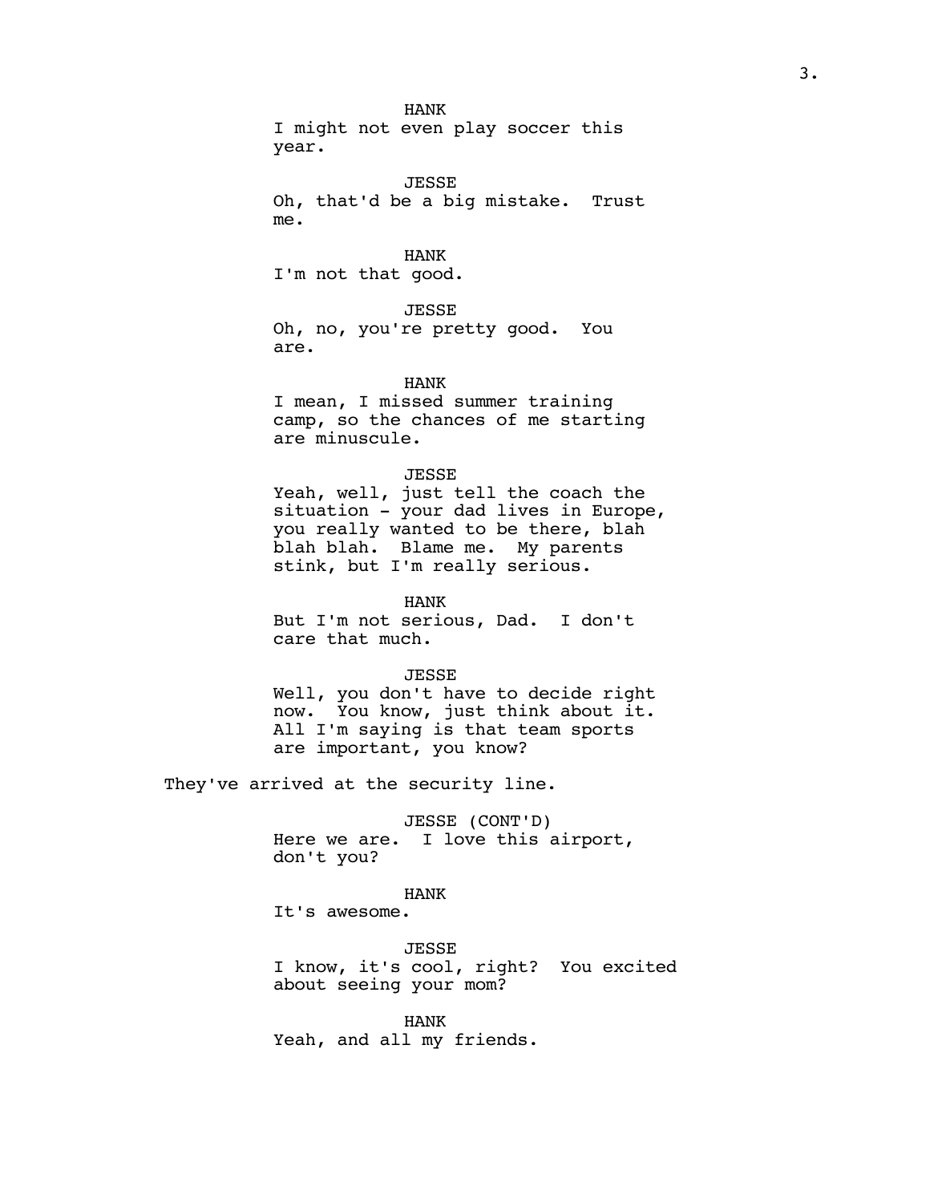HANK
I might not even play soccer this year.

JESSE
Oh, that'd be a big mistake. Trust me.

HANK
I'm not that good.

JESSE
Oh, no, you're pretty good. You are.

HANK
I mean, I missed summer training camp, so the chances of me starting are minuscule.

JESSE
Yeah, well, just tell the coach the situation - your dad lives in Europe, you really wanted to be there, blah blah blah. Blame me. My parents stink, but I'm really serious.

HANK
But I'm not serious, Dad. I don't care that much.

JESSE
Well, you don't have to decide right now. You know, just think about it. All I'm saying is that team sports are important, you know?

They've arrived at the security line.

JESSE (CONT'D)
Here we are. I love this airport, don't you?

HANK
It's awesome.

JESSE
I know, it's cool, right? You excited about seeing your mom?

HANK
Yeah, and all my friends.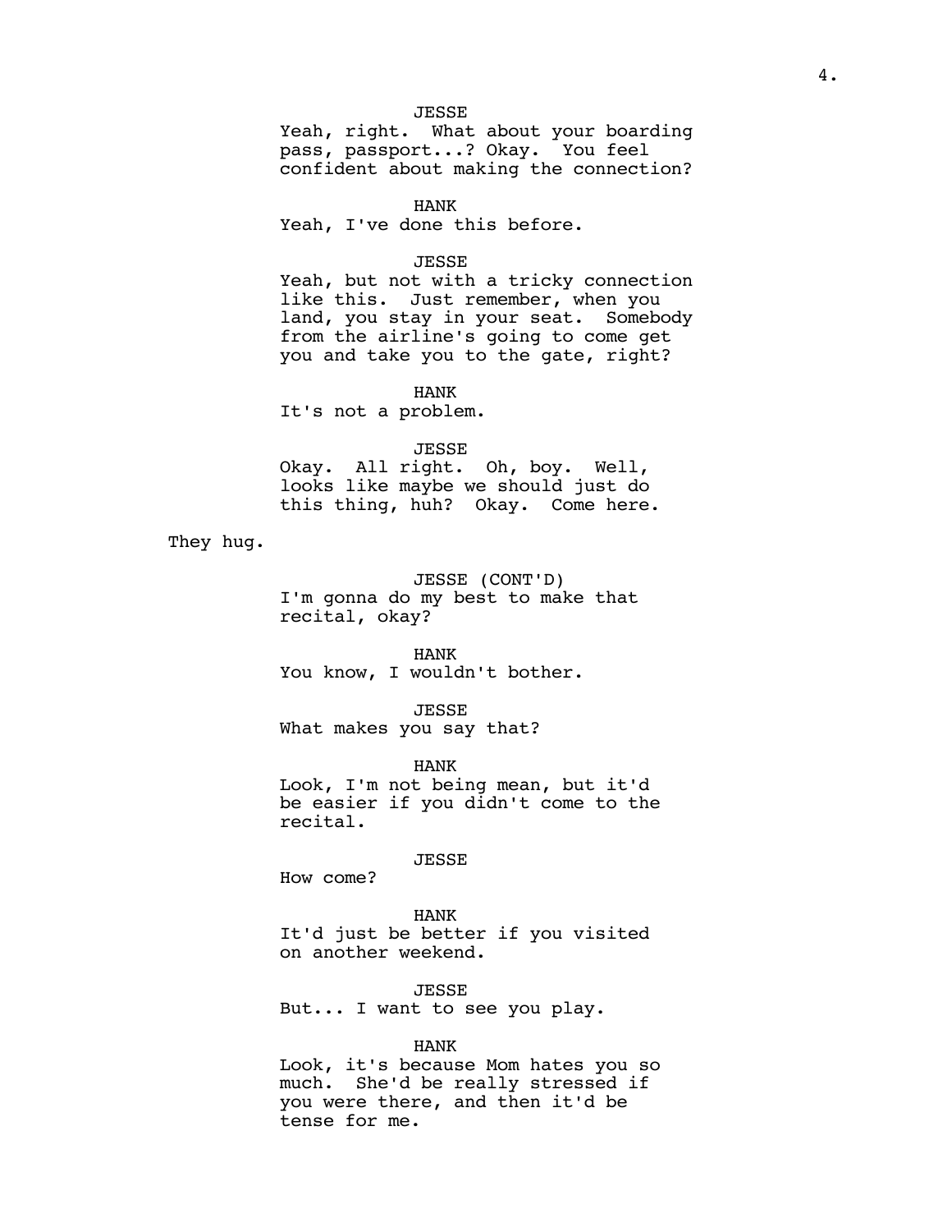JESSE
Yeah, right. What about your boarding pass, passport...? Okay. You feel confident about making the connection?

HANK
Yeah, I've done this before.

JESSE
Yeah, but not with a tricky connection like this. Just remember, when you land, you stay in your seat. Somebody from the airline's going to come get you and take you to the gate, right?

HANK
It's not a problem.

JESSE
Okay. All right. Oh, boy. Well, looks like maybe we should just do this thing, huh? Okay. Come here.

They hug.

JESSE (CONT'D)
I'm gonna do my best to make that recital, okay?

HANK
You know, I wouldn't bother.

JESSE
What makes you say that?

HANK
Look, I'm not being mean, but it'd be easier if you didn't come to the recital.

JESSE
How come?

HANK
It'd just be better if you visited on another weekend.

JESSE
But... I want to see you play.

HANK
Look, it's because Mom hates you so much. She'd be really stressed if you were there, and then it'd be tense for me.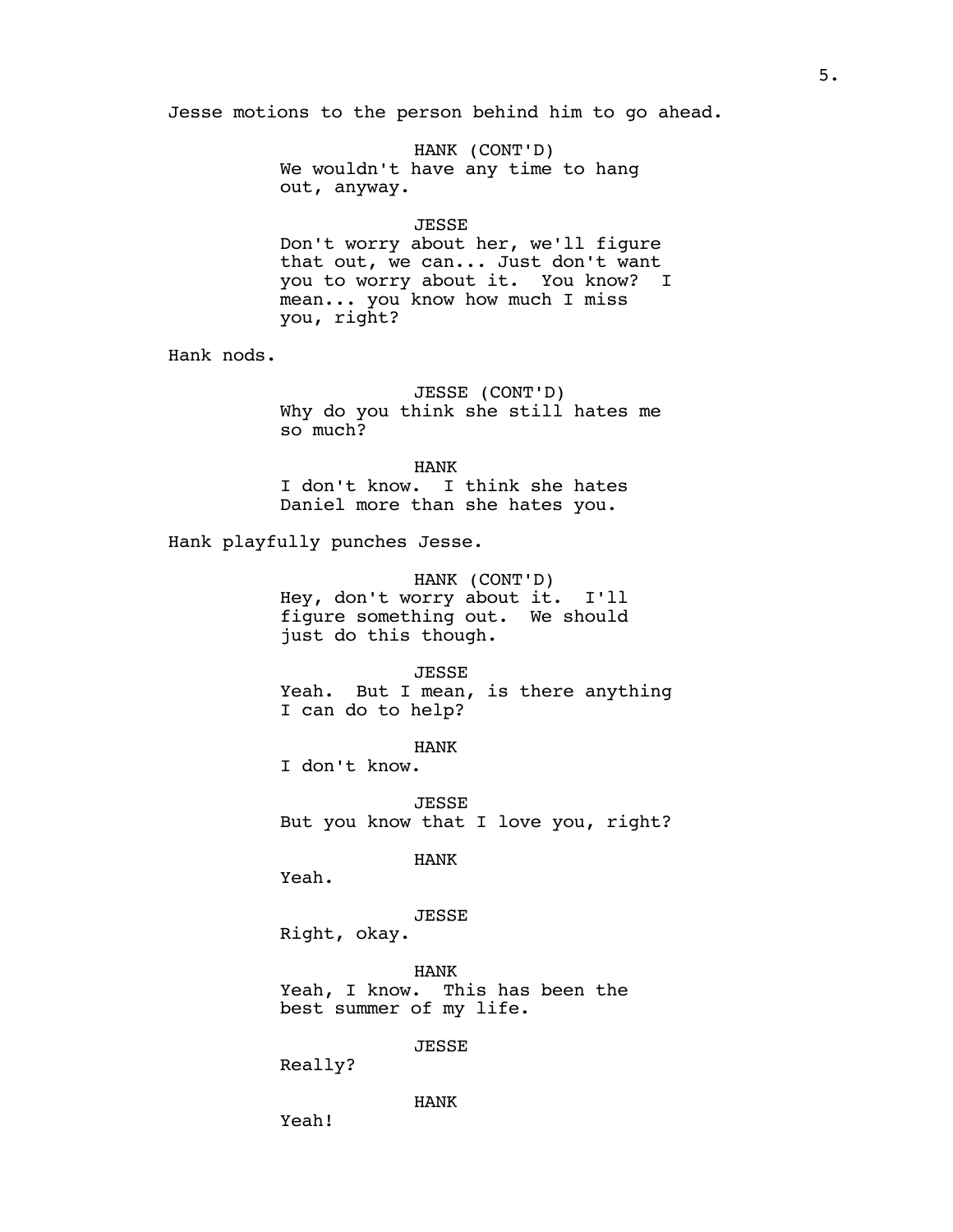Jesse motions to the person behind him to go ahead.

HANK (CONT'D)
We wouldn't have any time to hang out, anyway.

JESSE
Don't worry about her, we'll figure that out, we can... Just don't want you to worry about it. You know? I mean... you know how much I miss you, right?

Hank nods.

JESSE (CONT'D)
Why do you think she still hates me so much?

HANK
I don't know. I think she hates Daniel more than she hates you.

Hank playfully punches Jesse.

HANK (CONT'D)
Hey, don't worry about it. I'll figure something out. We should just do this though.

JESSE
Yeah. But I mean, is there anything I can do to help?

HANK
I don't know.

JESSE
But you know that I love you, right?

HANK
Yeah.

JESSE
Right, okay.

HANK
Yeah, I know. This has been the best summer of my life.

JESSE
Really?

HANK
Yeah!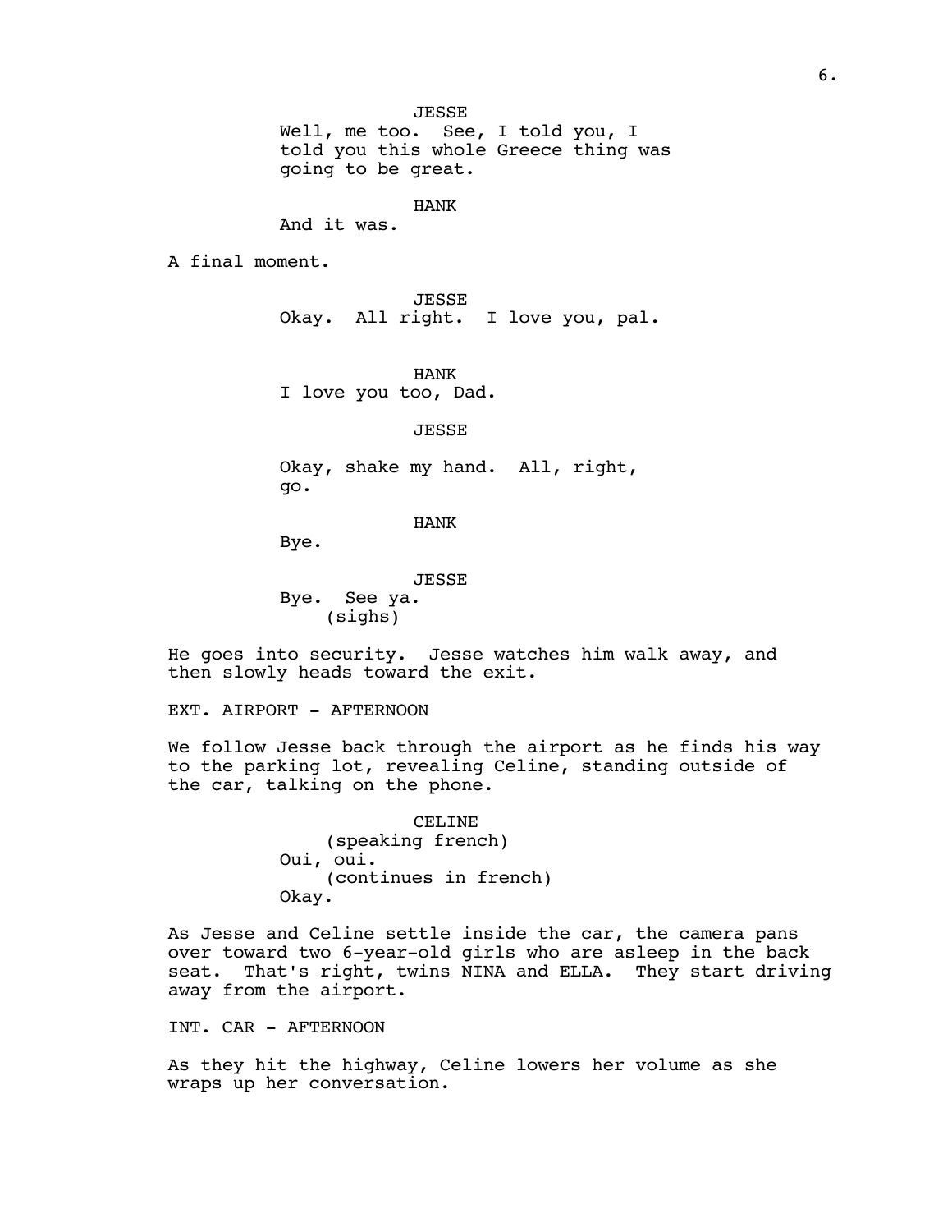JESSE
Well, me too.  See, I told you, I told you this whole Greece thing was going to be great.

HANK
And it was.

A final moment.

JESSE
Okay.  All right.  I love you, pal.

HANK
I love you too, Dad.

JESSE
Okay, shake my hand.  All, right, go.

HANK
Bye.

JESSE
Bye.  See ya.
(sighs)

He goes into security.  Jesse watches him walk away, and then slowly heads toward the exit.

EXT. AIRPORT - AFTERNOON

We follow Jesse back through the airport as he finds his way to the parking lot, revealing Celine, standing outside of the car, talking on the phone.

CELINE
(speaking french)
Oui, oui.
(continues in french)
Okay.

As Jesse and Celine settle inside the car, the camera pans over toward two 6-year-old girls who are asleep in the back seat.  That's right, twins NINA and ELLA.  They start driving away from the airport.

INT. CAR - AFTERNOON

As they hit the highway, Celine lowers her volume as she wraps up her conversation.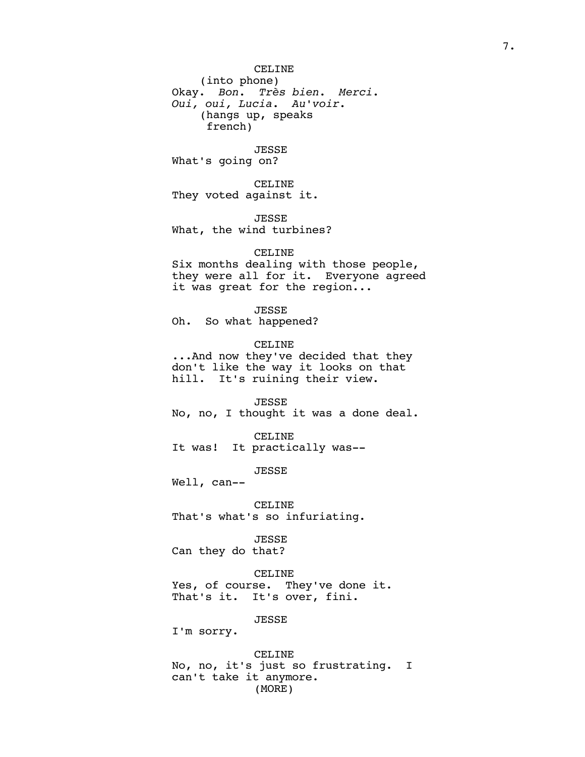CELINE
(into phone)
Okay. *Bon*. *Très bien*. *Merci*.
*Oui, oui, Lucia*. *Au'voir*.
(hangs up, speaks
french)

JESSE
What's going on?

CELINE
They voted against it.

JESSE
What, the wind turbines?

CELINE
Six months dealing with those people,
they were all for it. Everyone agreed
it was great for the region...

JESSE
Oh. So what happened?

CELINE
...And now they've decided that they
don't like the way it looks on that
hill. It's ruining their view.

JESSE
No, no, I thought it was a done deal.

CELINE
It was! It practically was--

JESSE
Well, can--

CELINE
That's what's so infuriating.

JESSE
Can they do that?

CELINE
Yes, of course. They've done it.
That's it. It's over, fini.

JESSE
I'm sorry.

CELINE
No, no, it's just so frustrating. I
can't take it anymore.
(MORE)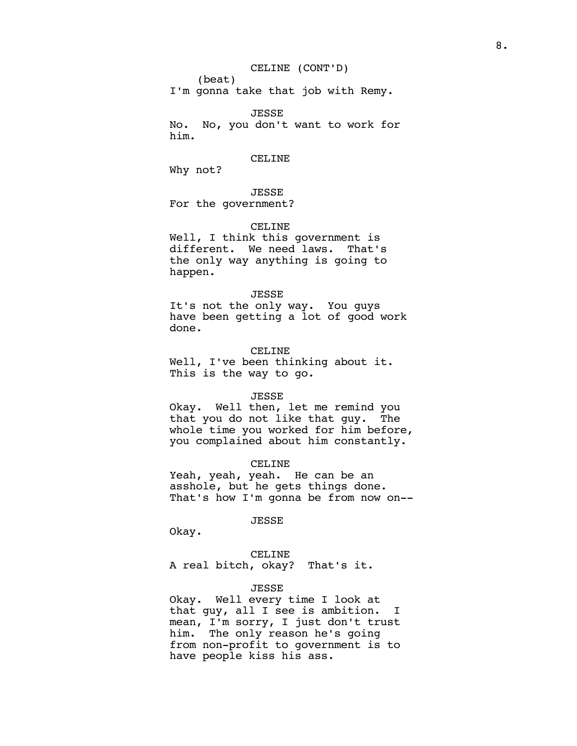CELINE (CONT'D)
(beat)
I'm gonna take that job with Remy.

JESSE
No. No, you don't want to work for him.

CELINE
Why not?

JESSE
For the government?

CELINE
Well, I think this government is different. We need laws. That's the only way anything is going to happen.

JESSE
It's not the only way. You guys have been getting a lot of good work done.

CELINE
Well, I've been thinking about it. This is the way to go.

JESSE
Okay. Well then, let me remind you that you do not like that guy. The whole time you worked for him before, you complained about him constantly.

CELINE
Yeah, yeah, yeah. He can be an asshole, but he gets things done. That's how I'm gonna be from now on--

JESSE
Okay.

CELINE
A real bitch, okay? That's it.

JESSE
Okay. Well every time I look at that guy, all I see is ambition. I mean, I'm sorry, I just don't trust him. The only reason he's going from non-profit to government is to have people kiss his ass.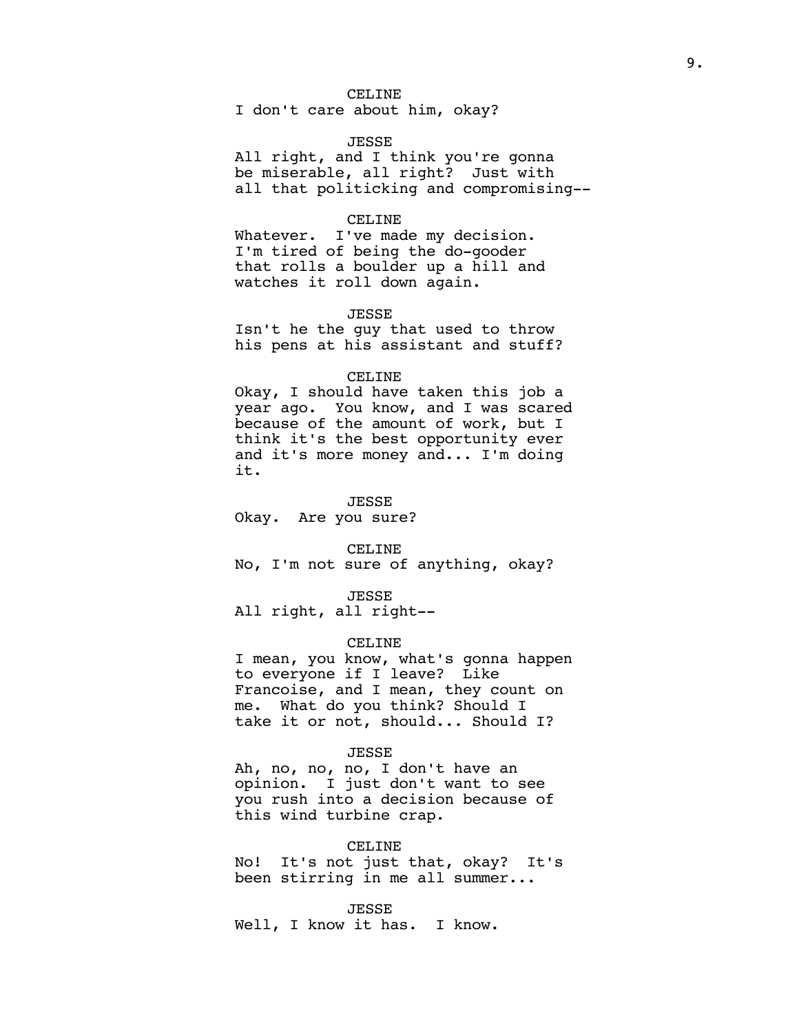CELINE
I don't care about him, okay?

JESSE
All right, and I think you're gonna be miserable, all right? Just with all that politicking and compromising--

CELINE
Whatever. I've made my decision. I'm tired of being the do-gooder that rolls a boulder up a hill and watches it roll down again.

JESSE
Isn't he the guy that used to throw his pens at his assistant and stuff?

CELINE
Okay, I should have taken this job a year ago. You know, and I was scared because of the amount of work, but I think it's the best opportunity ever and it's more money and... I'm doing it.

JESSE
Okay. Are you sure?

CELINE
No, I'm not sure of anything, okay?

JESSE
All right, all right--

CELINE
I mean, you know, what's gonna happen to everyone if I leave? Like Francoise, and I mean, they count on me. What do you think? Should I take it or not, should... Should I?

JESSE
Ah, no, no, no, I don't have an opinion. I just don't want to see you rush into a decision because of this wind turbine crap.

CELINE
No! It's not just that, okay? It's been stirring in me all summer...

JESSE
Well, I know it has. I know.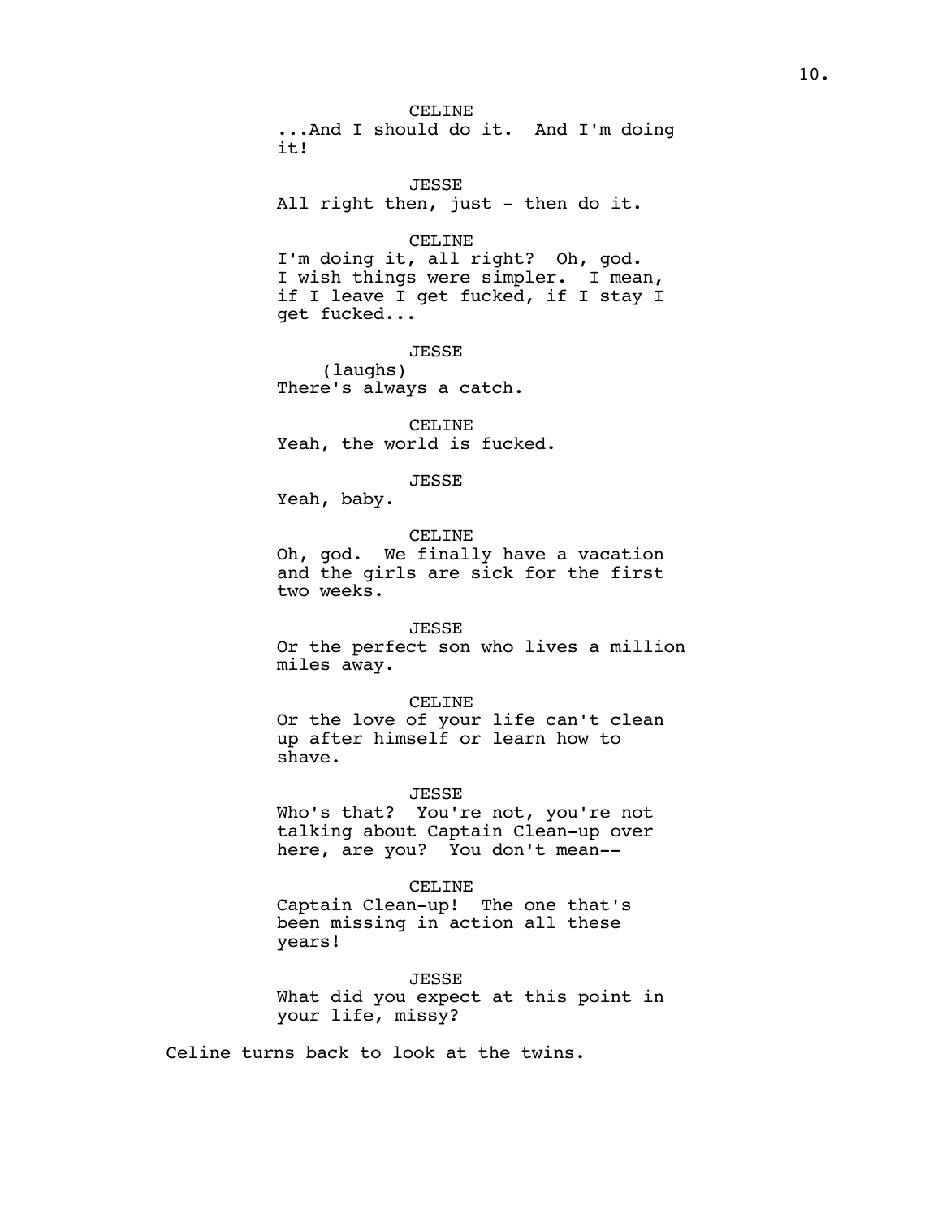CELINE
...And I should do it.  And I'm doing it!

JESSE
All right then, just - then do it.

CELINE
I'm doing it, all right?  Oh, god. I wish things were simpler.  I mean, if I leave I get fucked, if I stay I get fucked...

JESSE
(laughs)
There's always a catch.

CELINE
Yeah, the world is fucked.

JESSE
Yeah, baby.

CELINE
Oh, god.  We finally have a vacation and the girls are sick for the first two weeks.

JESSE
Or the perfect son who lives a million miles away.

CELINE
Or the love of your life can't clean up after himself or learn how to shave.

JESSE
Who's that?  You're not, you're not talking about Captain Clean-up over here, are you?  You don't mean--

CELINE
Captain Clean-up!  The one that's been missing in action all these years!

JESSE
What did you expect at this point in your life, missy?

Celine turns back to look at the twins.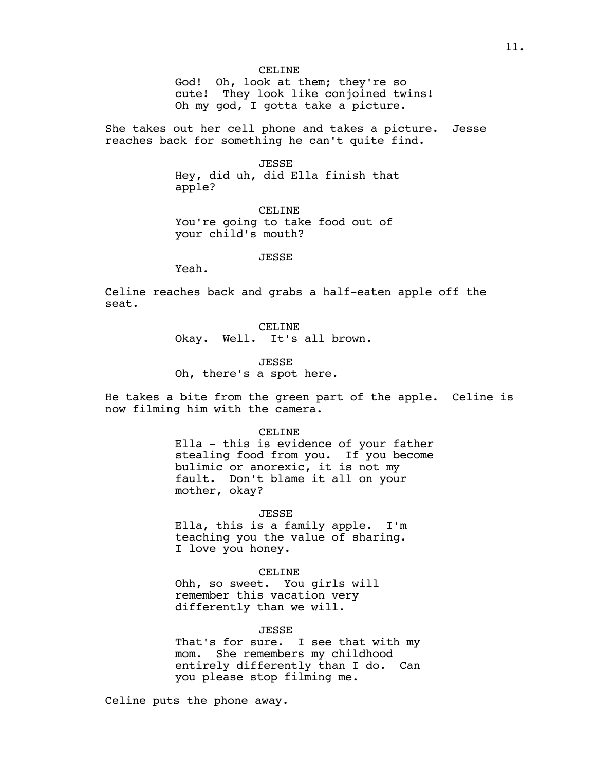CELINE

God! Oh, look at them; they're so cute! They look like conjoined twins! Oh my god, I gotta take a picture.

She takes out her cell phone and takes a picture. Jesse reaches back for something he can't quite find.

JESSE

Hey, did uh, did Ella finish that apple?

CELINE

You're going to take food out of your child's mouth?

JESSE

Yeah.

Celine reaches back and grabs a half-eaten apple off the seat.

CELINE

Okay. Well. It's all brown.

JESSE

Oh, there's a spot here.

He takes a bite from the green part of the apple. Celine is now filming him with the camera.

CELINE

Ella - this is evidence of your father stealing food from you. If you become bulimic or anorexic, it is not my fault. Don't blame it all on your mother, okay?

JESSE

Ella, this is a family apple. I'm teaching you the value of sharing. I love you honey.

CELINE

Ohh, so sweet. You girls will remember this vacation very differently than we will.

JESSE

That's for sure. I see that with my mom. She remembers my childhood entirely differently than I do. Can you please stop filming me.

Celine puts the phone away.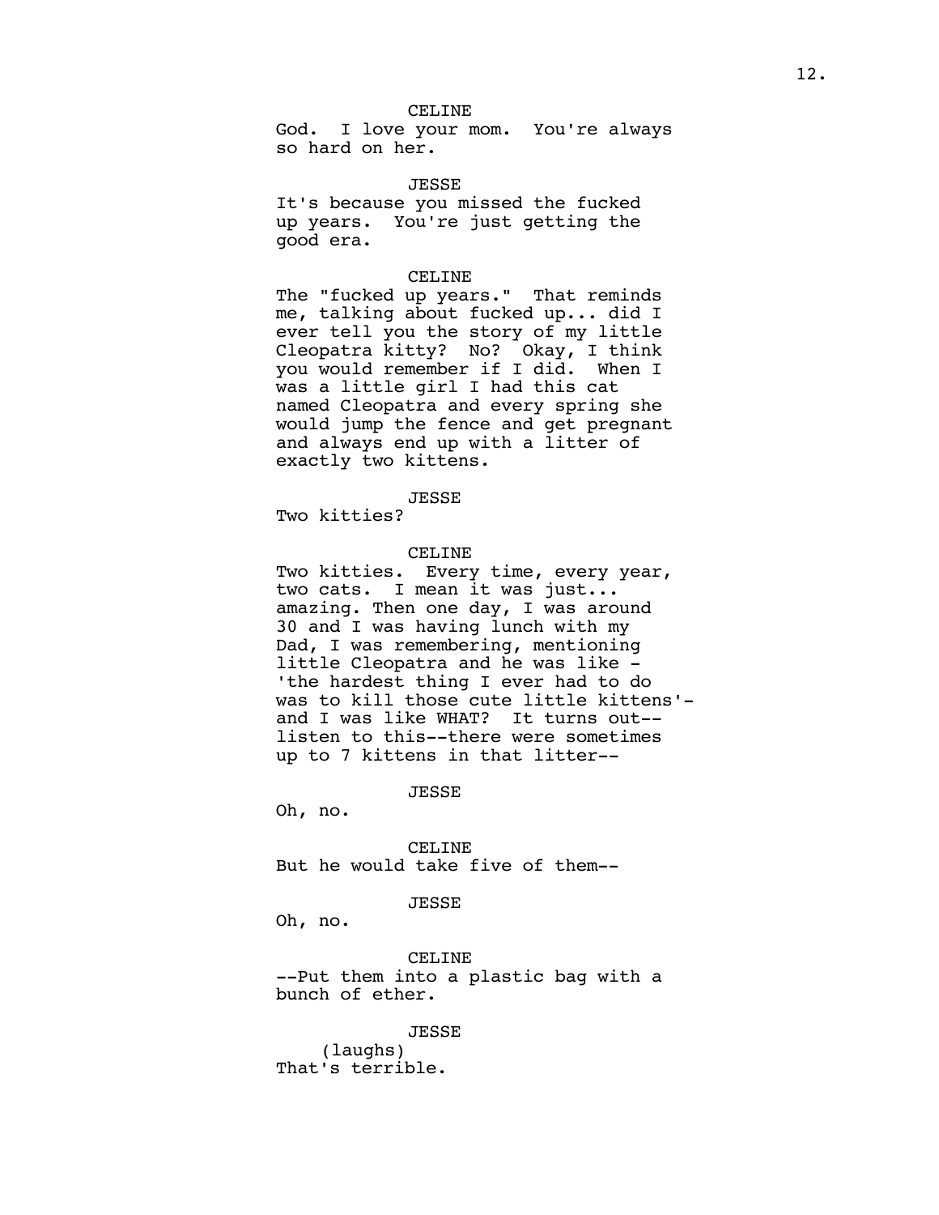CELINE

God. I love your mom. You're always so hard on her.

JESSE

It's because you missed the fucked up years. You're just getting the good era.

CELINE

The "fucked up years." That reminds me, talking about fucked up... did I ever tell you the story of my little Cleopatra kitty? No? Okay, I think you would remember if I did. When I was a little girl I had this cat named Cleopatra and every spring she would jump the fence and get pregnant and always end up with a litter of exactly two kittens.

JESSE

Two kitties?

CELINE

Two kitties. Every time, every year, two cats. I mean it was just... amazing. Then one day, I was around 30 and I was having lunch with my Dad, I was remembering, mentioning little Cleopatra and he was like - 'the hardest thing I ever had to do was to kill those cute little kittens'- and I was like WHAT? It turns out-- listen to this--there were sometimes up to 7 kittens in that litter--

JESSE

Oh, no.

CELINE

But he would take five of them--

JESSE

Oh, no.

CELINE

--Put them into a plastic bag with a bunch of ether.

JESSE

(laughs)

That's terrible.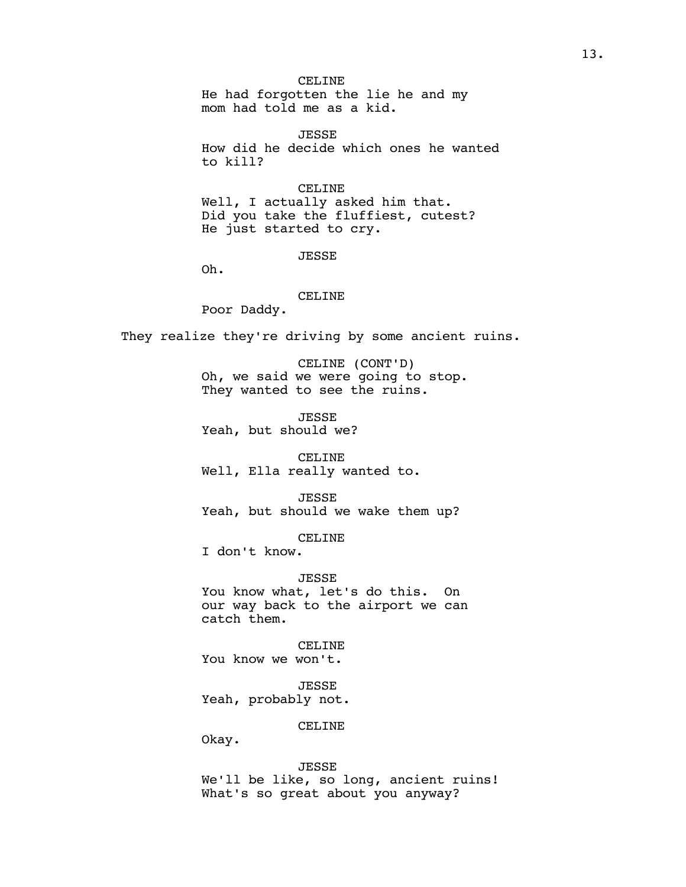CELINE

He had forgotten the lie he and my mom had told me as a kid.

JESSE

How did he decide which ones he wanted to kill?

CELINE

Well, I actually asked him that. Did you take the fluffiest, cutest? He just started to cry.

JESSE

Oh.

CELINE

Poor Daddy.

They realize they're driving by some ancient ruins.

CELINE (CONT'D)

Oh, we said we were going to stop. They wanted to see the ruins.

JESSE

Yeah, but should we?

CELINE

Well, Ella really wanted to.

JESSE

Yeah, but should we wake them up?

CELINE

I don't know.

JESSE

You know what, let's do this. On our way back to the airport we can catch them.

CELINE

You know we won't.

JESSE

Yeah, probably not.

CELINE

Okay.

JESSE

We'll be like, so long, ancient ruins! What's so great about you anyway?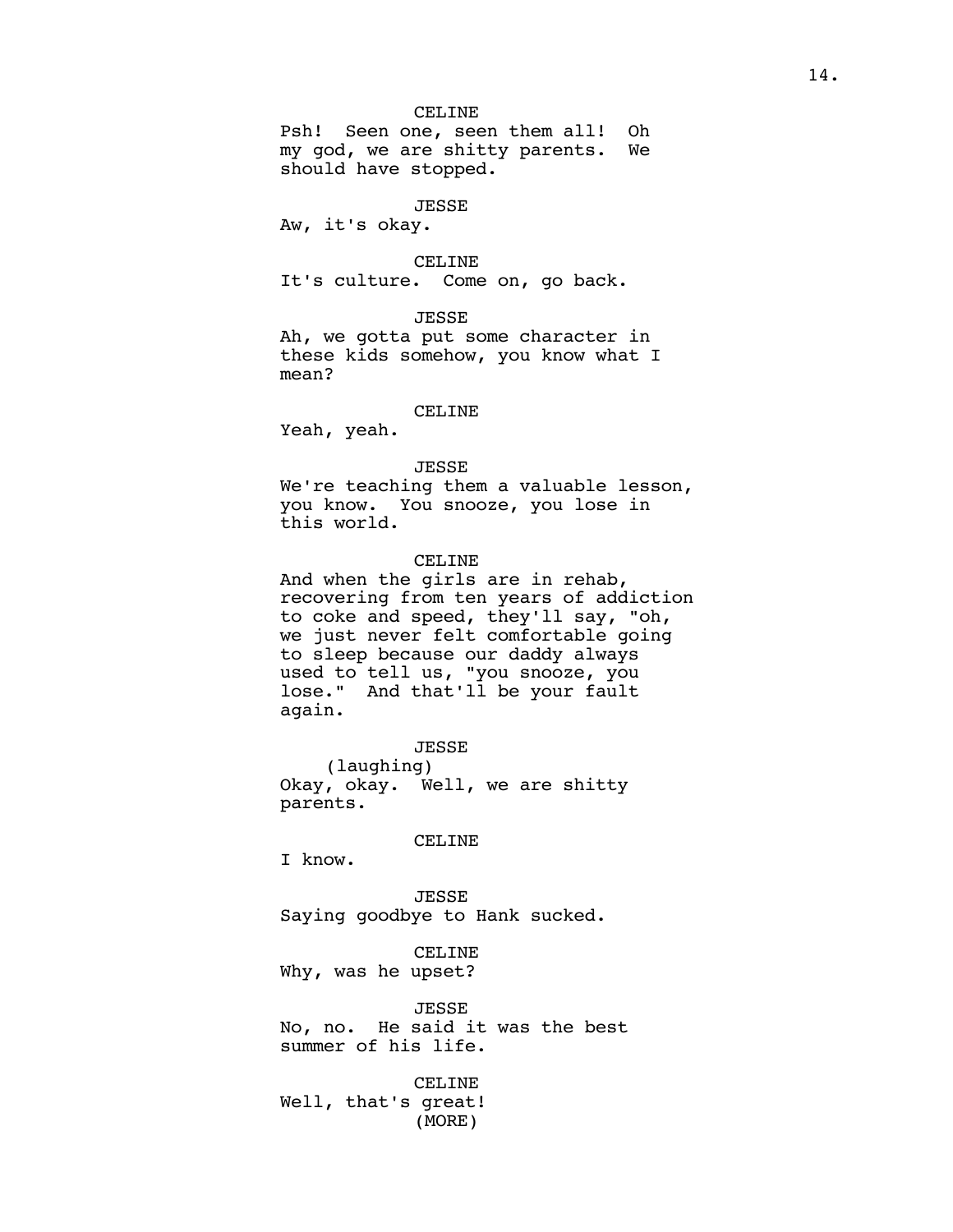CELINE
Psh!  Seen one, seen them all!  Oh my god, we are shitty parents.  We should have stopped.

JESSE
Aw, it's okay.

CELINE
It's culture.  Come on, go back.

JESSE
Ah, we gotta put some character in these kids somehow, you know what I mean?

CELINE
Yeah, yeah.

JESSE
We're teaching them a valuable lesson, you know.  You snooze, you lose in this world.

CELINE
And when the girls are in rehab, recovering from ten years of addiction to coke and speed, they'll say, "oh, we just never felt comfortable going to sleep because our daddy always used to tell us, "you snooze, you lose."  And that'll be your fault again.

JESSE
(laughing)
Okay, okay.  Well, we are shitty parents.

CELINE
I know.

JESSE
Saying goodbye to Hank sucked.

CELINE
Why, was he upset?

JESSE
No, no.  He said it was the best summer of his life.

CELINE
Well, that's great!
(MORE)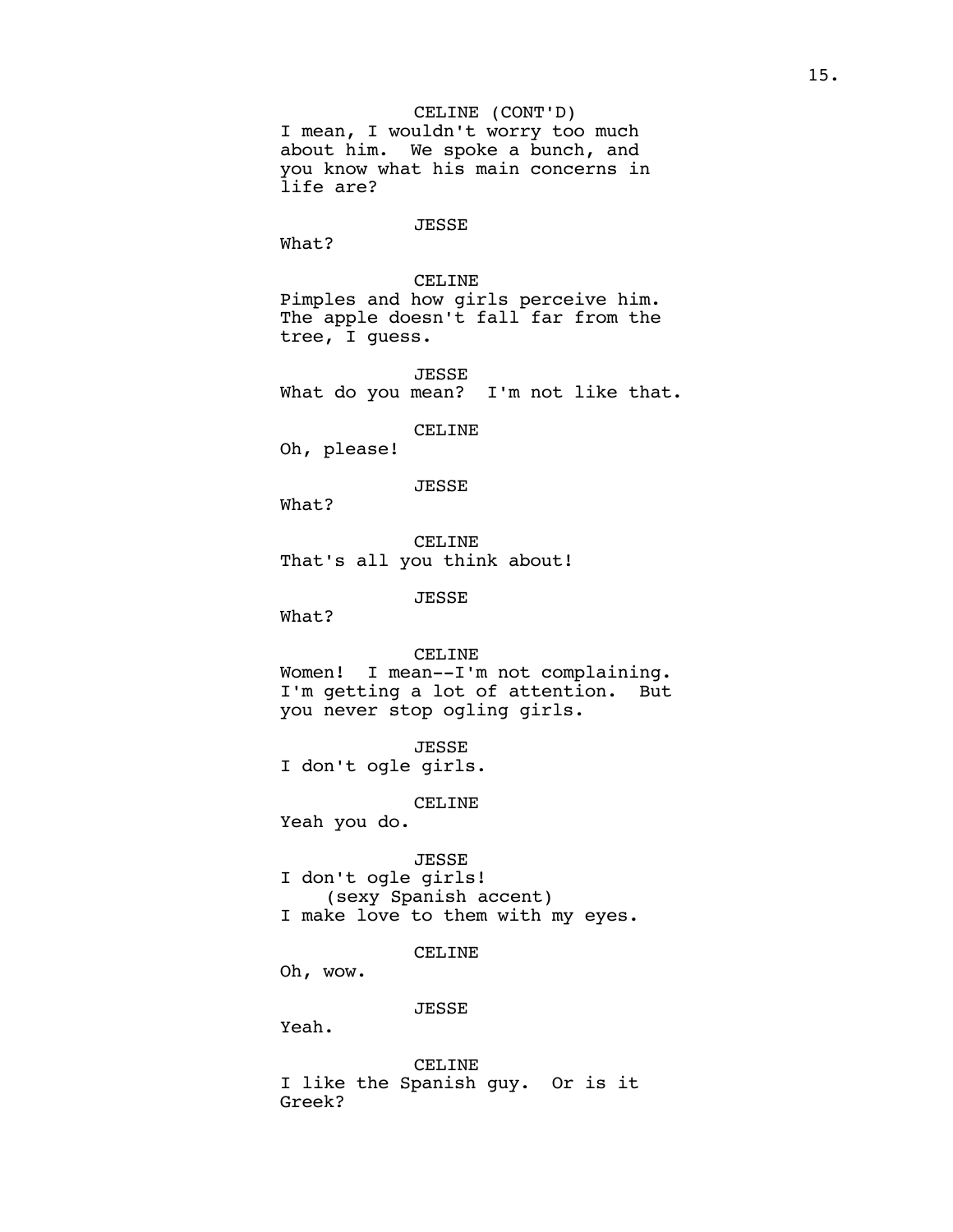CELINE (CONT'D)
I mean, I wouldn't worry too much about him. We spoke a bunch, and you know what his main concerns in life are?

JESSE
What?

CELINE
Pimples and how girls perceive him. The apple doesn't fall far from the tree, I guess.

JESSE
What do you mean? I'm not like that.

CELINE
Oh, please!

JESSE
What?

CELINE
That's all you think about!

JESSE
What?

CELINE
Women! I mean--I'm not complaining. I'm getting a lot of attention. But you never stop ogling girls.

JESSE
I don't ogle girls.

CELINE
Yeah you do.

JESSE
I don't ogle girls!
(sexy Spanish accent)
I make love to them with my eyes.

CELINE
Oh, wow.

JESSE
Yeah.

CELINE
I like the Spanish guy. Or is it Greek?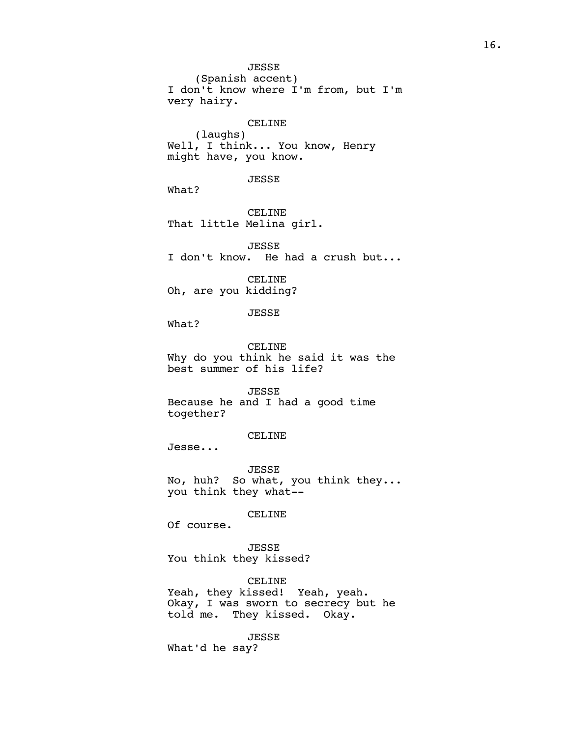JESSE
(Spanish accent)
I don't know where I'm from, but I'm very hairy.

CELINE
(laughs)
Well, I think... You know, Henry might have, you know.

JESSE
What?

CELINE
That little Melina girl.

JESSE
I don't know.  He had a crush but...

CELINE
Oh, are you kidding?

JESSE
What?

CELINE
Why do you think he said it was the best summer of his life?

JESSE
Because he and I had a good time together?

CELINE
Jesse...

JESSE
No, huh?  So what, you think they... you think they what--

CELINE
Of course.

JESSE
You think they kissed?

CELINE
Yeah, they kissed!  Yeah, yeah. Okay, I was sworn to secrecy but he told me.  They kissed.  Okay.

JESSE
What'd he say?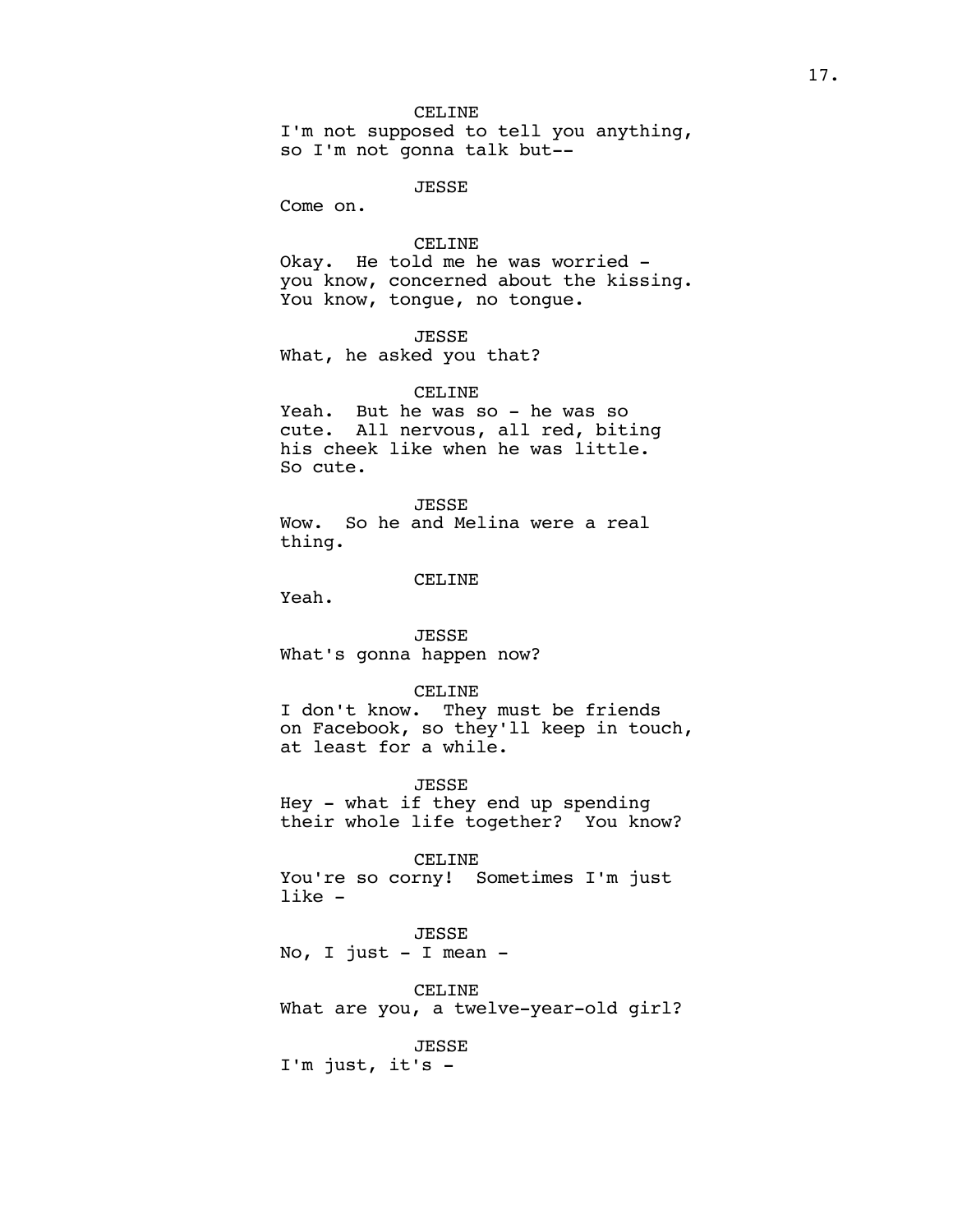CELINE

I'm not supposed to tell you anything, so I'm not gonna talk but--

JESSE

Come on.

CELINE

Okay. He told me he was worried - you know, concerned about the kissing. You know, tongue, no tongue.

JESSE

What, he asked you that?

CELINE

Yeah. But he was so - he was so cute. All nervous, all red, biting his cheek like when he was little. So cute.

JESSE

Wow. So he and Melina were a real thing.

CELINE

Yeah.

JESSE

What's gonna happen now?

CELINE

I don't know. They must be friends on Facebook, so they'll keep in touch, at least for a while.

JESSE

Hey - what if they end up spending their whole life together? You know?

CELINE

You're so corny! Sometimes I'm just like -

JESSE

No, I just - I mean -

CELINE

What are you, a twelve-year-old girl?

JESSE

I'm just, it's -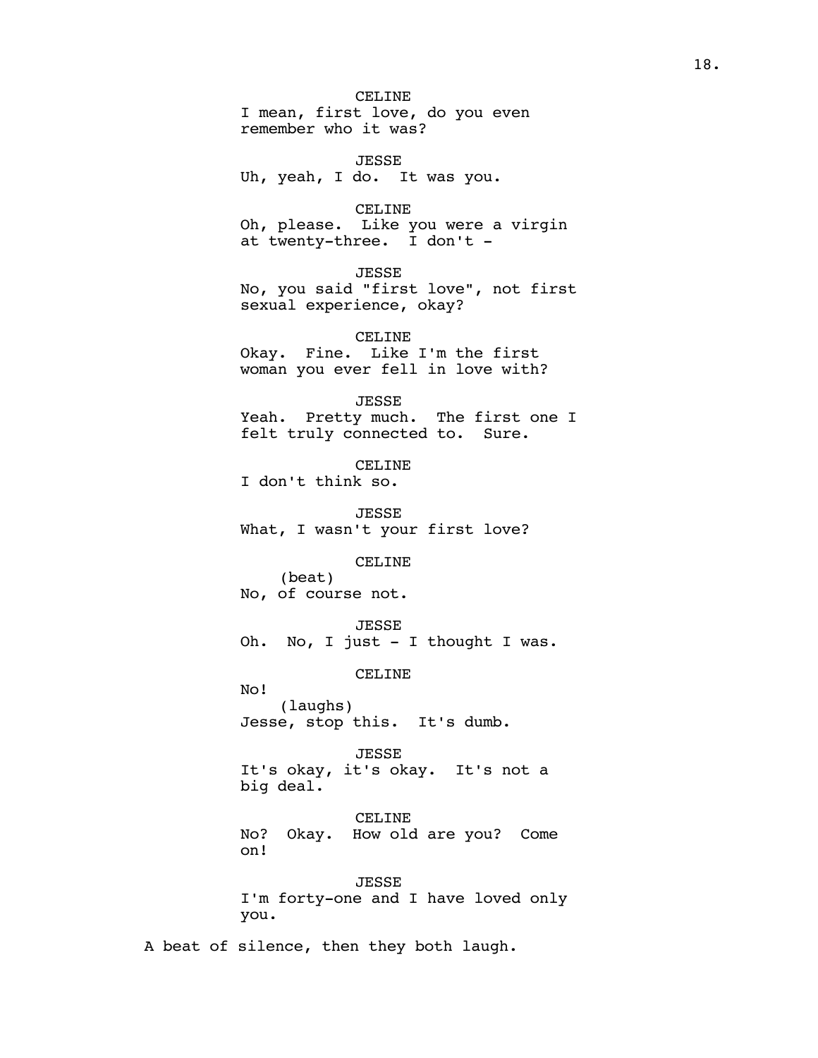CELINE
I mean, first love, do you even remember who it was?

JESSE
Uh, yeah, I do. It was you.

CELINE
Oh, please. Like you were a virgin at twenty-three. I don't -

JESSE
No, you said "first love", not first sexual experience, okay?

CELINE
Okay. Fine. Like I'm the first woman you ever fell in love with?

JESSE
Yeah. Pretty much. The first one I felt truly connected to. Sure.

CELINE
I don't think so.

JESSE
What, I wasn't your first love?

CELINE
(beat)
No, of course not.

JESSE
Oh. No, I just - I thought I was.

CELINE
No!
(laughs)
Jesse, stop this. It's dumb.

JESSE
It's okay, it's okay. It's not a big deal.

CELINE
No? Okay. How old are you? Come on!

JESSE
I'm forty-one and I have loved only you.

A beat of silence, then they both laugh.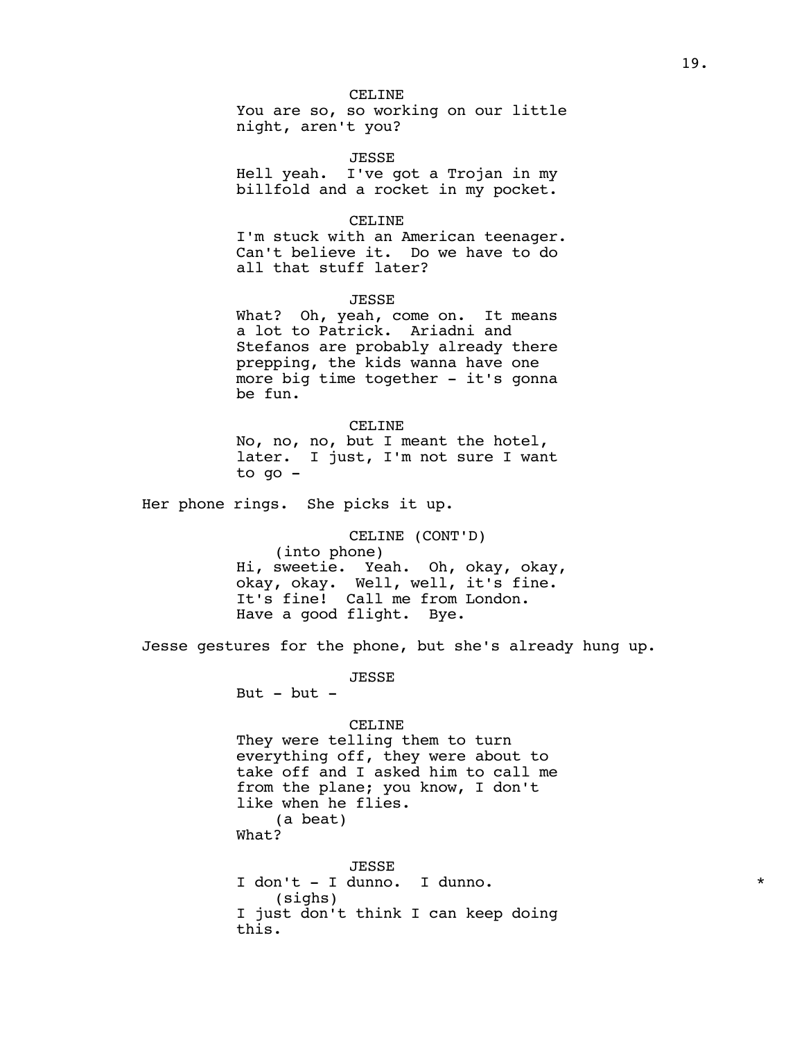CELINE
You are so, so working on our little night, aren't you?

JESSE
Hell yeah. I've got a Trojan in my billfold and a rocket in my pocket.

CELINE
I'm stuck with an American teenager. Can't believe it. Do we have to do all that stuff later?

JESSE
What? Oh, yeah, come on. It means a lot to Patrick. Ariadni and Stefanos are probably already there prepping, the kids wanna have one more big time together - it's gonna be fun.

CELINE
No, no, no, but I meant the hotel, later. I just, I'm not sure I want to go -

Her phone rings. She picks it up.

CELINE (CONT'D)
(into phone)
Hi, sweetie. Yeah. Oh, okay, okay, okay, okay. Well, well, it's fine. It's fine! Call me from London. Have a good flight. Bye.

Jesse gestures for the phone, but she's already hung up.

JESSE
But - but -

CELINE
They were telling them to turn everything off, they were about to take off and I asked him to call me from the plane; you know, I don't like when he flies.
(a beat)
What?

JESSE
I don't - I dunno. I dunno. *
(sighs)
I just don't think I can keep doing this.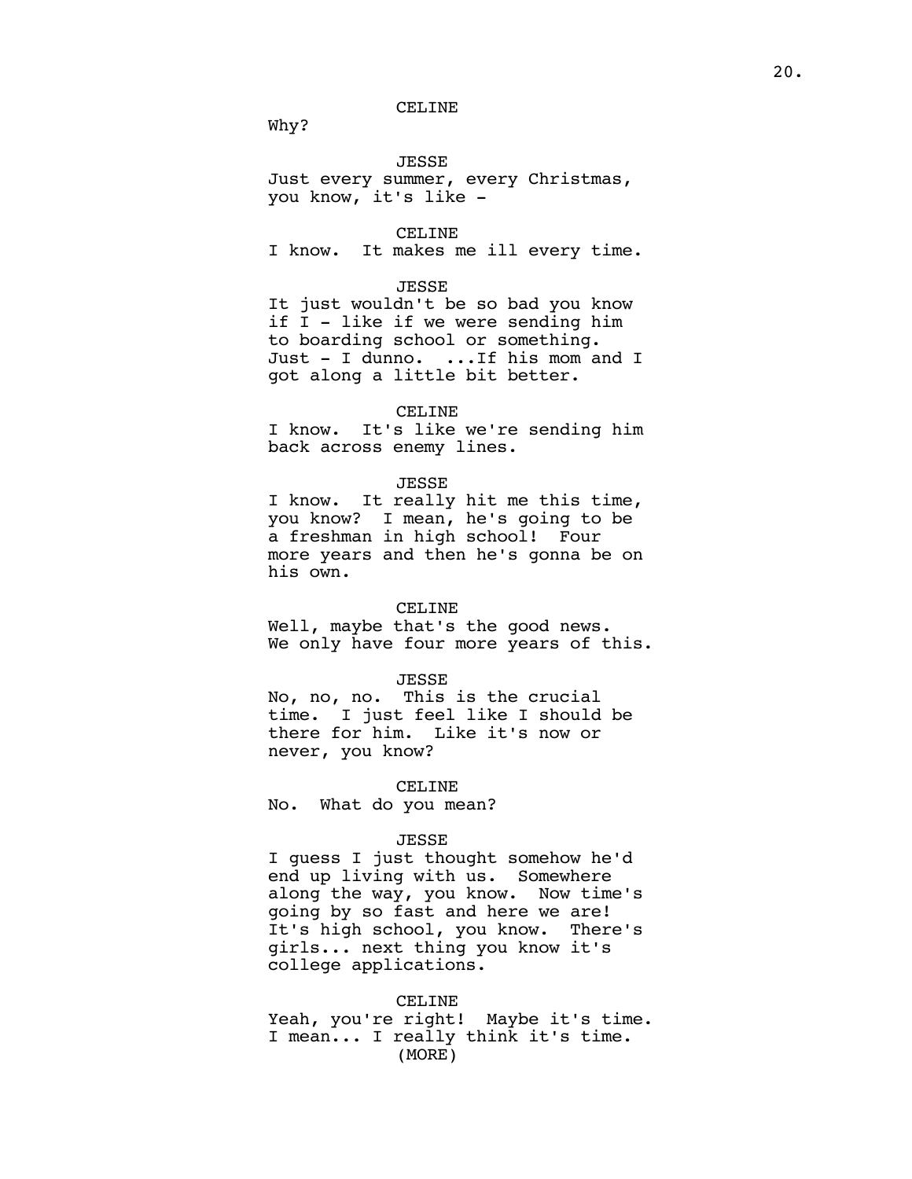CELINE

Why?

JESSE

Just every summer, every Christmas, you know, it's like -

CELINE

I know. It makes me ill every time.

JESSE

It just wouldn't be so bad you know if I - like if we were sending him to boarding school or something. Just - I dunno. ...If his mom and I got along a little bit better.

CELINE

I know. It's like we're sending him back across enemy lines.

JESSE

I know. It really hit me this time, you know? I mean, he's going to be a freshman in high school! Four more years and then he's gonna be on his own.

CELINE

Well, maybe that's the good news. We only have four more years of this.

JESSE

No, no, no. This is the crucial time. I just feel like I should be there for him. Like it's now or never, you know?

CELINE

No. What do you mean?

JESSE

I guess I just thought somehow he'd end up living with us. Somewhere along the way, you know. Now time's going by so fast and here we are! It's high school, you know. There's girls... next thing you know it's college applications.

CELINE

Yeah, you're right! Maybe it's time. I mean... I really think it's time.

(MORE)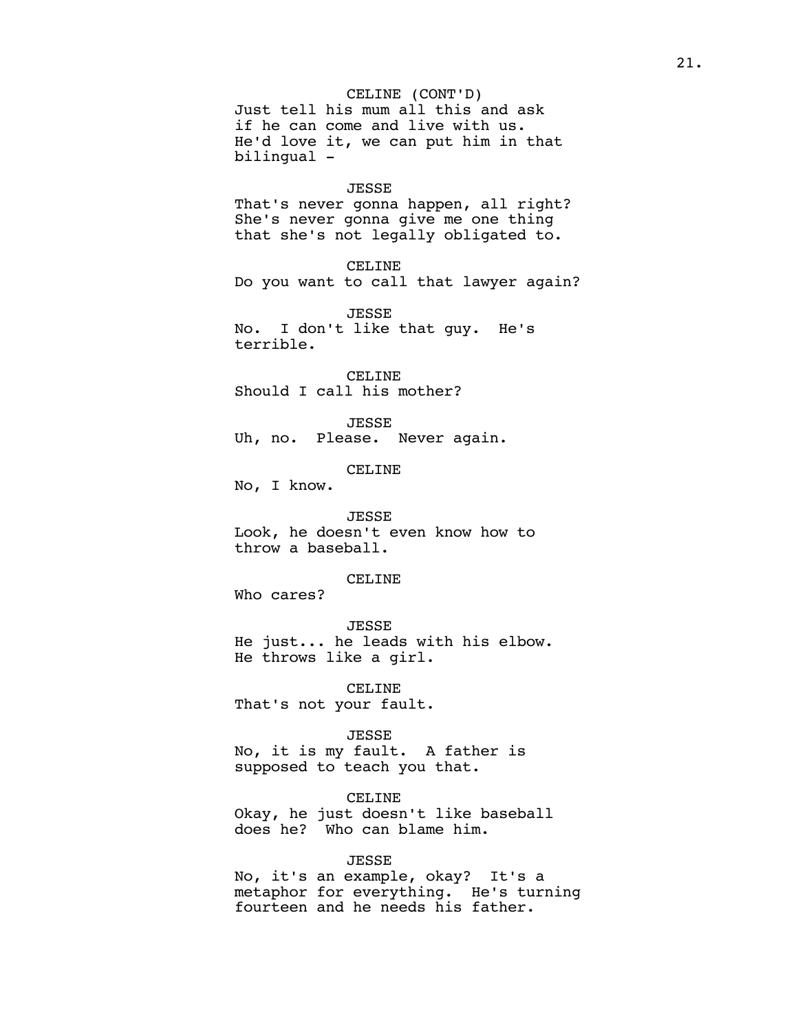CELINE (CONT'D)
Just tell his mum all this and ask if he can come and live with us. He'd love it, we can put him in that bilingual -

JESSE
That's never gonna happen, all right? She's never gonna give me one thing that she's not legally obligated to.

CELINE
Do you want to call that lawyer again?

JESSE
No. I don't like that guy. He's terrible.

CELINE
Should I call his mother?

JESSE
Uh, no. Please. Never again.

CELINE
No, I know.

JESSE
Look, he doesn't even know how to throw a baseball.

CELINE
Who cares?

JESSE
He just... he leads with his elbow. He throws like a girl.

CELINE
That's not your fault.

JESSE
No, it is my fault. A father is supposed to teach you that.

CELINE
Okay, he just doesn't like baseball does he? Who can blame him.

JESSE
No, it's an example, okay? It's a metaphor for everything. He's turning fourteen and he needs his father.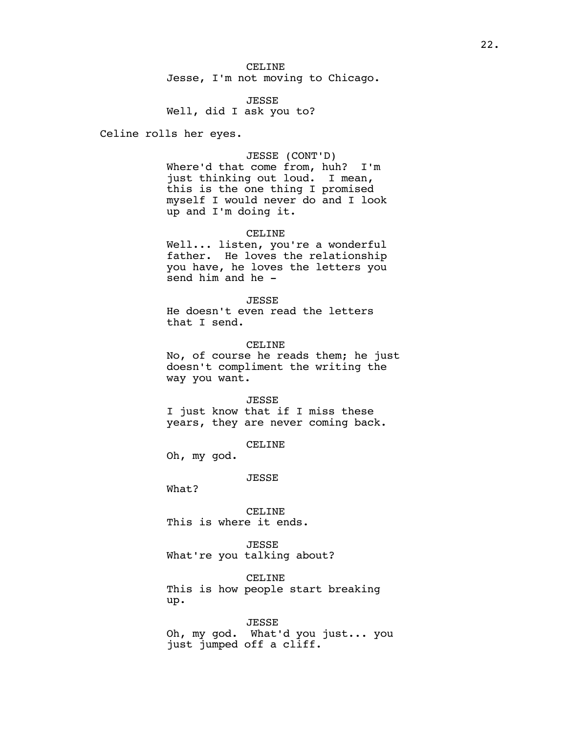CELINE
Jesse, I'm not moving to Chicago.

JESSE
Well, did I ask you to?

Celine rolls her eyes.

JESSE (CONT'D)
Where'd that come from, huh? I'm just thinking out loud. I mean, this is the one thing I promised myself I would never do and I look up and I'm doing it.

CELINE
Well... listen, you're a wonderful father. He loves the relationship you have, he loves the letters you send him and he -

JESSE
He doesn't even read the letters that I send.

CELINE
No, of course he reads them; he just doesn't compliment the writing the way you want.

JESSE
I just know that if I miss these years, they are never coming back.

CELINE
Oh, my god.

JESSE
What?

CELINE
This is where it ends.

JESSE
What're you talking about?

CELINE
This is how people start breaking up.

JESSE
Oh, my god. What'd you just... you just jumped off a cliff.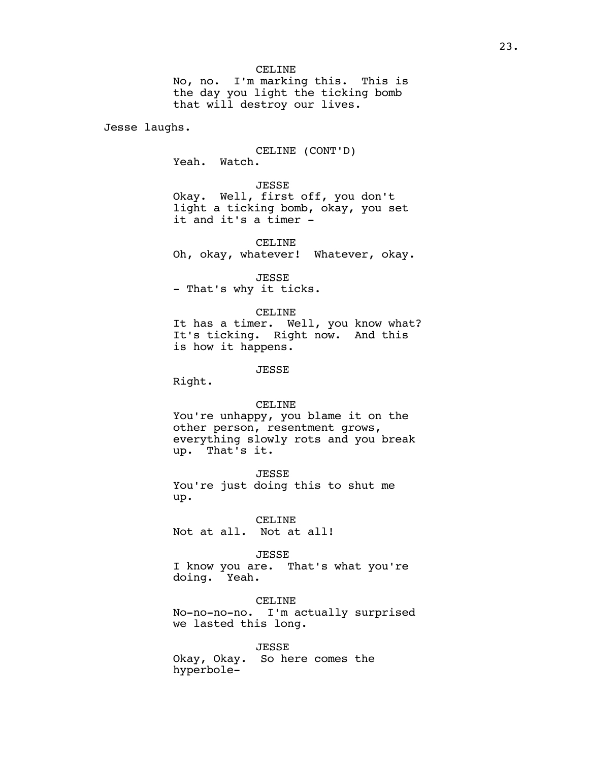CELINE
No, no. I'm marking this. This is the day you light the ticking bomb that will destroy our lives.

Jesse laughs.

CELINE (CONT'D)
Yeah. Watch.

JESSE
Okay. Well, first off, you don't light a ticking bomb, okay, you set it and it's a timer -

CELINE
Oh, okay, whatever! Whatever, okay.

JESSE
- That's why it ticks.

CELINE
It has a timer. Well, you know what? It's ticking. Right now. And this is how it happens.

JESSE
Right.

CELINE
You're unhappy, you blame it on the other person, resentment grows, everything slowly rots and you break up. That's it.

JESSE
You're just doing this to shut me up.

CELINE
Not at all. Not at all!

JESSE
I know you are. That's what you're doing. Yeah.

CELINE
No-no-no-no. I'm actually surprised we lasted this long.

JESSE
Okay, Okay. So here comes the hyperbole-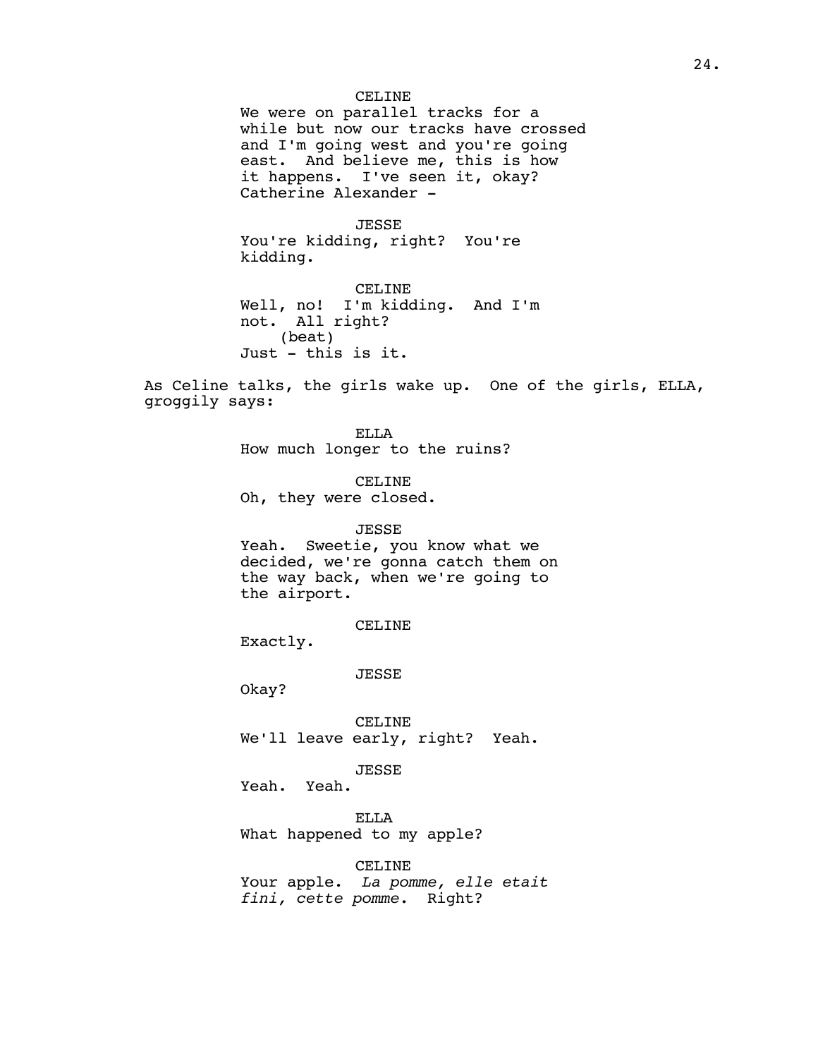CELINE

We were on parallel tracks for a while but now our tracks have crossed and I'm going west and you're going east. And believe me, this is how it happens. I've seen it, okay? Catherine Alexander -

JESSE

You're kidding, right? You're kidding.

CELINE

Well, no! I'm kidding. And I'm not. All right?
(beat)
Just - this is it.

As Celine talks, the girls wake up. One of the girls, ELLA, groggily says:

ELLA

How much longer to the ruins?

CELINE

Oh, they were closed.

JESSE

Yeah. Sweetie, you know what we decided, we're gonna catch them on the way back, when we're going to the airport.

CELINE

Exactly.

JESSE

Okay?

CELINE

We'll leave early, right? Yeah.

JESSE

Yeah. Yeah.

ELLA

What happened to my apple?

CELINE

Your apple. *La pomme, elle etait fini, cette pomme*. Right?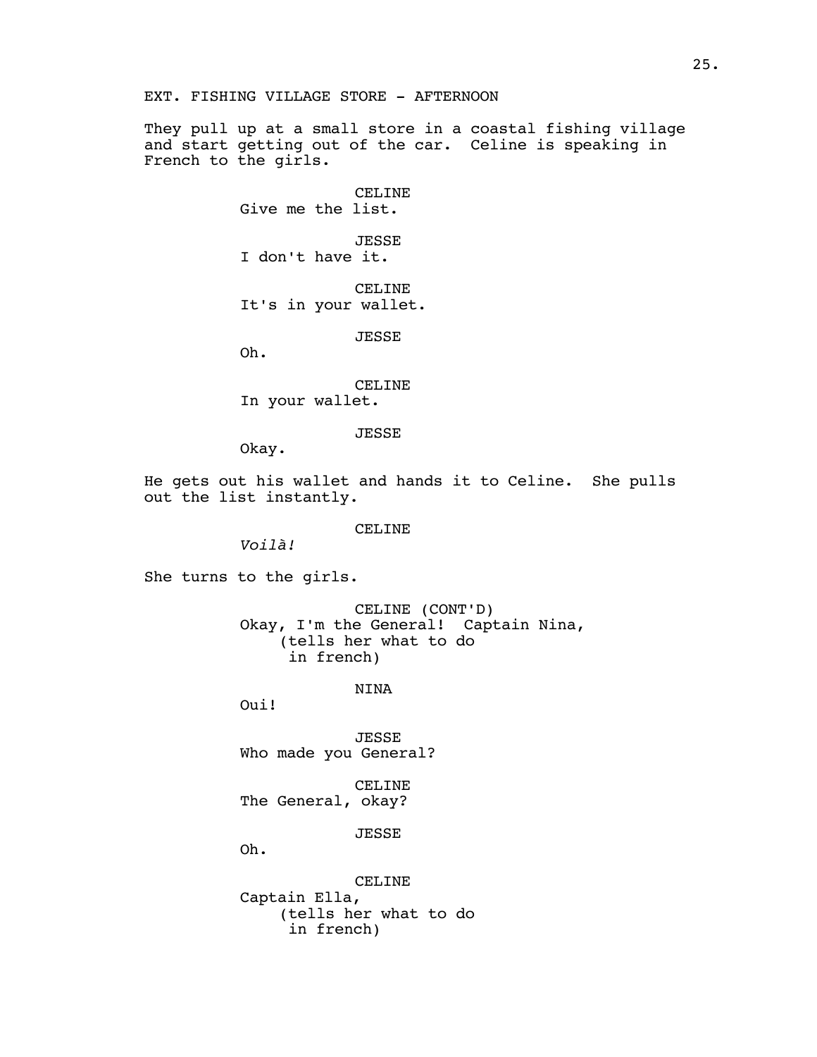EXT. FISHING VILLAGE STORE - AFTERNOON

They pull up at a small store in a coastal fishing village and start getting out of the car. Celine is speaking in French to the girls.

CELINE
Give me the list.

JESSE
I don't have it.

CELINE
It's in your wallet.

JESSE
Oh.

CELINE
In your wallet.

JESSE
Okay.

He gets out his wallet and hands it to Celine. She pulls out the list instantly.

CELINE
*Voilà!*

She turns to the girls.

CELINE (CONT'D)
Okay, I'm the General! Captain Nina,
(tells her what to do in french)

NINA
Oui!

JESSE
Who made you General?

CELINE
The General, okay?

JESSE
Oh.

CELINE
Captain Ella,
(tells her what to do in french)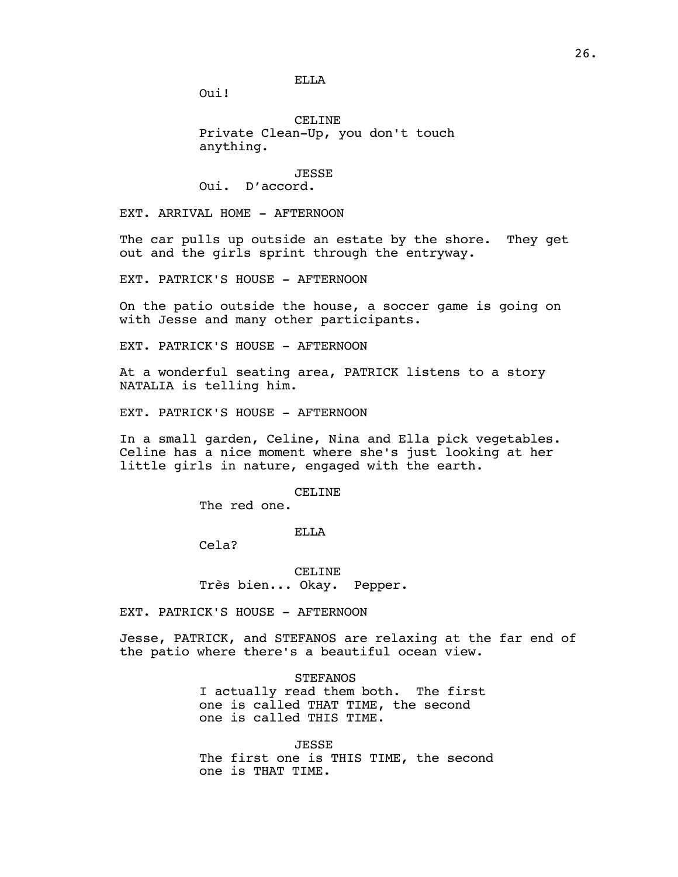ELLA
Oui!

CELINE
Private Clean-Up, you don't touch anything.

JESSE
Oui. D'accord.

EXT. ARRIVAL HOME - AFTERNOON

The car pulls up outside an estate by the shore. They get out and the girls sprint through the entryway.

EXT. PATRICK'S HOUSE - AFTERNOON

On the patio outside the house, a soccer game is going on with Jesse and many other participants.

EXT. PATRICK'S HOUSE - AFTERNOON

At a wonderful seating area, PATRICK listens to a story NATALIA is telling him.

EXT. PATRICK'S HOUSE - AFTERNOON

In a small garden, Celine, Nina and Ella pick vegetables. Celine has a nice moment where she's just looking at her little girls in nature, engaged with the earth.

CELINE
The red one.

ELLA
Cela?

CELINE
Très bien... Okay. Pepper.

EXT. PATRICK'S HOUSE - AFTERNOON

Jesse, PATRICK, and STEFANOS are relaxing at the far end of the patio where there's a beautiful ocean view.

STEFANOS
I actually read them both. The first one is called THAT TIME, the second one is called THIS TIME.

JESSE
The first one is THIS TIME, the second one is THAT TIME.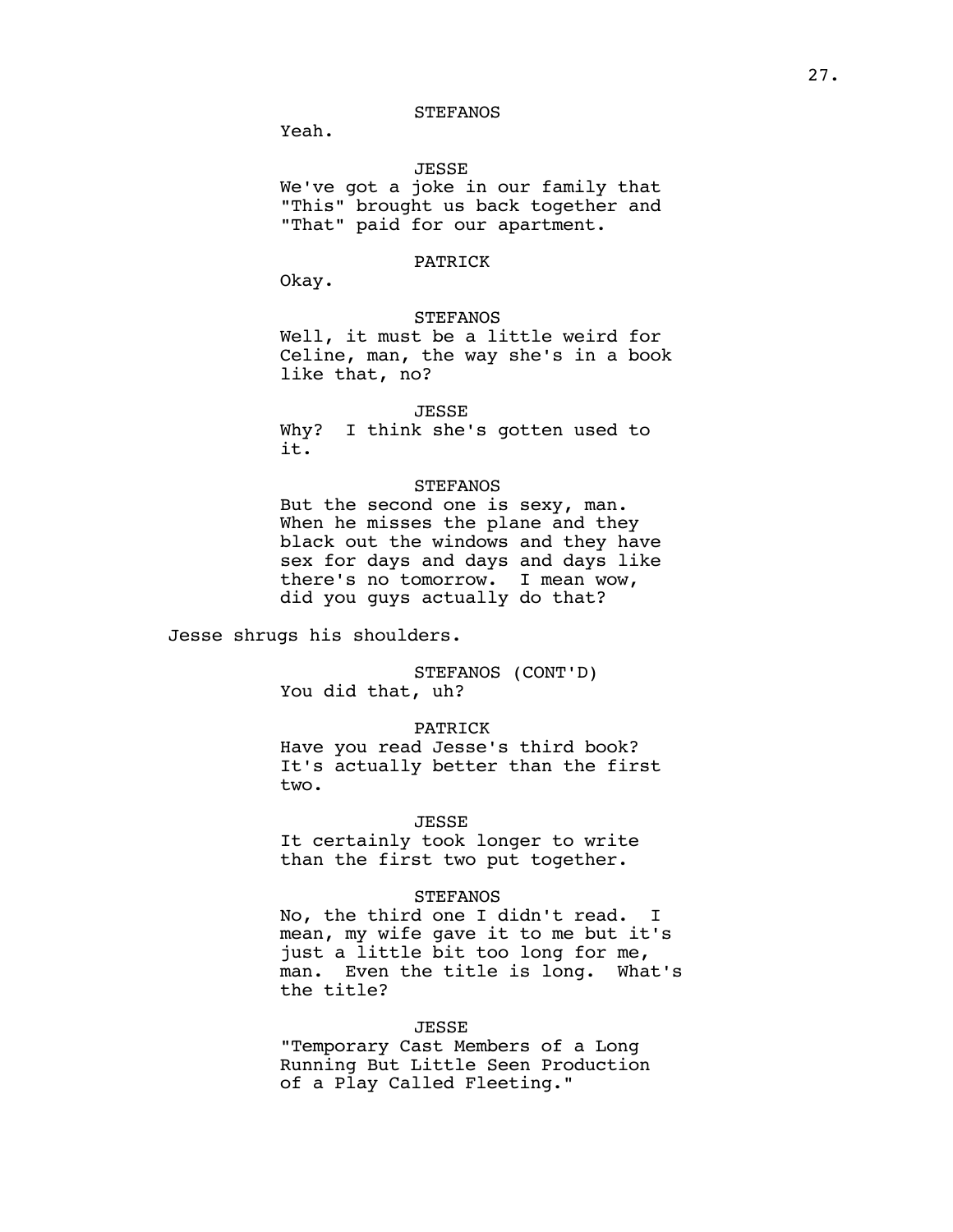STEFANOS

Yeah.

JESSE

We've got a joke in our family that "This" brought us back together and "That" paid for our apartment.

PATRICK

Okay.

STEFANOS

Well, it must be a little weird for Celine, man, the way she's in a book like that, no?

JESSE

Why? I think she's gotten used to it.

STEFANOS

But the second one is sexy, man. When he misses the plane and they black out the windows and they have sex for days and days and days like there's no tomorrow. I mean wow, did you guys actually do that?

Jesse shrugs his shoulders.

STEFANOS (CONT'D)

You did that, uh?

PATRICK

Have you read Jesse's third book? It's actually better than the first two.

JESSE

It certainly took longer to write than the first two put together.

STEFANOS

No, the third one I didn't read. I mean, my wife gave it to me but it's just a little bit too long for me, man. Even the title is long. What's the title?

JESSE

"Temporary Cast Members of a Long Running But Little Seen Production of a Play Called Fleeting."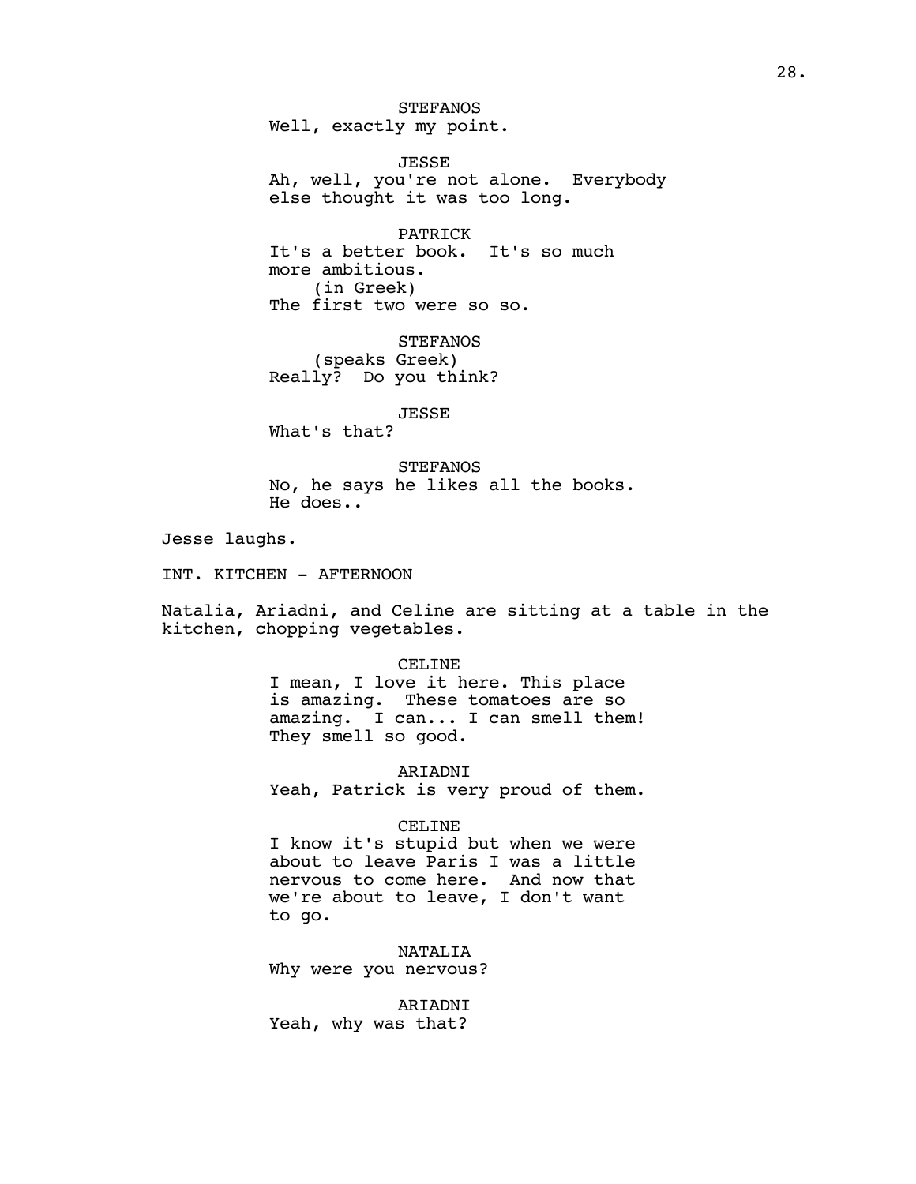STEFANOS
Well, exactly my point.

JESSE
Ah, well, you're not alone. Everybody else thought it was too long.

PATRICK
It's a better book. It's so much more ambitious.
(in Greek)
The first two were so so.

STEFANOS
(speaks Greek)
Really? Do you think?

JESSE
What's that?

STEFANOS
No, he says he likes all the books. He does..

Jesse laughs.

INT. KITCHEN - AFTERNOON

Natalia, Ariadni, and Celine are sitting at a table in the kitchen, chopping vegetables.

CELINE
I mean, I love it here. This place is amazing. These tomatoes are so amazing. I can... I can smell them! They smell so good.

ARIADNI
Yeah, Patrick is very proud of them.

CELINE
I know it's stupid but when we were about to leave Paris I was a little nervous to come here. And now that we're about to leave, I don't want to go.

NATALIA
Why were you nervous?

ARIADNI
Yeah, why was that?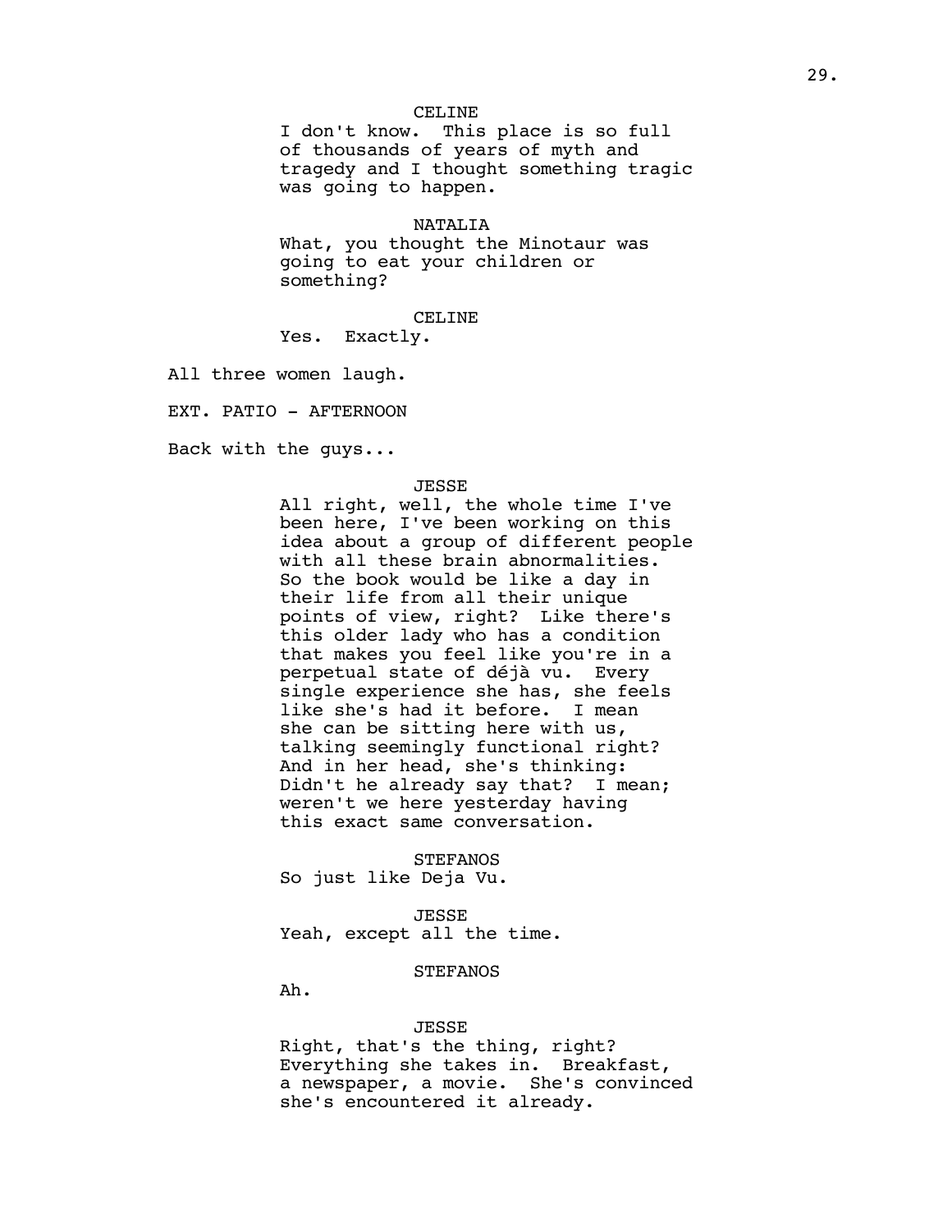CELINE
I don't know. This place is so full of thousands of years of myth and tragedy and I thought something tragic was going to happen.

NATALIA
What, you thought the Minotaur was going to eat your children or something?

CELINE
Yes. Exactly.

All three women laugh.

EXT. PATIO - AFTERNOON

Back with the guys...

JESSE
All right, well, the whole time I've been here, I've been working on this idea about a group of different people with all these brain abnormalities. So the book would be like a day in their life from all their unique points of view, right? Like there's this older lady who has a condition that makes you feel like you're in a perpetual state of déjà vu. Every single experience she has, she feels like she's had it before. I mean she can be sitting here with us, talking seemingly functional right? And in her head, she's thinking: Didn't he already say that? I mean; weren't we here yesterday having this exact same conversation.

STEFANOS
So just like Deja Vu.

JESSE
Yeah, except all the time.

STEFANOS
Ah.

JESSE
Right, that's the thing, right? Everything she takes in. Breakfast, a newspaper, a movie. She's convinced she's encountered it already.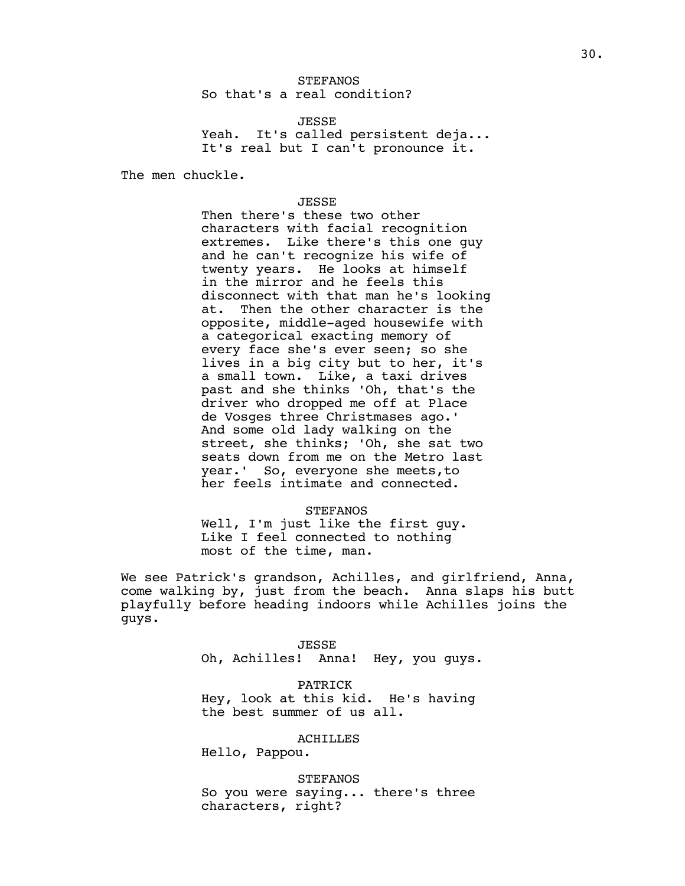STEFANOS
So that's a real condition?

JESSE
Yeah. It's called persistent deja... It's real but I can't pronounce it.

The men chuckle.

JESSE
Then there's these two other characters with facial recognition extremes. Like there's this one guy and he can't recognize his wife of twenty years. He looks at himself in the mirror and he feels this disconnect with that man he's looking at. Then the other character is the opposite, middle-aged housewife with a categorical exacting memory of every face she's ever seen; so she lives in a big city but to her, it's a small town. Like, a taxi drives past and she thinks 'Oh, that's the driver who dropped me off at Place de Vosges three Christmases ago.' And some old lady walking on the street, she thinks; 'Oh, she sat two seats down from me on the Metro last year.' So, everyone she meets,to her feels intimate and connected.

STEFANOS
Well, I'm just like the first guy. Like I feel connected to nothing most of the time, man.

We see Patrick's grandson, Achilles, and girlfriend, Anna, come walking by, just from the beach. Anna slaps his butt playfully before heading indoors while Achilles joins the guys.

JESSE
Oh, Achilles! Anna! Hey, you guys.

PATRICK
Hey, look at this kid. He's having the best summer of us all.

ACHILLES
Hello, Pappou.

STEFANOS
So you were saying... there's three characters, right?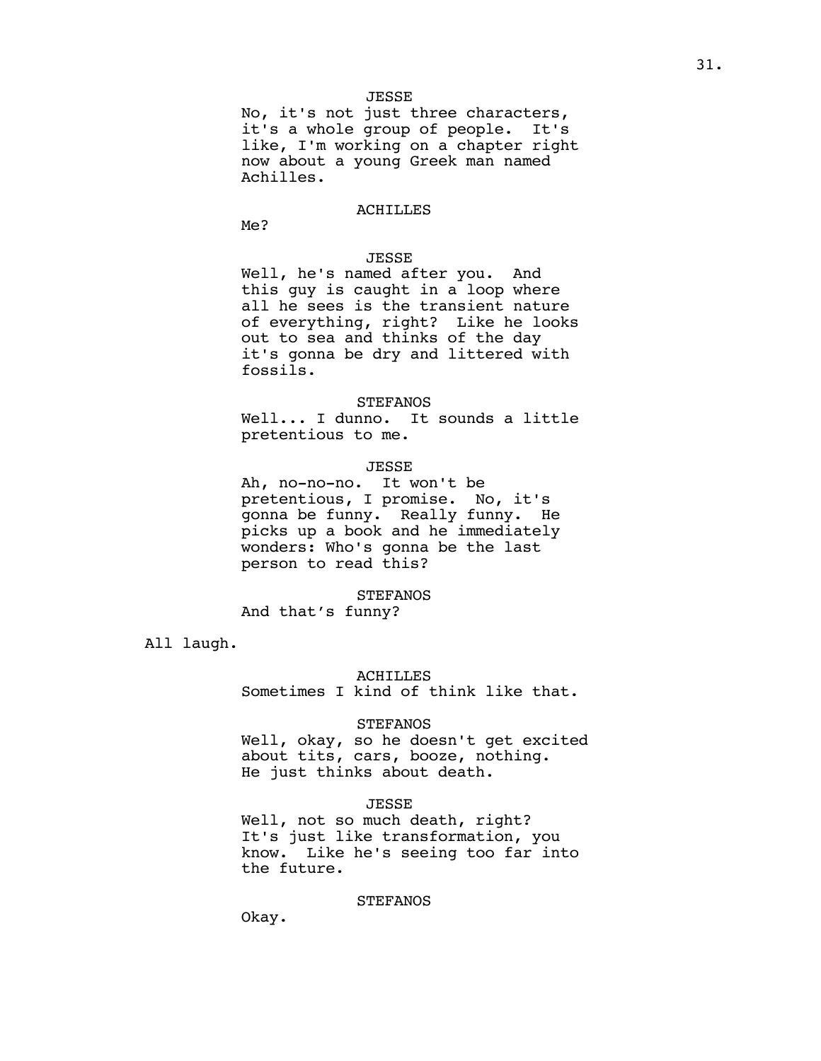JESSE

No, it's not just three characters, it's a whole group of people. It's like, I'm working on a chapter right now about a young Greek man named Achilles.

ACHILLES

Me?

JESSE

Well, he's named after you. And this guy is caught in a loop where all he sees is the transient nature of everything, right? Like he looks out to sea and thinks of the day it's gonna be dry and littered with fossils.

STEFANOS

Well... I dunno. It sounds a little pretentious to me.

JESSE

Ah, no-no-no. It won't be pretentious, I promise. No, it's gonna be funny. Really funny. He picks up a book and he immediately wonders: Who's gonna be the last person to read this?

STEFANOS

And that's funny?

All laugh.

ACHILLES

Sometimes I kind of think like that.

STEFANOS

Well, okay, so he doesn't get excited about tits, cars, booze, nothing. He just thinks about death.

JESSE

Well, not so much death, right? It's just like transformation, you know. Like he's seeing too far into the future.

STEFANOS

Okay.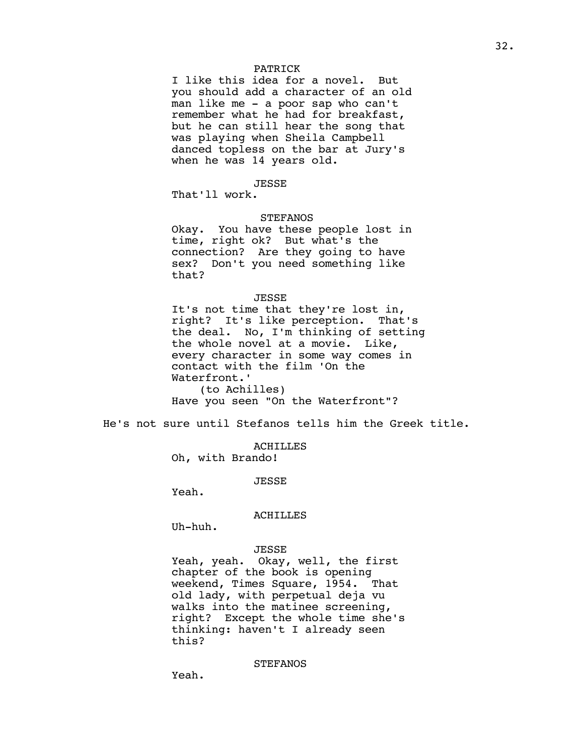PATRICK

I like this idea for a novel. But you should add a character of an old man like me - a poor sap who can't remember what he had for breakfast, but he can still hear the song that was playing when Sheila Campbell danced topless on the bar at Jury's when he was 14 years old.

JESSE

That'll work.

STEFANOS

Okay. You have these people lost in time, right ok? But what's the connection? Are they going to have sex? Don't you need something like that?

JESSE

It's not time that they're lost in, right? It's like perception. That's the deal. No, I'm thinking of setting the whole novel at a movie. Like, every character in some way comes in contact with the film 'On the Waterfront.'

(to Achilles)

Have you seen "On the Waterfront"?

He's not sure until Stefanos tells him the Greek title.

ACHILLES

Oh, with Brando!

JESSE

Yeah.

ACHILLES

Uh-huh.

JESSE

Yeah, yeah. Okay, well, the first chapter of the book is opening weekend, Times Square, 1954. That old lady, with perpetual deja vu walks into the matinee screening, right? Except the whole time she's thinking: haven't I already seen this?

STEFANOS

Yeah.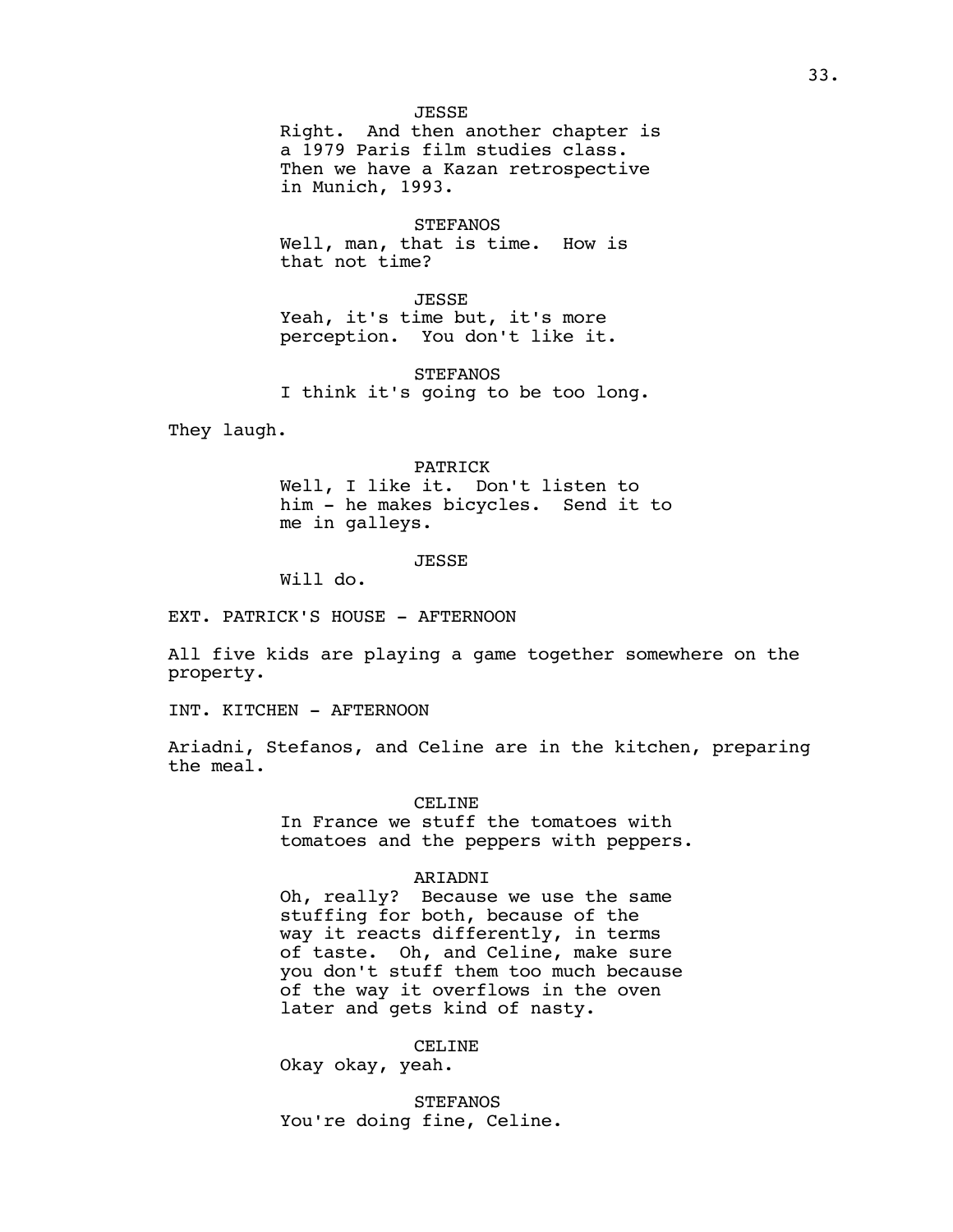JESSE

Right. And then another chapter is a 1979 Paris film studies class. Then we have a Kazan retrospective in Munich, 1993.

STEFANOS

Well, man, that is time. How is that not time?

JESSE

Yeah, it's time but, it's more perception. You don't like it.

STEFANOS

I think it's going to be too long.

They laugh.

PATRICK

Well, I like it. Don't listen to him - he makes bicycles. Send it to me in galleys.

JESSE

Will do.

EXT. PATRICK'S HOUSE - AFTERNOON

All five kids are playing a game together somewhere on the property.

INT. KITCHEN - AFTERNOON

Ariadni, Stefanos, and Celine are in the kitchen, preparing the meal.

CELINE

In France we stuff the tomatoes with tomatoes and the peppers with peppers.

ARIADNI

Oh, really? Because we use the same stuffing for both, because of the way it reacts differently, in terms of taste. Oh, and Celine, make sure you don't stuff them too much because of the way it overflows in the oven later and gets kind of nasty.

CELINE

Okay okay, yeah.

STEFANOS

You're doing fine, Celine.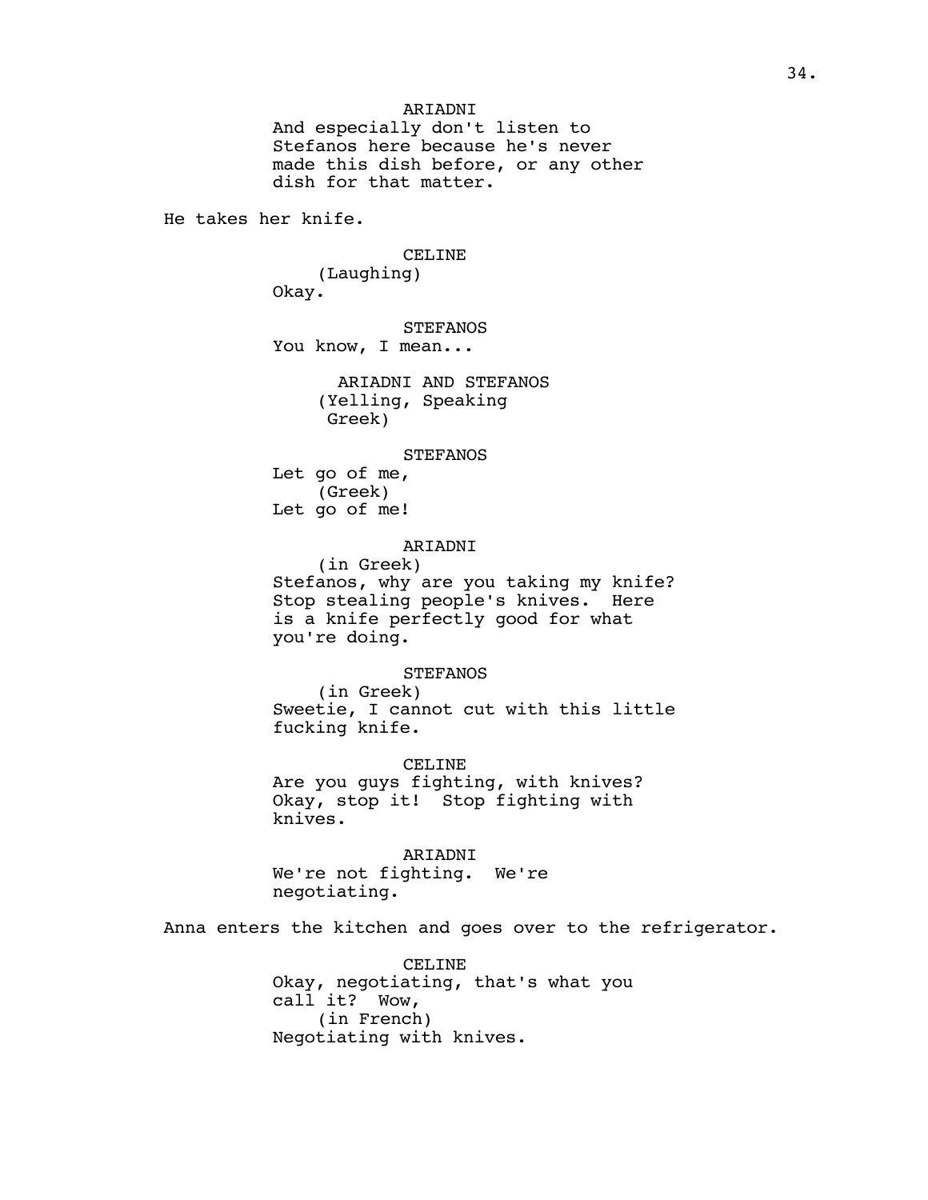ARIADNI
And especially don't listen to Stefanos here because he's never made this dish before, or any other dish for that matter.

He takes her knife.

CELINE
(Laughing)
Okay.

STEFANOS
You know, I mean...

ARIADNI AND STEFANOS
(Yelling, Speaking Greek)

STEFANOS
Let go of me,
(Greek)
Let go of me!

ARIADNI
(in Greek)
Stefanos, why are you taking my knife? Stop stealing people's knives. Here is a knife perfectly good for what you're doing.

STEFANOS
(in Greek)
Sweetie, I cannot cut with this little fucking knife.

CELINE
Are you guys fighting, with knives? Okay, stop it! Stop fighting with knives.

ARIADNI
We're not fighting. We're negotiating.

Anna enters the kitchen and goes over to the refrigerator.

CELINE
Okay, negotiating, that's what you call it? Wow,
(in French)
Negotiating with knives.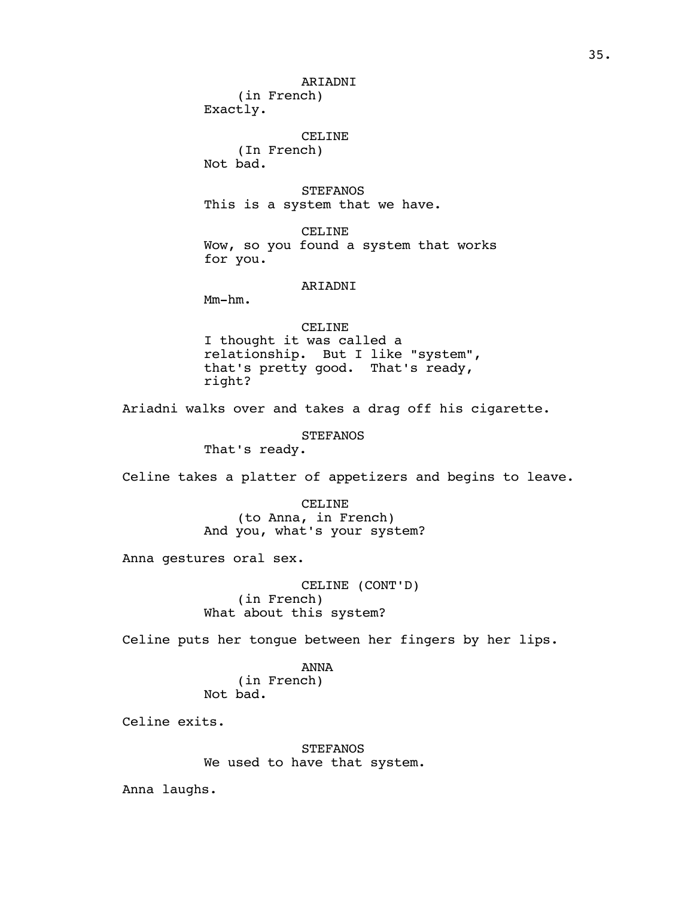ARIADNI
(in French)
Exactly.

CELINE
(In French)
Not bad.

STEFANOS
This is a system that we have.

CELINE
Wow, so you found a system that works for you.

ARIADNI
Mm-hm.

CELINE
I thought it was called a relationship. But I like "system", that's pretty good. That's ready, right?

Ariadni walks over and takes a drag off his cigarette.

STEFANOS
That's ready.

Celine takes a platter of appetizers and begins to leave.

CELINE
(to Anna, in French)
And you, what's your system?

Anna gestures oral sex.

CELINE (CONT'D)
(in French)
What about this system?

Celine puts her tongue between her fingers by her lips.

ANNA
(in French)
Not bad.

Celine exits.

STEFANOS
We used to have that system.

Anna laughs.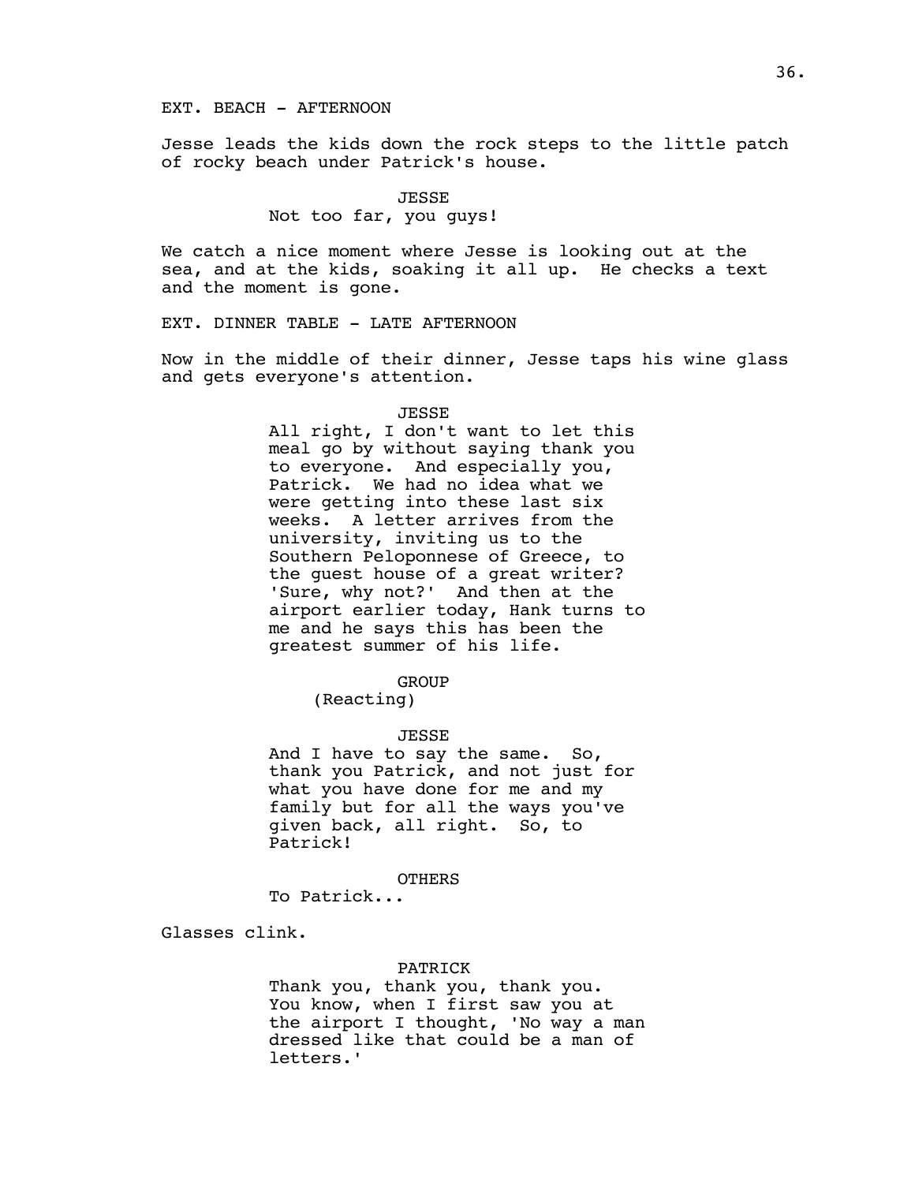EXT. BEACH - AFTERNOON

Jesse leads the kids down the rock steps to the little patch of rocky beach under Patrick's house.

JESSE
Not too far, you guys!

We catch a nice moment where Jesse is looking out at the sea, and at the kids, soaking it all up. He checks a text and the moment is gone.

EXT. DINNER TABLE - LATE AFTERNOON

Now in the middle of their dinner, Jesse taps his wine glass and gets everyone's attention.

JESSE
All right, I don't want to let this meal go by without saying thank you to everyone. And especially you, Patrick. We had no idea what we were getting into these last six weeks. A letter arrives from the university, inviting us to the Southern Peloponnese of Greece, to the guest house of a great writer? 'Sure, why not?' And then at the airport earlier today, Hank turns to me and he says this has been the greatest summer of his life.

GROUP
(Reacting)

JESSE
And I have to say the same. So, thank you Patrick, and not just for what you have done for me and my family but for all the ways you've given back, all right. So, to Patrick!

OTHERS
To Patrick...

Glasses clink.

PATRICK
Thank you, thank you, thank you. You know, when I first saw you at the airport I thought, 'No way a man dressed like that could be a man of letters.'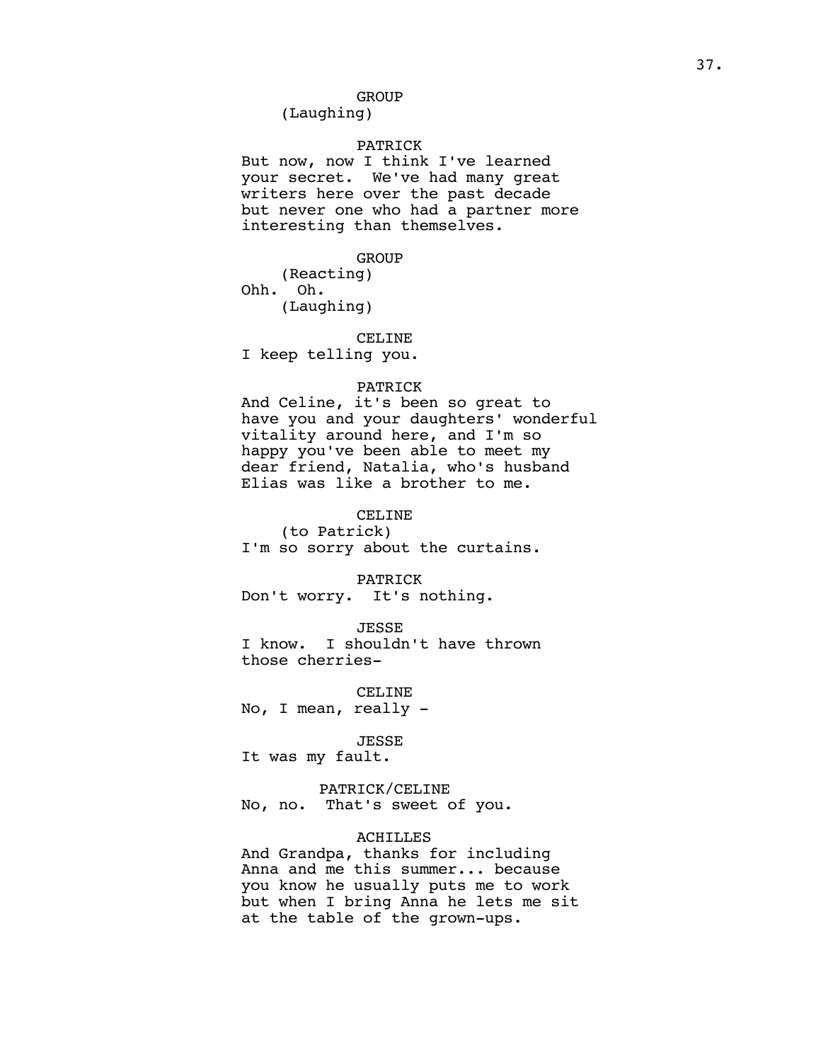GROUP
(Laughing)

PATRICK
But now, now I think I've learned your secret. We've had many great writers here over the past decade but never one who had a partner more interesting than themselves.

GROUP
(Reacting)
Ohh. Oh.
(Laughing)

CELINE
I keep telling you.

PATRICK
And Celine, it's been so great to have you and your daughters' wonderful vitality around here, and I'm so happy you've been able to meet my dear friend, Natalia, who's husband Elias was like a brother to me.

CELINE
(to Patrick)
I'm so sorry about the curtains.

PATRICK
Don't worry. It's nothing.

JESSE
I know. I shouldn't have thrown those cherries-

CELINE
No, I mean, really -

JESSE
It was my fault.

PATRICK/CELINE
No, no. That's sweet of you.

ACHILLES
And Grandpa, thanks for including Anna and me this summer... because you know he usually puts me to work but when I bring Anna he lets me sit at the table of the grown-ups.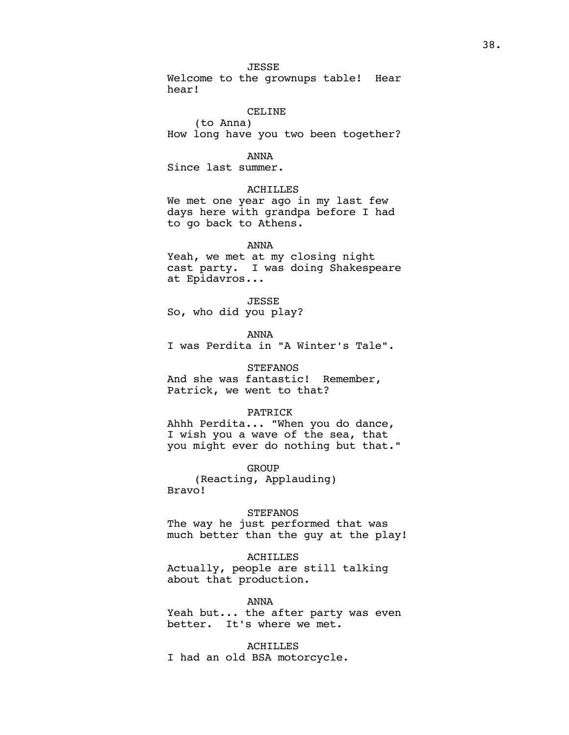JESSE

Welcome to the grownups table!  Hear hear!

CELINE

(to Anna)

How long have you two been together?

ANNA

Since last summer.

ACHILLES

We met one year ago in my last few days here with grandpa before I had to go back to Athens.

ANNA

Yeah, we met at my closing night cast party.  I was doing Shakespeare at Epidavros...

JESSE

So, who did you play?

ANNA

I was Perdita in "A Winter's Tale".

STEFANOS

And she was fantastic!  Remember, Patrick, we went to that?

PATRICK

Ahhh Perdita... "When you do dance, I wish you a wave of the sea, that you might ever do nothing but that."

GROUP

(Reacting, Applauding)

Bravo!

STEFANOS

The way he just performed that was much better than the guy at the play!

ACHILLES

Actually, people are still talking about that production.

ANNA

Yeah but... the after party was even better.  It's where we met.

ACHILLES

I had an old BSA motorcycle.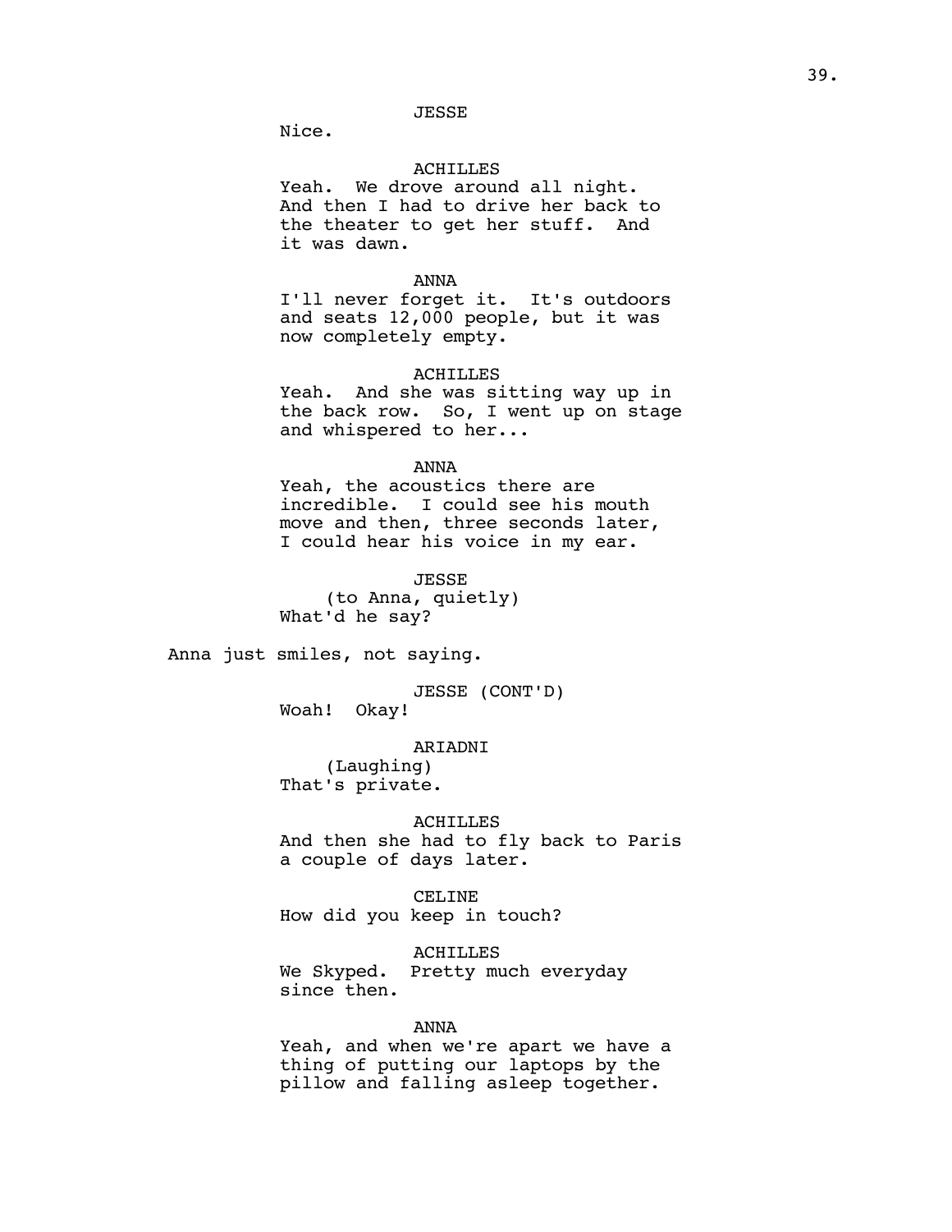JESSE

Nice.

ACHILLES

Yeah. We drove around all night. And then I had to drive her back to the theater to get her stuff. And it was dawn.

ANNA

I'll never forget it. It's outdoors and seats 12,000 people, but it was now completely empty.

ACHILLES

Yeah. And she was sitting way up in the back row. So, I went up on stage and whispered to her...

ANNA

Yeah, the acoustics there are incredible. I could see his mouth move and then, three seconds later, I could hear his voice in my ear.

JESSE

(to Anna, quietly)

What'd he say?

Anna just smiles, not saying.

JESSE (CONT'D)

Woah! Okay!

ARIADNI

(Laughing)

That's private.

ACHILLES

And then she had to fly back to Paris a couple of days later.

CELINE

How did you keep in touch?

ACHILLES

We Skyped. Pretty much everyday since then.

ANNA

Yeah, and when we're apart we have a thing of putting our laptops by the pillow and falling asleep together.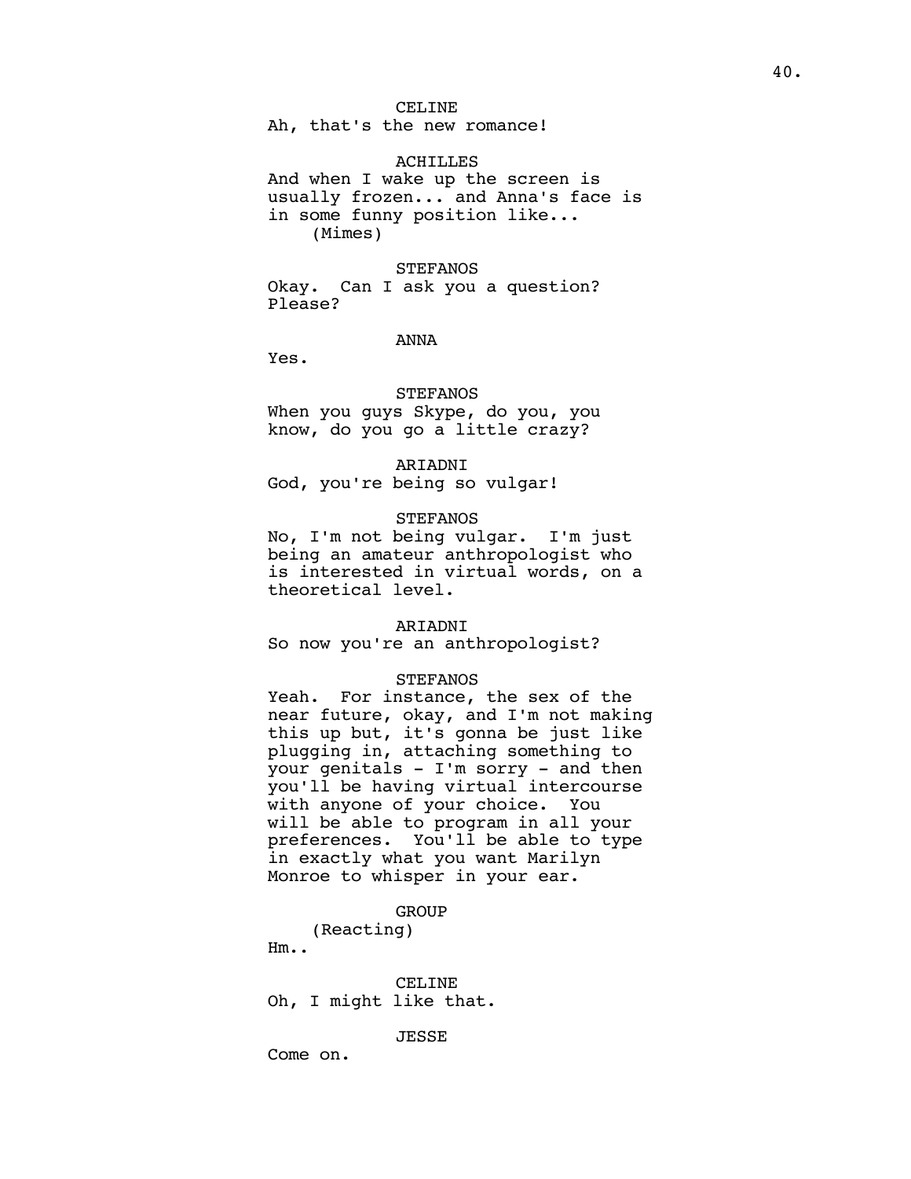CELINE
Ah, that's the new romance!

ACHILLES
And when I wake up the screen is usually frozen... and Anna's face is in some funny position like...
(Mimes)

STEFANOS
Okay. Can I ask you a question? Please?

ANNA
Yes.

STEFANOS
When you guys Skype, do you, you know, do you go a little crazy?

ARIADNI
God, you're being so vulgar!

STEFANOS
No, I'm not being vulgar. I'm just being an amateur anthropologist who is interested in virtual words, on a theoretical level.

ARIADNI
So now you're an anthropologist?

STEFANOS
Yeah. For instance, the sex of the near future, okay, and I'm not making this up but, it's gonna be just like plugging in, attaching something to your genitals - I'm sorry - and then you'll be having virtual intercourse with anyone of your choice. You will be able to program in all your preferences. You'll be able to type in exactly what you want Marilyn Monroe to whisper in your ear.

GROUP
(Reacting)
Hm..

CELINE
Oh, I might like that.

JESSE
Come on.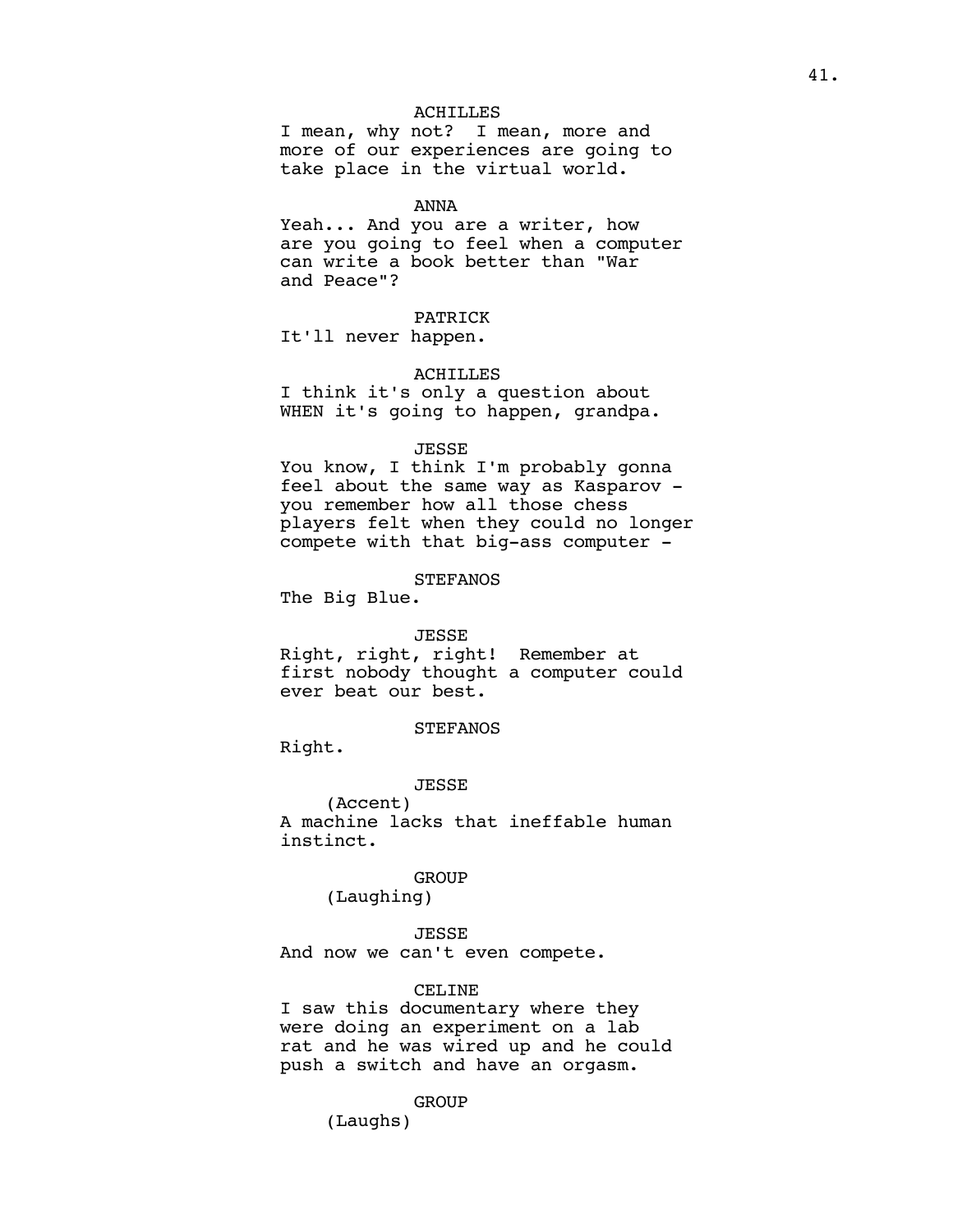ACHILLES
I mean, why not? I mean, more and more of our experiences are going to take place in the virtual world.

ANNA
Yeah... And you are a writer, how are you going to feel when a computer can write a book better than "War and Peace"?

PATRICK
It'll never happen.

ACHILLES
I think it's only a question about WHEN it's going to happen, grandpa.

JESSE
You know, I think I'm probably gonna feel about the same way as Kasparov - you remember how all those chess players felt when they could no longer compete with that big-ass computer -

STEFANOS
The Big Blue.

JESSE
Right, right, right! Remember at first nobody thought a computer could ever beat our best.

STEFANOS
Right.

JESSE
(Accent)
A machine lacks that ineffable human instinct.

GROUP
(Laughing)

JESSE
And now we can't even compete.

CELINE
I saw this documentary where they were doing an experiment on a lab rat and he was wired up and he could push a switch and have an orgasm.

GROUP
(Laughs)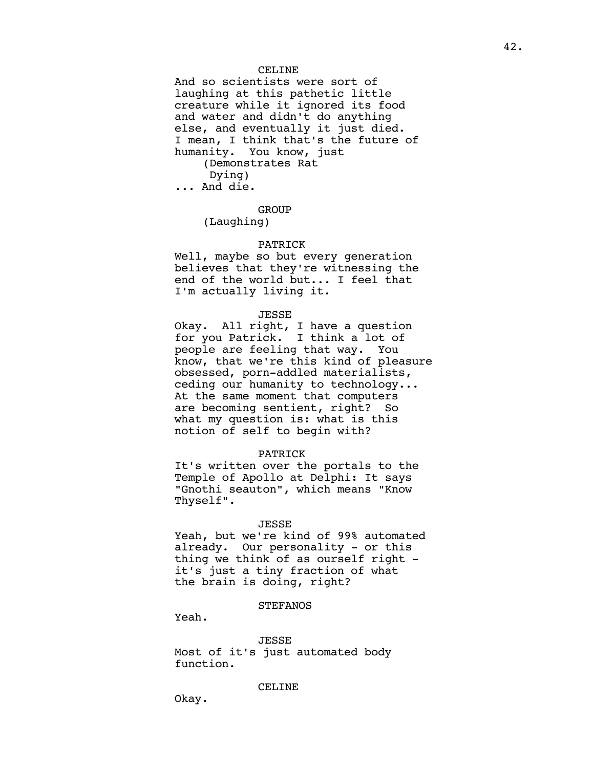CELINE

And so scientists were sort of laughing at this pathetic little creature while it ignored its food and water and didn't do anything else, and eventually it just died. I mean, I think that's the future of humanity. You know, just

(Demonstrates Rat Dying)

... And die.

GROUP

(Laughing)

PATRICK

Well, maybe so but every generation believes that they're witnessing the end of the world but... I feel that I'm actually living it.

JESSE

Okay. All right, I have a question for you Patrick. I think a lot of people are feeling that way. You know, that we're this kind of pleasure obsessed, porn-addled materialists, ceding our humanity to technology... At the same moment that computers are becoming sentient, right? So what my question is: what is this notion of self to begin with?

PATRICK

It's written over the portals to the Temple of Apollo at Delphi: It says "Gnothi seauton", which means "Know Thyself".

JESSE

Yeah, but we're kind of 99% automated already. Our personality - or this thing we think of as ourself right - it's just a tiny fraction of what the brain is doing, right?

STEFANOS

Yeah.

JESSE

Most of it's just automated body function.

CELINE

Okay.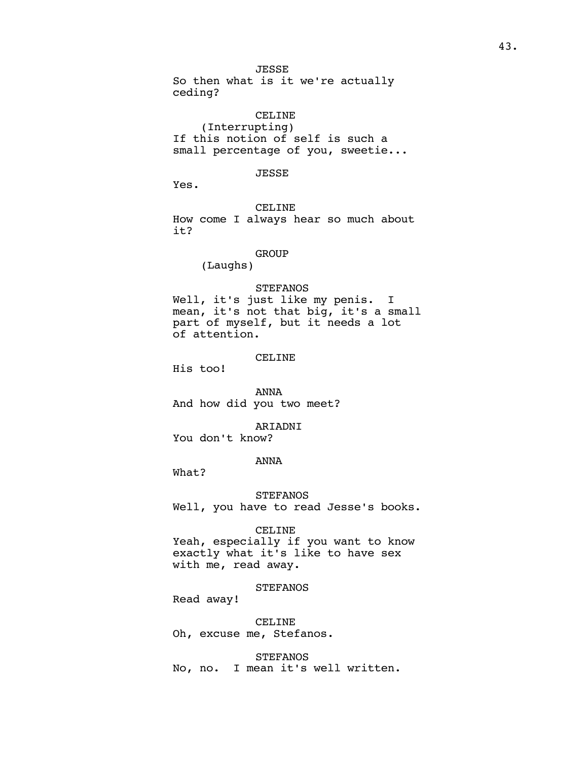JESSE

So then what is it we're actually ceding?

CELINE

(Interrupting)

If this notion of self is such a small percentage of you, sweetie...

JESSE

Yes.

CELINE

How come I always hear so much about it?

GROUP

(Laughs)

STEFANOS

Well, it's just like my penis. I mean, it's not that big, it's a small part of myself, but it needs a lot of attention.

CELINE

His too!

ANNA

And how did you two meet?

ARIADNI

You don't know?

ANNA

What?

STEFANOS

Well, you have to read Jesse's books.

CELINE

Yeah, especially if you want to know exactly what it's like to have sex with me, read away.

STEFANOS

Read away!

CELINE

Oh, excuse me, Stefanos.

STEFANOS

No, no. I mean it's well written.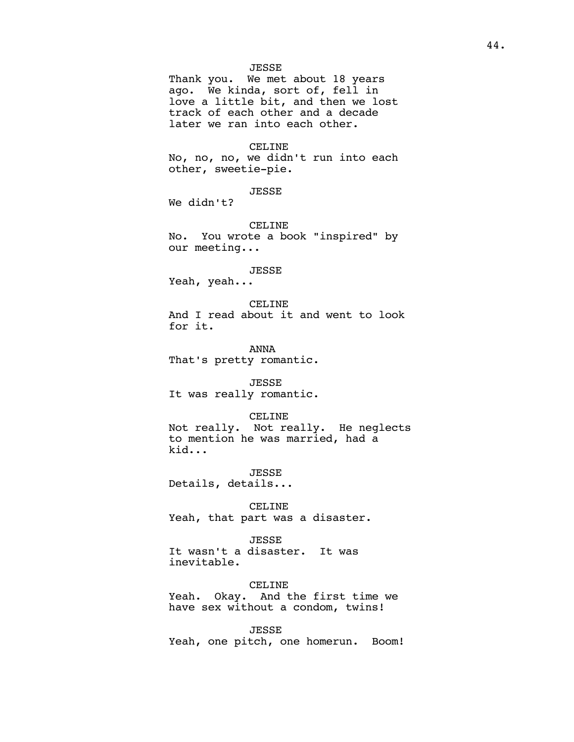JESSE

Thank you. We met about 18 years ago. We kinda, sort of, fell in love a little bit, and then we lost track of each other and a decade later we ran into each other.

CELINE

No, no, no, we didn't run into each other, sweetie-pie.

JESSE

We didn't?

CELINE

No. You wrote a book "inspired" by our meeting...

JESSE

Yeah, yeah...

CELINE

And I read about it and went to look for it.

ANNA

That's pretty romantic.

JESSE

It was really romantic.

CELINE

Not really. Not really. He neglects to mention he was married, had a kid...

JESSE

Details, details...

CELINE

Yeah, that part was a disaster.

JESSE

It wasn't a disaster. It was inevitable.

CELINE

Yeah. Okay. And the first time we have sex without a condom, twins!

JESSE

Yeah, one pitch, one homerun. Boom!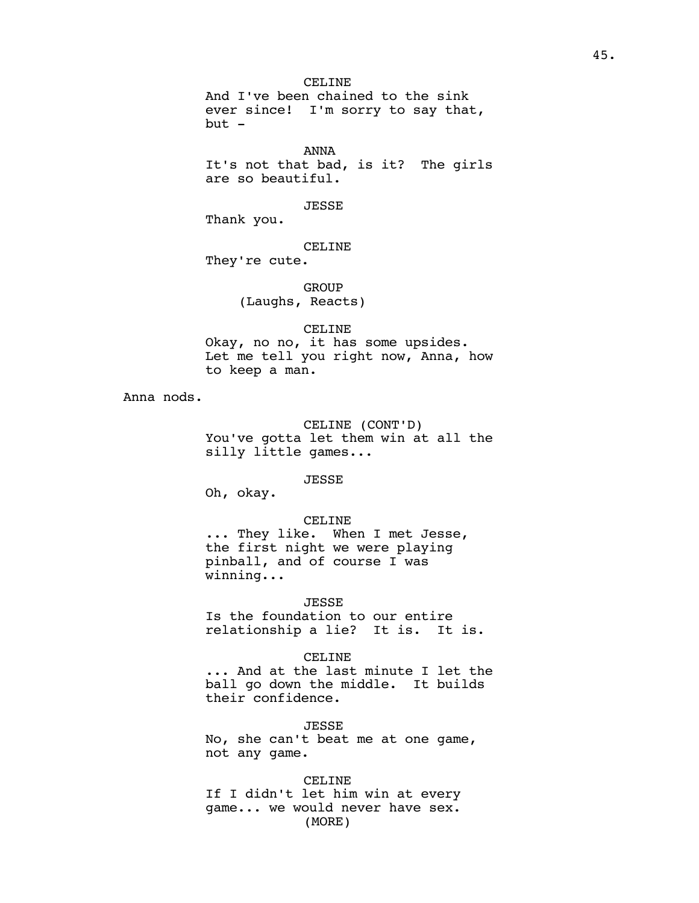CELINE
And I've been chained to the sink ever since! I'm sorry to say that, but -

ANNA
It's not that bad, is it? The girls are so beautiful.

JESSE
Thank you.

CELINE
They're cute.

GROUP
(Laughs, Reacts)

CELINE
Okay, no no, it has some upsides. Let me tell you right now, Anna, how to keep a man.

Anna nods.

CELINE (CONT'D)
You've gotta let them win at all the silly little games...

JESSE
Oh, okay.

CELINE
... They like. When I met Jesse, the first night we were playing pinball, and of course I was winning...

JESSE
Is the foundation to our entire relationship a lie? It is. It is.

CELINE
... And at the last minute I let the ball go down the middle. It builds their confidence.

JESSE
No, she can't beat me at one game, not any game.

CELINE
If I didn't let him win at every game... we would never have sex.
(MORE)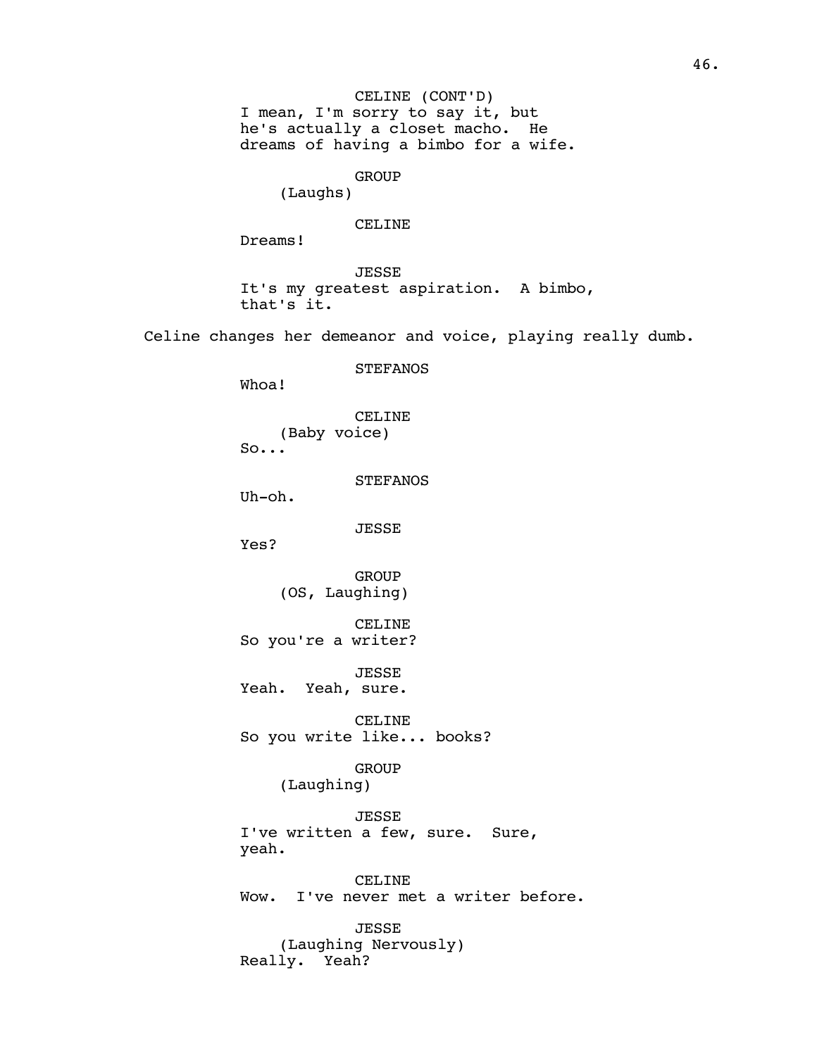CELINE (CONT'D)
I mean, I'm sorry to say it, but he's actually a closet macho. He dreams of having a bimbo for a wife.

GROUP
(Laughs)

CELINE
Dreams!

JESSE
It's my greatest aspiration. A bimbo, that's it.

Celine changes her demeanor and voice, playing really dumb.

STEFANOS
Whoa!

CELINE
(Baby voice)
So...

STEFANOS
Uh-oh.

JESSE
Yes?

GROUP
(OS, Laughing)

CELINE
So you're a writer?

JESSE
Yeah. Yeah, sure.

CELINE
So you write like... books?

GROUP
(Laughing)

JESSE
I've written a few, sure. Sure, yeah.

CELINE
Wow. I've never met a writer before.

JESSE
(Laughing Nervously)
Really. Yeah?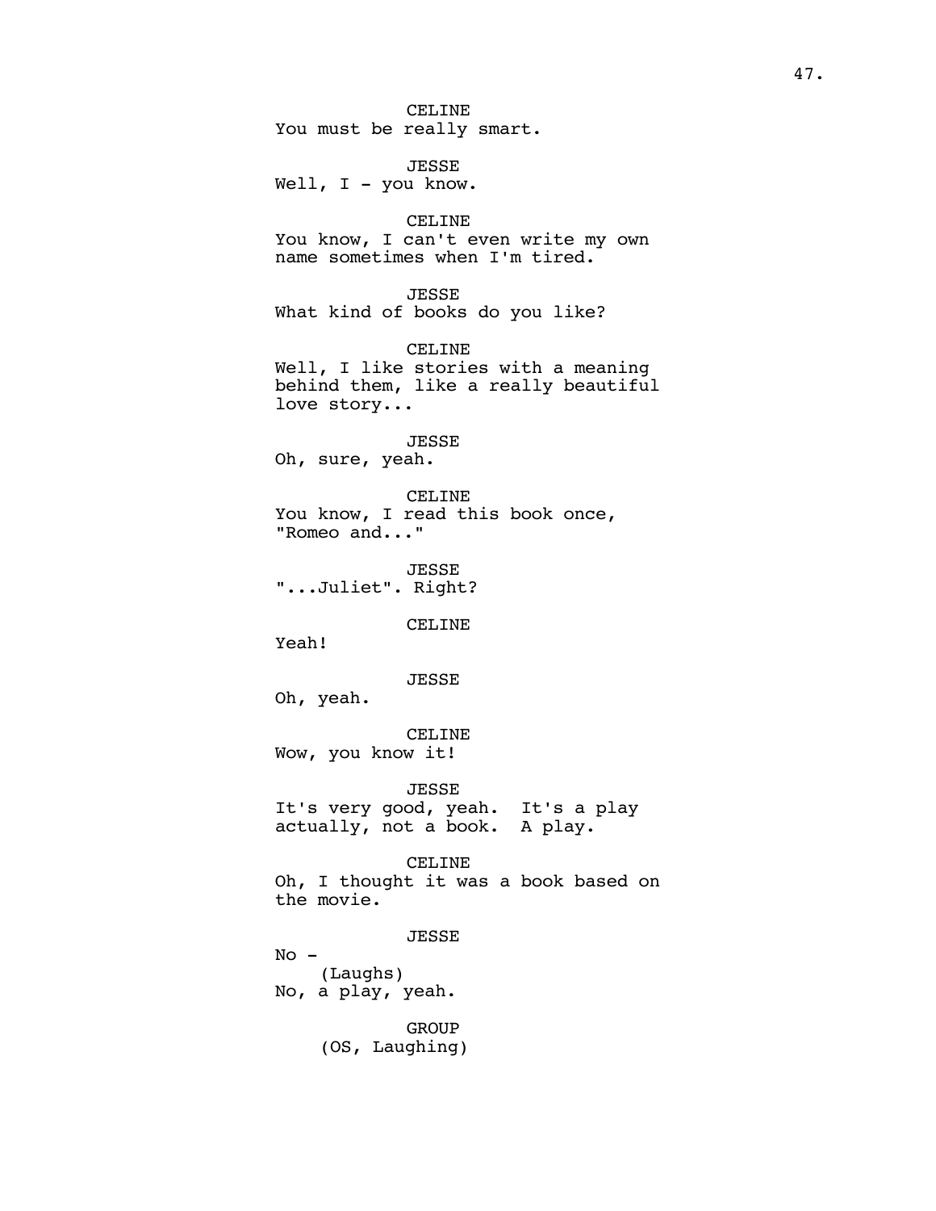CELINE
You must be really smart.

JESSE
Well, I - you know.

CELINE
You know, I can't even write my own name sometimes when I'm tired.

JESSE
What kind of books do you like?

CELINE
Well, I like stories with a meaning behind them, like a really beautiful love story...

JESSE
Oh, sure, yeah.

CELINE
You know, I read this book once, "Romeo and..."

JESSE
"...Juliet". Right?

CELINE
Yeah!

JESSE
Oh, yeah.

CELINE
Wow, you know it!

JESSE
It's very good, yeah. It's a play actually, not a book. A play.

CELINE
Oh, I thought it was a book based on the movie.

JESSE
No -
(Laughs)
No, a play, yeah.

GROUP
(OS, Laughing)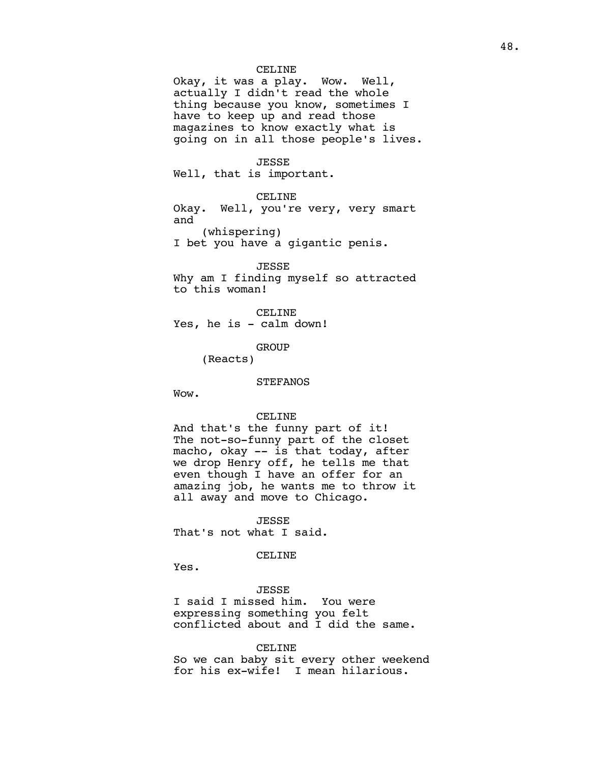CELINE
Okay, it was a play. Wow. Well, actually I didn't read the whole thing because you know, sometimes I have to keep up and read those magazines to know exactly what is going on in all those people's lives.

JESSE
Well, that is important.

CELINE
Okay. Well, you're very, very smart and
(whispering)
I bet you have a gigantic penis.

JESSE
Why am I finding myself so attracted to this woman!

CELINE
Yes, he is - calm down!

GROUP
(Reacts)

STEFANOS
Wow.

CELINE
And that's the funny part of it! The not-so-funny part of the closet macho, okay -- is that today, after we drop Henry off, he tells me that even though I have an offer for an amazing job, he wants me to throw it all away and move to Chicago.

JESSE
That's not what I said.

CELINE
Yes.

JESSE
I said I missed him. You were expressing something you felt conflicted about and I did the same.

CELINE
So we can baby sit every other weekend for his ex-wife! I mean hilarious.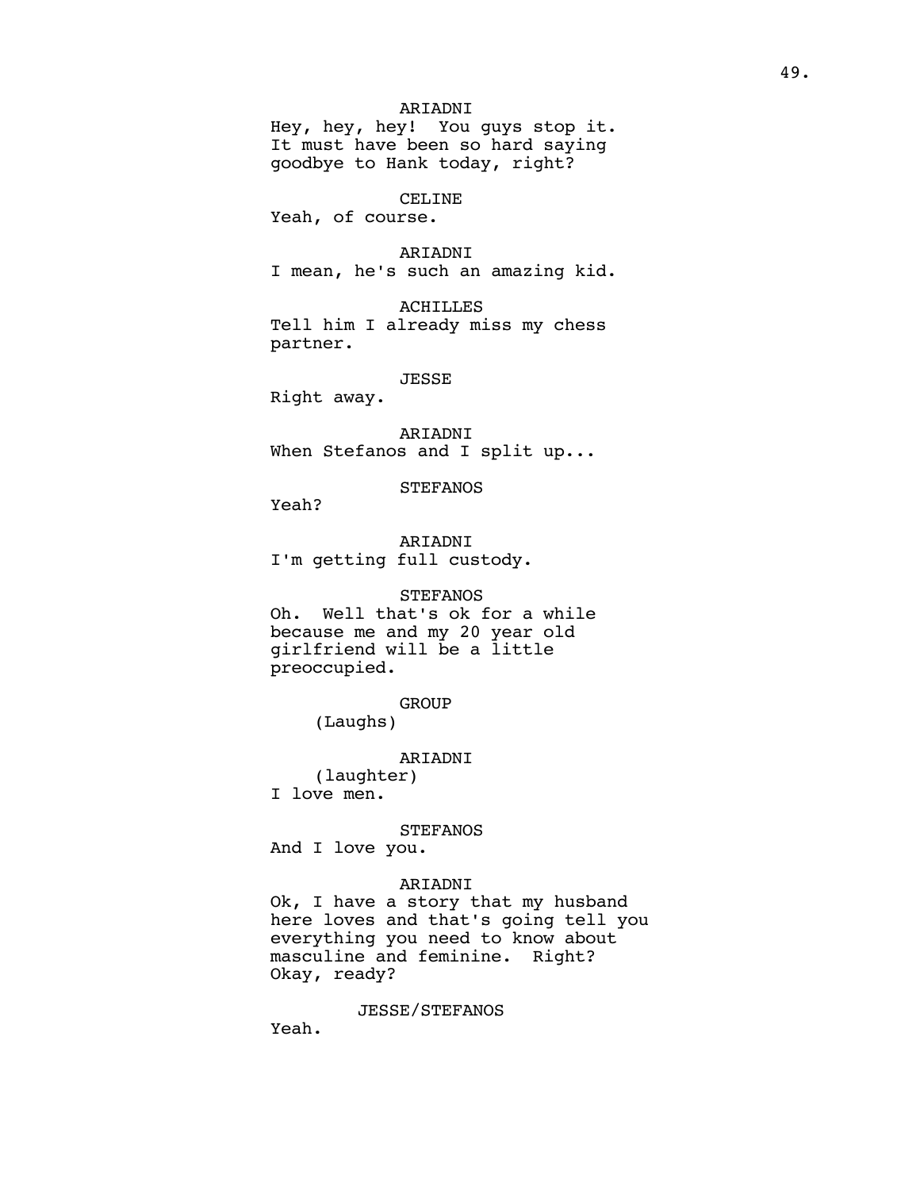ARIADNI
Hey, hey, hey! You guys stop it. It must have been so hard saying goodbye to Hank today, right?

CELINE
Yeah, of course.

ARIADNI
I mean, he's such an amazing kid.

ACHILLES
Tell him I already miss my chess partner.

JESSE
Right away.

ARIADNI
When Stefanos and I split up...

STEFANOS
Yeah?

ARIADNI
I'm getting full custody.

STEFANOS
Oh. Well that's ok for a while because me and my 20 year old girlfriend will be a little preoccupied.

GROUP
(Laughs)

ARIADNI
(laughter)
I love men.

STEFANOS
And I love you.

ARIADNI
Ok, I have a story that my husband here loves and that's going tell you everything you need to know about masculine and feminine. Right? Okay, ready?

JESSE/STEFANOS
Yeah.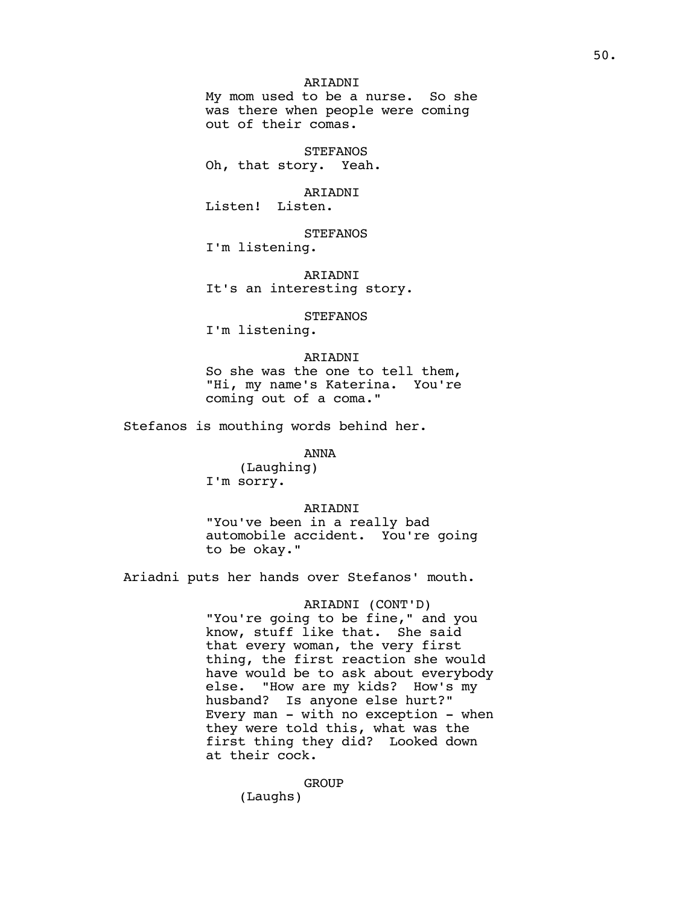ARIADNI
My mom used to be a nurse. So she was there when people were coming out of their comas.

STEFANOS
Oh, that story. Yeah.

ARIADNI
Listen! Listen.

STEFANOS
I'm listening.

ARIADNI
It's an interesting story.

STEFANOS
I'm listening.

ARIADNI
So she was the one to tell them, "Hi, my name's Katerina. You're coming out of a coma."

Stefanos is mouthing words behind her.

ANNA
(Laughing)
I'm sorry.

ARIADNI
"You've been in a really bad automobile accident. You're going to be okay."

Ariadni puts her hands over Stefanos' mouth.

ARIADNI (CONT'D)
"You're going to be fine," and you know, stuff like that. She said that every woman, the very first thing, the first reaction she would have would be to ask about everybody else. "How are my kids? How's my husband? Is anyone else hurt?" Every man - with no exception - when they were told this, what was the first thing they did? Looked down at their cock.

GROUP
(Laughs)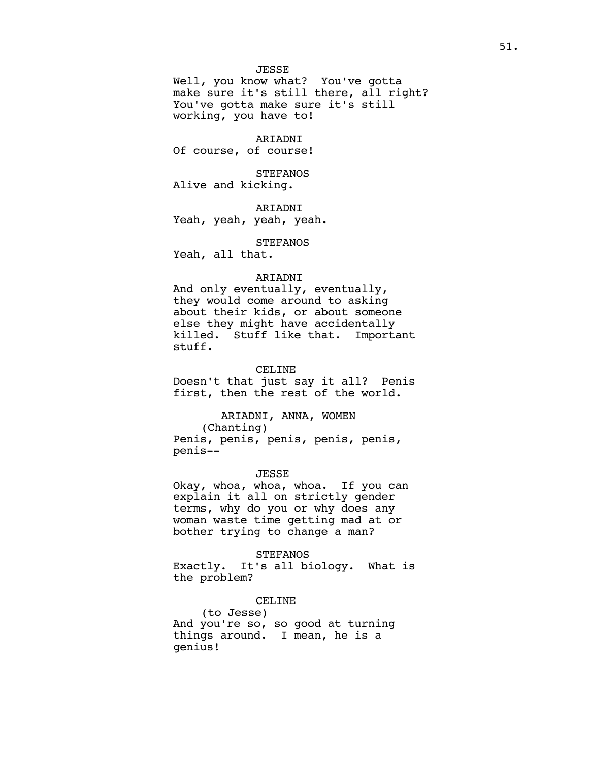JESSE
Well, you know what? You've gotta make sure it's still there, all right? You've gotta make sure it's still working, you have to!

ARIADNI
Of course, of course!

STEFANOS
Alive and kicking.

ARIADNI
Yeah, yeah, yeah, yeah.

STEFANOS
Yeah, all that.

ARIADNI
And only eventually, eventually, they would come around to asking about their kids, or about someone else they might have accidentally killed. Stuff like that. Important stuff.

CELINE
Doesn't that just say it all? Penis first, then the rest of the world.

ARIADNI, ANNA, WOMEN
(Chanting)
Penis, penis, penis, penis, penis, penis--

JESSE
Okay, whoa, whoa, whoa. If you can explain it all on strictly gender terms, why do you or why does any woman waste time getting mad at or bother trying to change a man?

STEFANOS
Exactly. It's all biology. What is the problem?

CELINE
(to Jesse)
And you're so, so good at turning things around. I mean, he is a genius!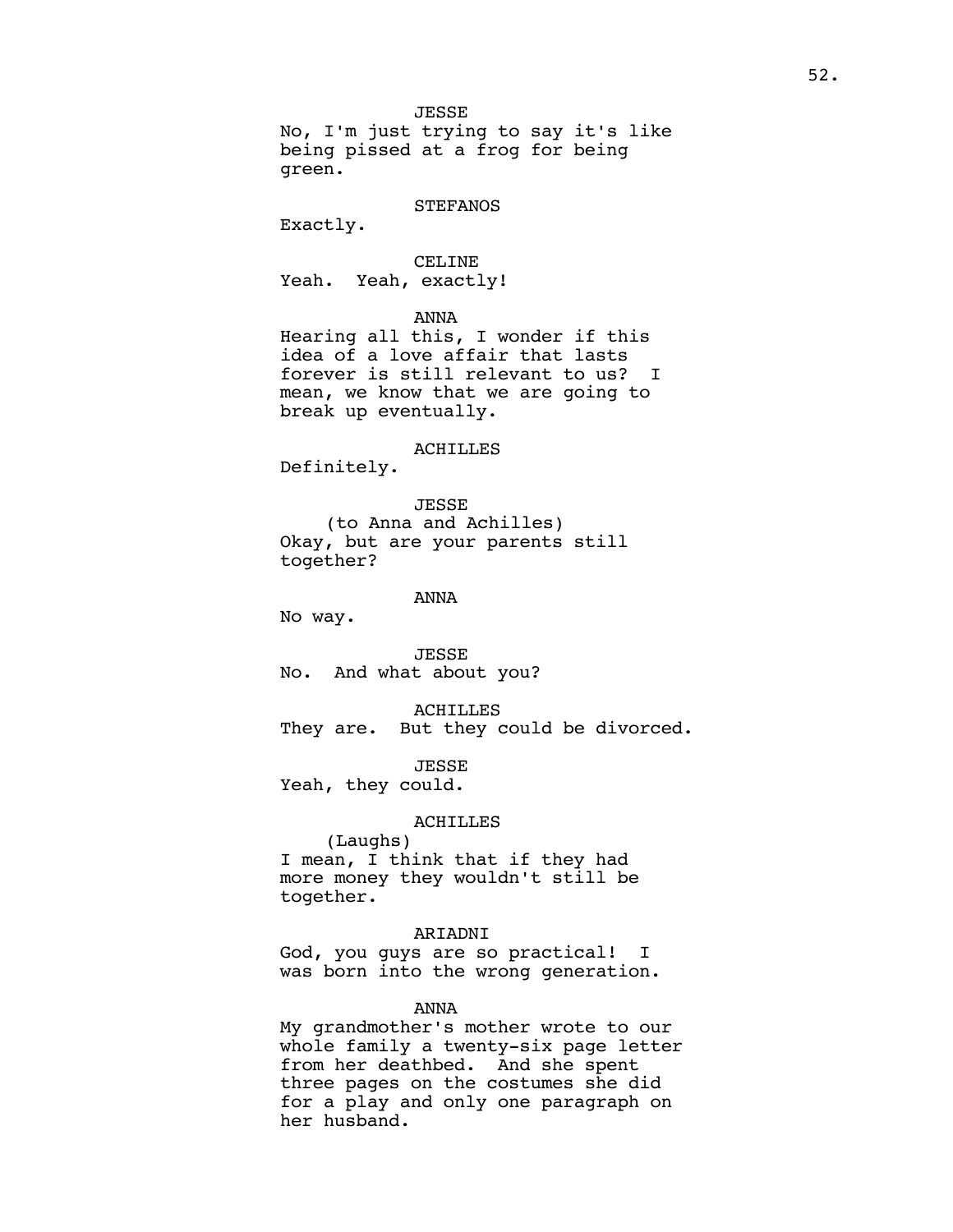JESSE

No, I'm just trying to say it's like being pissed at a frog for being green.

STEFANOS

Exactly.

CELINE

Yeah. Yeah, exactly!

ANNA

Hearing all this, I wonder if this idea of a love affair that lasts forever is still relevant to us? I mean, we know that we are going to break up eventually.

ACHILLES

Definitely.

JESSE

(to Anna and Achilles)

Okay, but are your parents still together?

ANNA

No way.

JESSE

No. And what about you?

ACHILLES

They are. But they could be divorced.

JESSE

Yeah, they could.

ACHILLES

(Laughs)

I mean, I think that if they had more money they wouldn't still be together.

ARIADNI

God, you guys are so practical! I was born into the wrong generation.

ANNA

My grandmother's mother wrote to our whole family a twenty-six page letter from her deathbed. And she spent three pages on the costumes she did for a play and only one paragraph on her husband.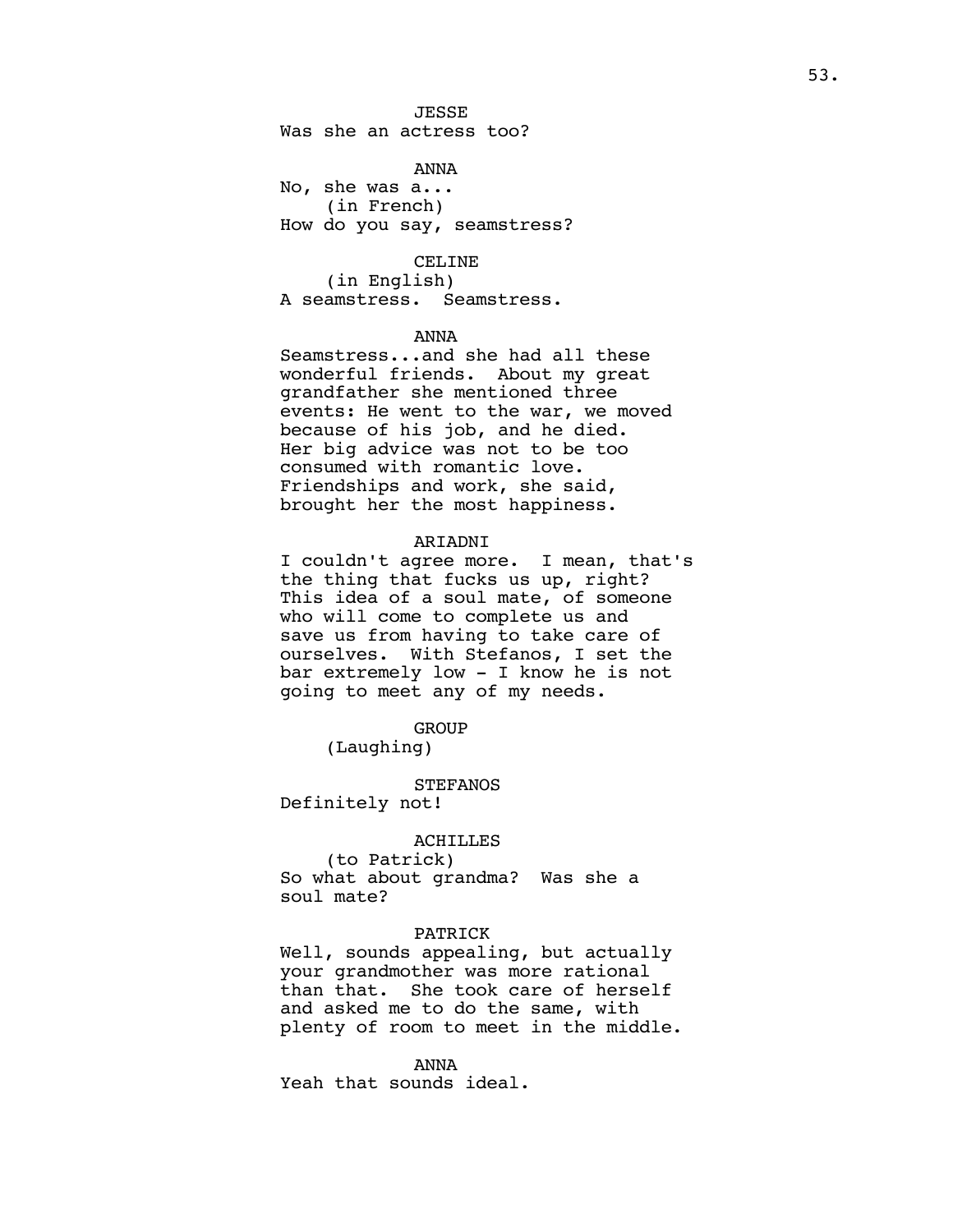JESSE
Was she an actress too?

ANNA
No, she was a...
(in French)
How do you say, seamstress?

CELINE
(in English)
A seamstress. Seamstress.

ANNA
Seamstress...and she had all these wonderful friends. About my great grandfather she mentioned three events: He went to the war, we moved because of his job, and he died. Her big advice was not to be too consumed with romantic love. Friendships and work, she said, brought her the most happiness.

ARIADNI
I couldn't agree more. I mean, that's the thing that fucks us up, right? This idea of a soul mate, of someone who will come to complete us and save us from having to take care of ourselves. With Stefanos, I set the bar extremely low - I know he is not going to meet any of my needs.

GROUP
(Laughing)

STEFANOS
Definitely not!

ACHILLES
(to Patrick)
So what about grandma? Was she a soul mate?

PATRICK
Well, sounds appealing, but actually your grandmother was more rational than that. She took care of herself and asked me to do the same, with plenty of room to meet in the middle.

ANNA
Yeah that sounds ideal.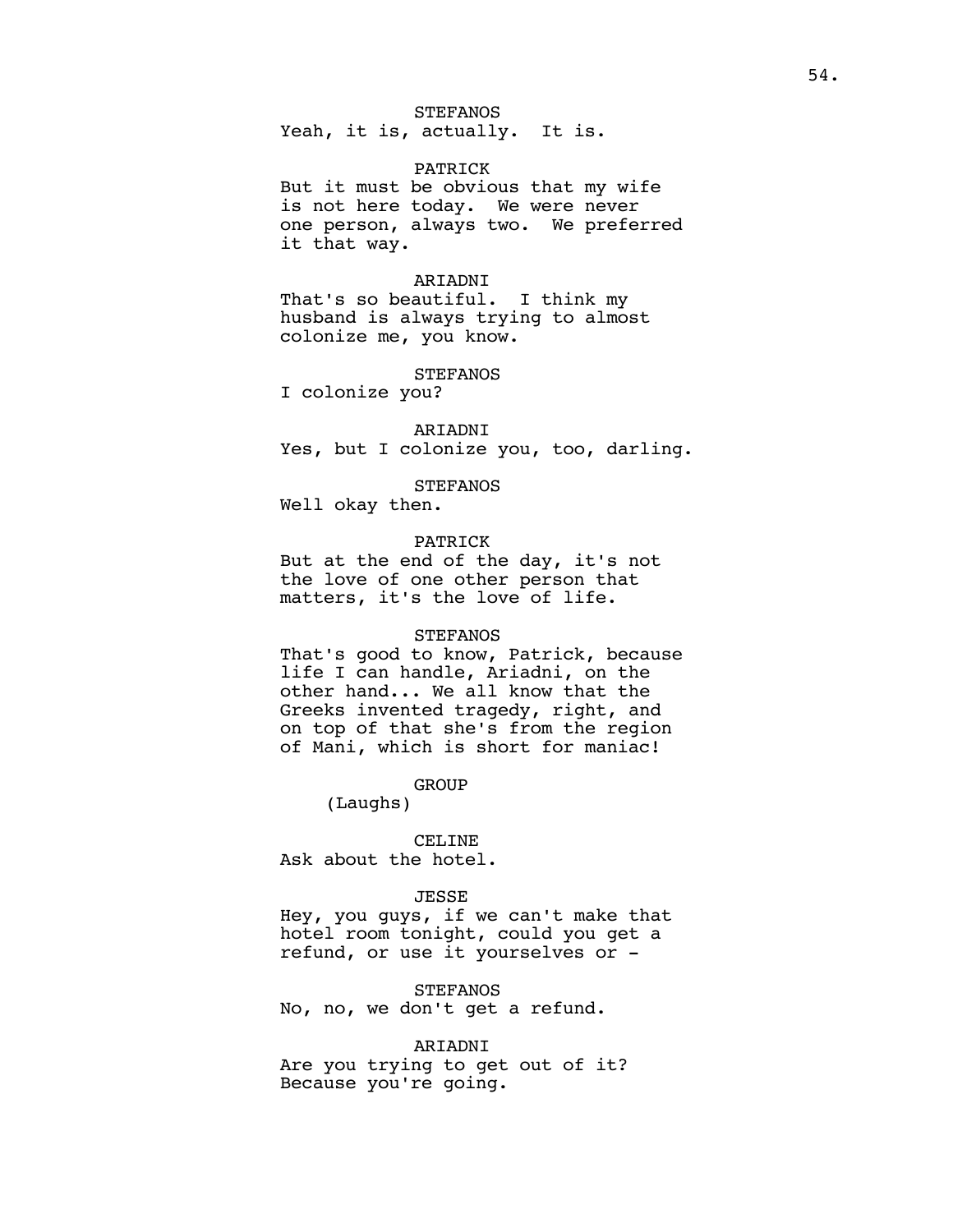STEFANOS
Yeah, it is, actually.  It is.

PATRICK
But it must be obvious that my wife is not here today.  We were never one person, always two.  We preferred it that way.

ARIADNI
That's so beautiful.  I think my husband is always trying to almost colonize me, you know.

STEFANOS
I colonize you?

ARIADNI
Yes, but I colonize you, too, darling.

STEFANOS
Well okay then.

PATRICK
But at the end of the day, it's not the love of one other person that matters, it's the love of life.

STEFANOS
That's good to know, Patrick, because life I can handle, Ariadni, on the other hand... We all know that the Greeks invented tragedy, right, and on top of that she's from the region of Mani, which is short for maniac!

GROUP
(Laughs)

CELINE
Ask about the hotel.

JESSE
Hey, you guys, if we can't make that hotel room tonight, could you get a refund, or use it yourselves or -

STEFANOS
No, no, we don't get a refund.

ARIADNI
Are you trying to get out of it? Because you're going.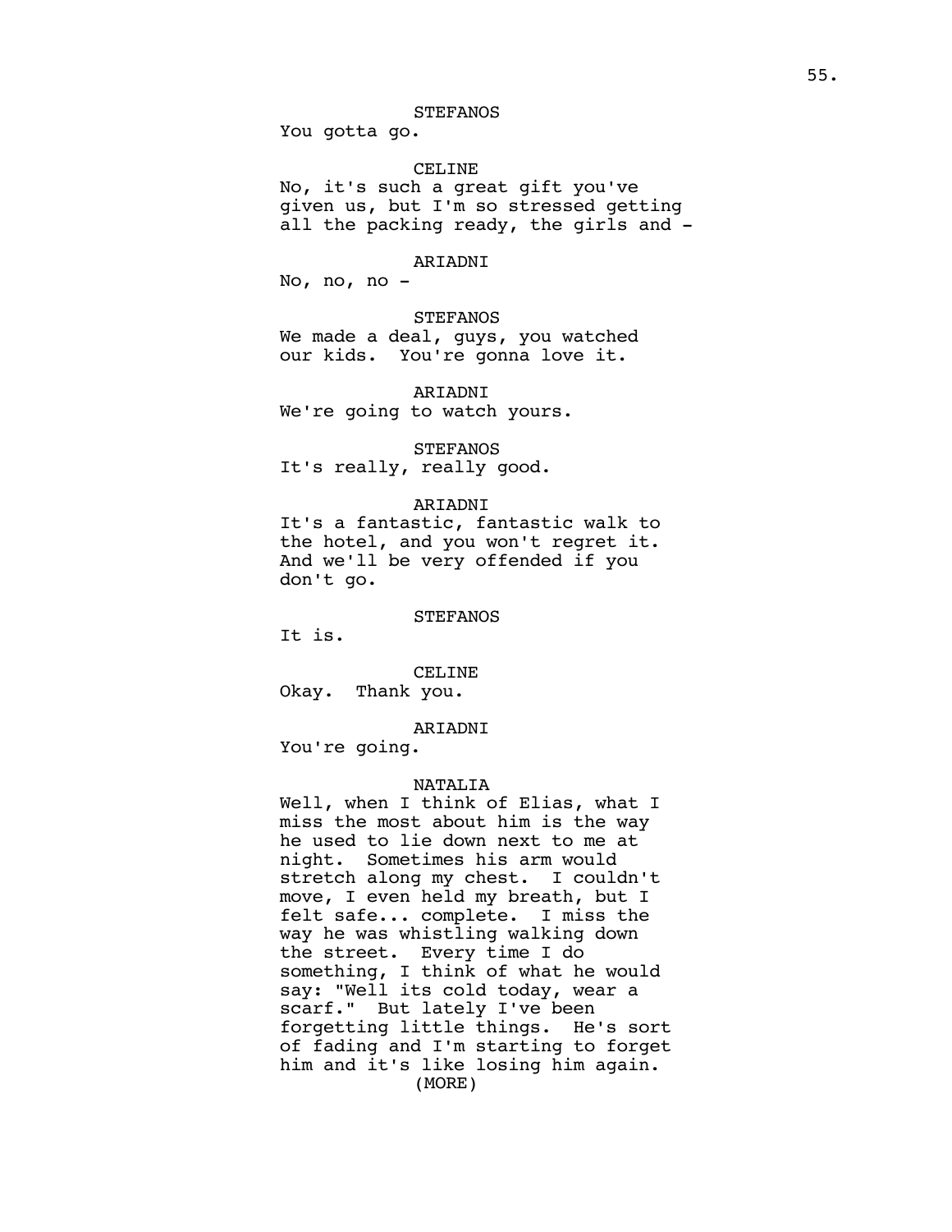STEFANOS

You gotta go.

CELINE

No, it's such a great gift you've given us, but I'm so stressed getting all the packing ready, the girls and -

ARIADNI

No, no, no -

STEFANOS

We made a deal, guys, you watched our kids. You're gonna love it.

ARIADNI

We're going to watch yours.

STEFANOS

It's really, really good.

ARIADNI

It's a fantastic, fantastic walk to the hotel, and you won't regret it. And we'll be very offended if you don't go.

STEFANOS

It is.

CELINE

Okay. Thank you.

ARIADNI

You're going.

NATALIA

Well, when I think of Elias, what I miss the most about him is the way he used to lie down next to me at night. Sometimes his arm would stretch along my chest. I couldn't move, I even held my breath, but I felt safe... complete. I miss the way he was whistling walking down the street. Every time I do something, I think of what he would say: "Well its cold today, wear a scarf." But lately I've been forgetting little things. He's sort of fading and I'm starting to forget him and it's like losing him again.

(MORE)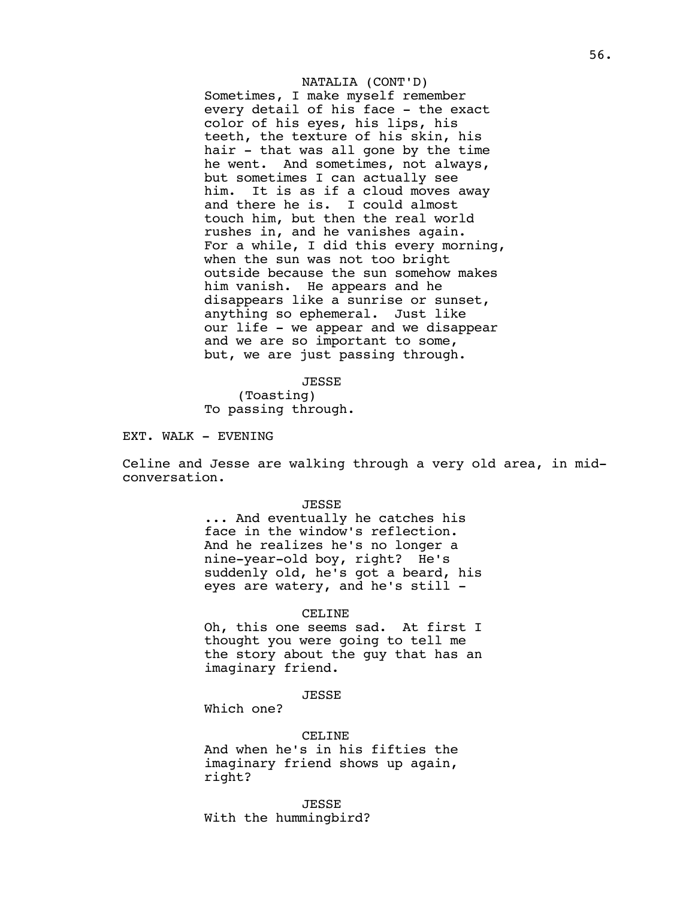NATALIA (CONT'D)

Sometimes, I make myself remember every detail of his face - the exact color of his eyes, his lips, his teeth, the texture of his skin, his hair - that was all gone by the time he went. And sometimes, not always, but sometimes I can actually see him. It is as if a cloud moves away and there he is. I could almost touch him, but then the real world rushes in, and he vanishes again. For a while, I did this every morning, when the sun was not too bright outside because the sun somehow makes him vanish. He appears and he disappears like a sunrise or sunset, anything so ephemeral. Just like our life - we appear and we disappear and we are so important to some, but, we are just passing through.

JESSE

(Toasting)

To passing through.

EXT. WALK - EVENING

Celine and Jesse are walking through a very old area, in mid-conversation.

JESSE

... And eventually he catches his face in the window's reflection. And he realizes he's no longer a nine-year-old boy, right? He's suddenly old, he's got a beard, his eyes are watery, and he's still -

CELINE

Oh, this one seems sad. At first I thought you were going to tell me the story about the guy that has an imaginary friend.

JESSE

Which one?

CELINE

And when he's in his fifties the imaginary friend shows up again, right?

JESSE

With the hummingbird?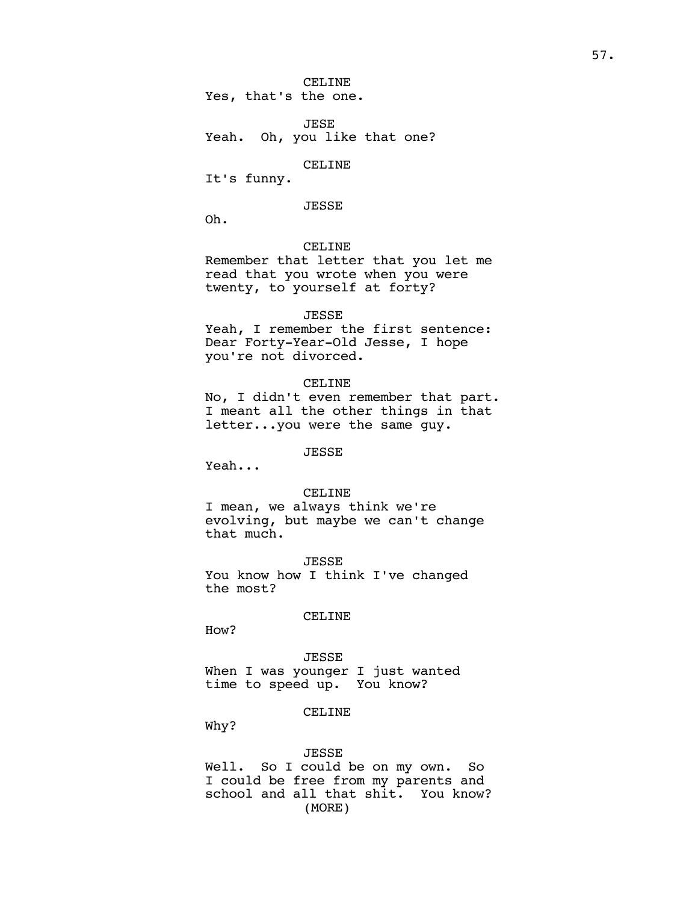CELINE
Yes, that's the one.

JESE
Yeah. Oh, you like that one?

CELINE
It's funny.

JESSE
Oh.

CELINE
Remember that letter that you let me read that you wrote when you were twenty, to yourself at forty?

JESSE
Yeah, I remember the first sentence: Dear Forty-Year-Old Jesse, I hope you're not divorced.

CELINE
No, I didn't even remember that part. I meant all the other things in that letter...you were the same guy.

JESSE
Yeah...

CELINE
I mean, we always think we're evolving, but maybe we can't change that much.

JESSE
You know how I think I've changed the most?

CELINE
How?

JESSE
When I was younger I just wanted time to speed up. You know?

CELINE
Why?

JESSE
Well. So I could be on my own. So I could be free from my parents and school and all that shit. You know?
(MORE)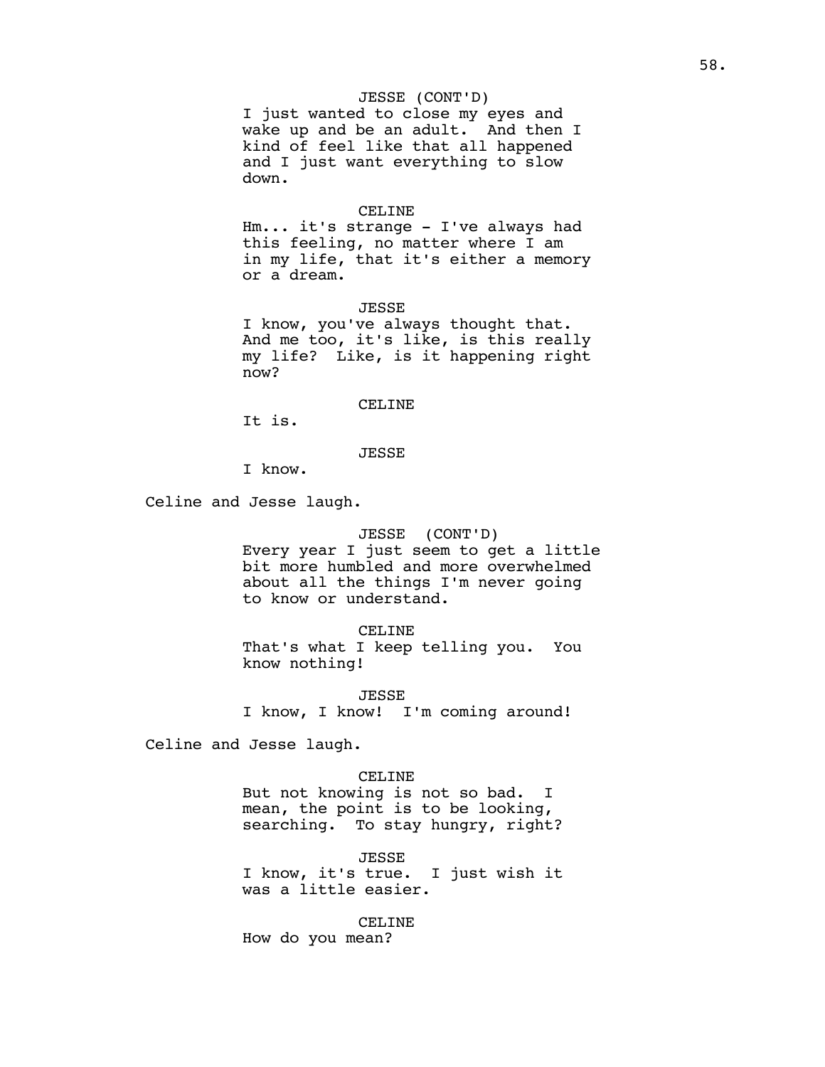JESSE (CONT'D)
I just wanted to close my eyes and wake up and be an adult. And then I kind of feel like that all happened and I just want everything to slow down.

CELINE
Hm... it's strange - I've always had this feeling, no matter where I am in my life, that it's either a memory or a dream.

JESSE
I know, you've always thought that. And me too, it's like, is this really my life? Like, is it happening right now?

CELINE
It is.

JESSE
I know.

Celine and Jesse laugh.

JESSE (CONT'D)
Every year I just seem to get a little bit more humbled and more overwhelmed about all the things I'm never going to know or understand.

CELINE
That's what I keep telling you. You know nothing!

JESSE
I know, I know! I'm coming around!

Celine and Jesse laugh.

CELINE
But not knowing is not so bad. I mean, the point is to be looking, searching. To stay hungry, right?

JESSE
I know, it's true. I just wish it was a little easier.

CELINE
How do you mean?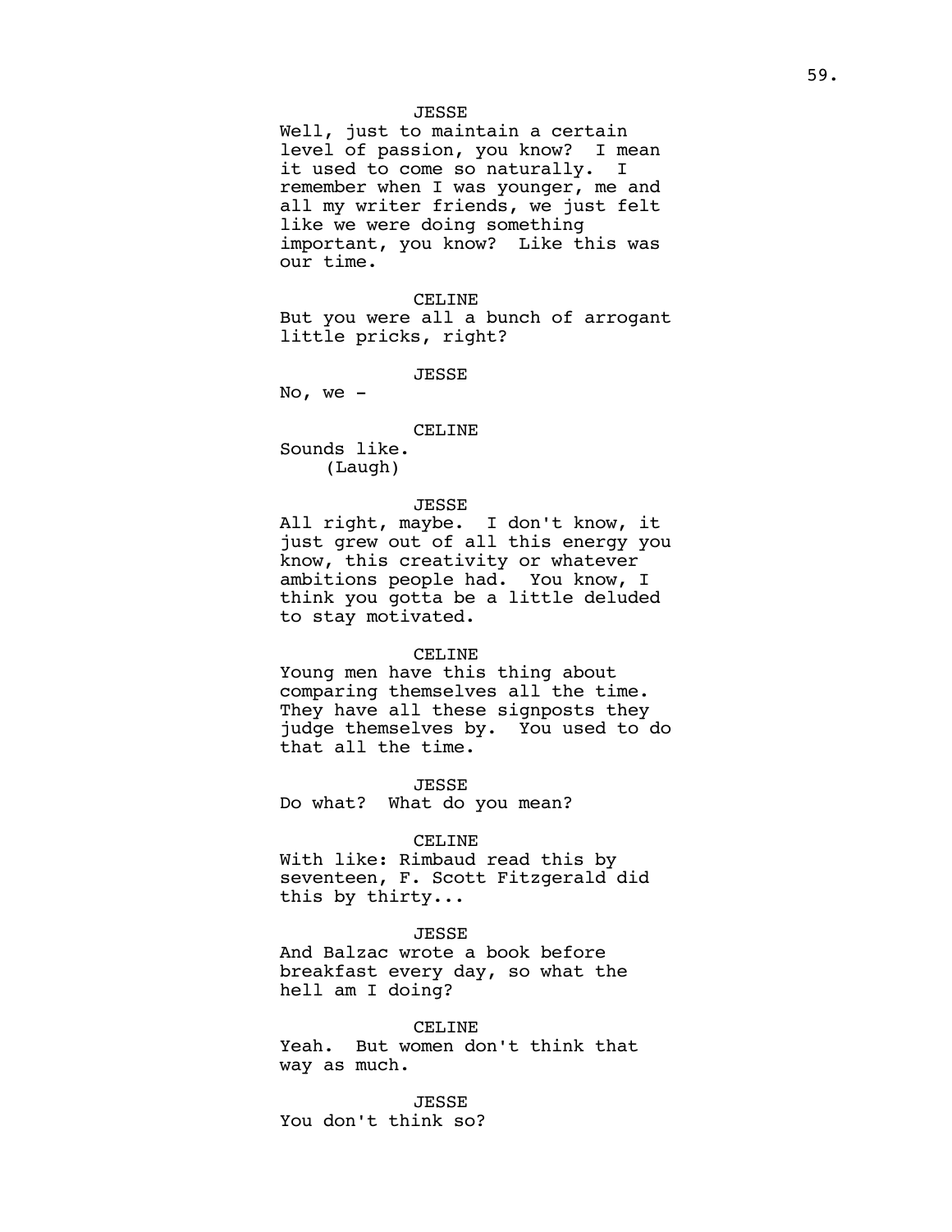JESSE

Well, just to maintain a certain level of passion, you know? I mean it used to come so naturally. I remember when I was younger, me and all my writer friends, we just felt like we were doing something important, you know? Like this was our time.

CELINE

But you were all a bunch of arrogant little pricks, right?

JESSE

No, we -

CELINE

Sounds like.
(Laugh)

JESSE

All right, maybe. I don't know, it just grew out of all this energy you know, this creativity or whatever ambitions people had. You know, I think you gotta be a little deluded to stay motivated.

CELINE

Young men have this thing about comparing themselves all the time. They have all these signposts they judge themselves by. You used to do that all the time.

JESSE

Do what? What do you mean?

CELINE

With like: Rimbaud read this by seventeen, F. Scott Fitzgerald did this by thirty...

JESSE

And Balzac wrote a book before breakfast every day, so what the hell am I doing?

CELINE

Yeah. But women don't think that way as much.

JESSE

You don't think so?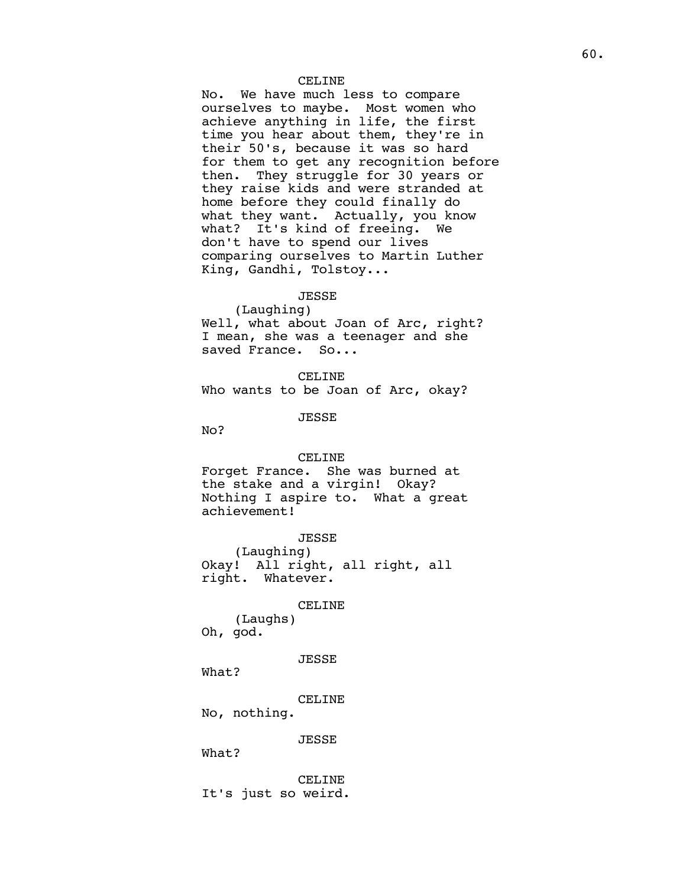CELINE

No. We have much less to compare ourselves to maybe. Most women who achieve anything in life, the first time you hear about them, they're in their 50's, because it was so hard for them to get any recognition before then. They struggle for 30 years or they raise kids and were stranded at home before they could finally do what they want. Actually, you know what? It's kind of freeing. We don't have to spend our lives comparing ourselves to Martin Luther King, Gandhi, Tolstoy...

JESSE

(Laughing)

Well, what about Joan of Arc, right? I mean, she was a teenager and she saved France. So...

CELINE

Who wants to be Joan of Arc, okay?

JESSE

No?

CELINE

Forget France. She was burned at the stake and a virgin! Okay? Nothing I aspire to. What a great achievement!

JESSE

(Laughing)

Okay! All right, all right, all right. Whatever.

CELINE

(Laughs)

Oh, god.

JESSE

What?

CELINE

No, nothing.

JESSE

What?

CELINE

It's just so weird.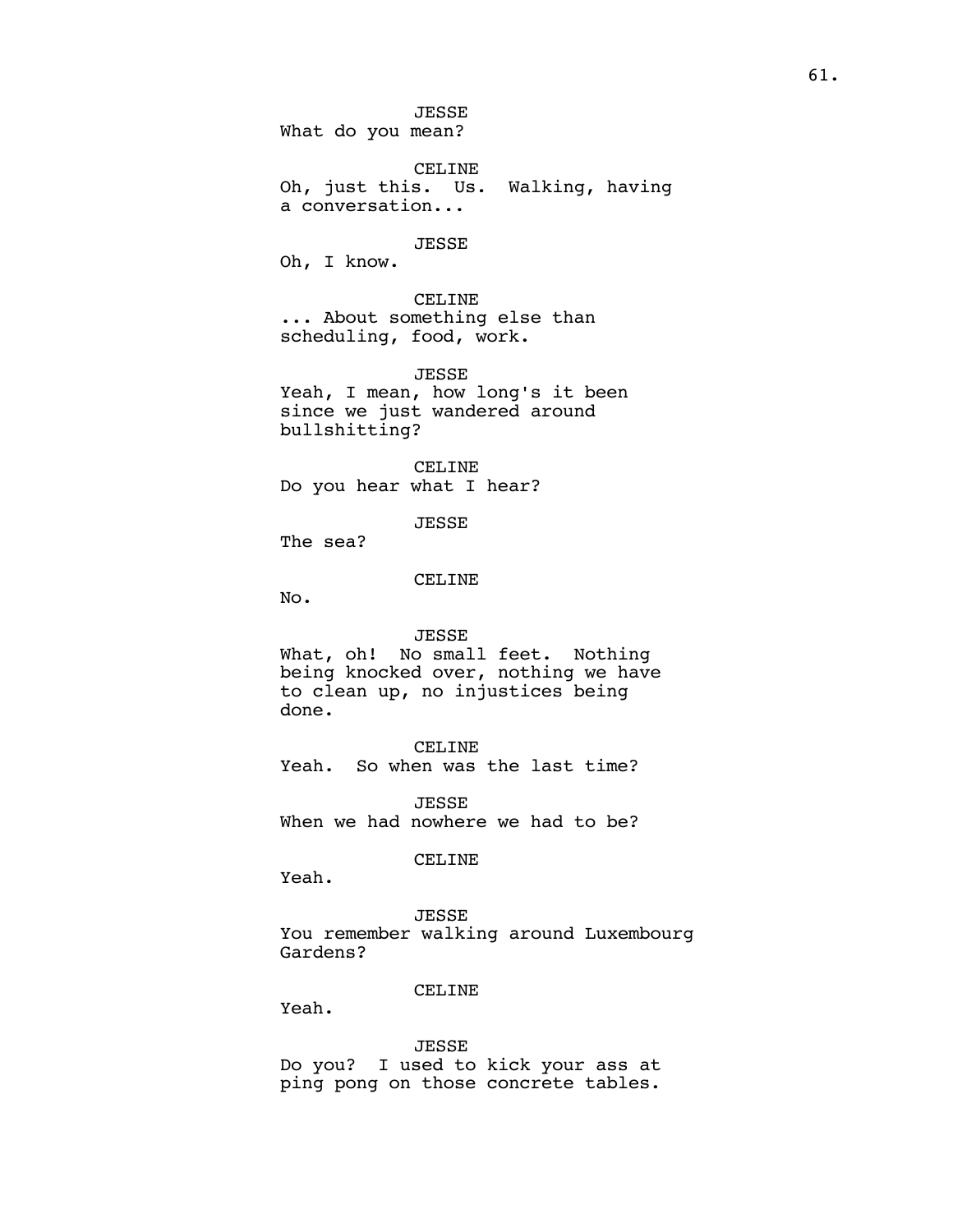JESSE
What do you mean?

CELINE
Oh, just this. Us. Walking, having a conversation...

JESSE
Oh, I know.

CELINE
... About something else than scheduling, food, work.

JESSE
Yeah, I mean, how long's it been since we just wandered around bullshitting?

CELINE
Do you hear what I hear?

JESSE
The sea?

CELINE
No.

JESSE
What, oh! No small feet. Nothing being knocked over, nothing we have to clean up, no injustices being done.

CELINE
Yeah. So when was the last time?

JESSE
When we had nowhere we had to be?

CELINE
Yeah.

JESSE
You remember walking around Luxembourg Gardens?

CELINE
Yeah.

JESSE
Do you? I used to kick your ass at ping pong on those concrete tables.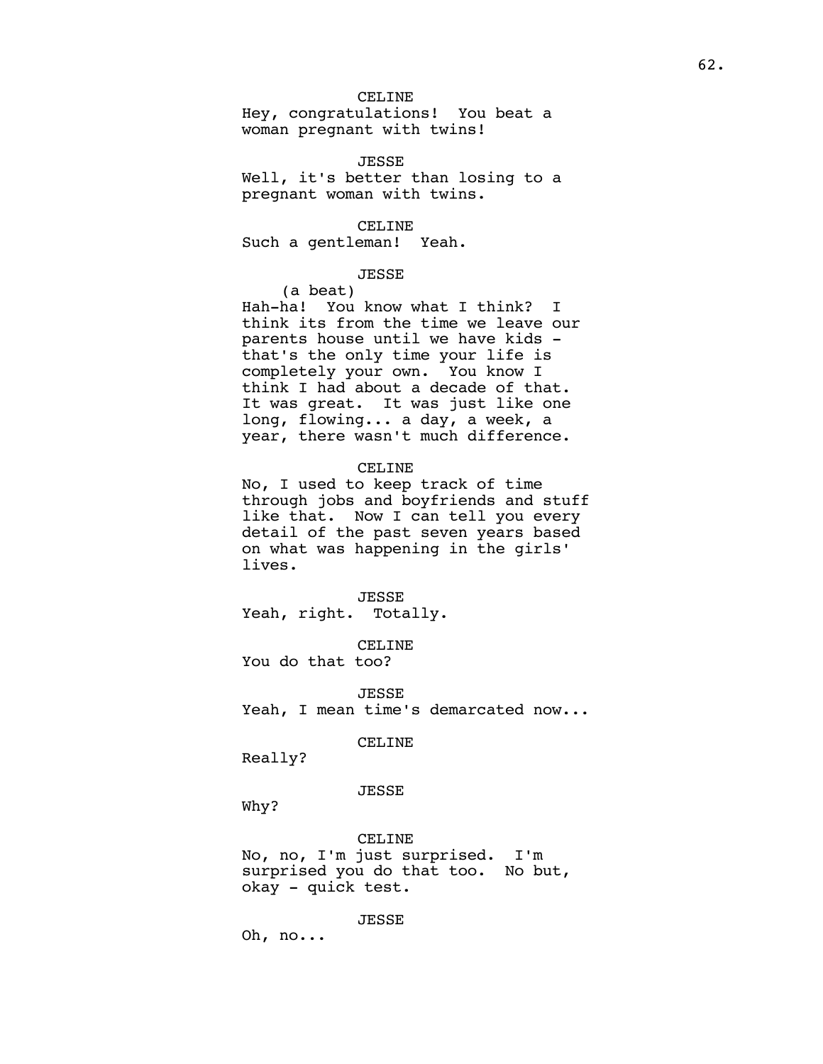CELINE

Hey, congratulations! You beat a woman pregnant with twins!

JESSE

Well, it's better than losing to a pregnant woman with twins.

CELINE

Such a gentleman! Yeah.

JESSE

(a beat)

Hah-ha! You know what I think? I think its from the time we leave our parents house until we have kids - that's the only time your life is completely your own. You know I think I had about a decade of that. It was great. It was just like one long, flowing... a day, a week, a year, there wasn't much difference.

CELINE

No, I used to keep track of time through jobs and boyfriends and stuff like that. Now I can tell you every detail of the past seven years based on what was happening in the girls' lives.

JESSE

Yeah, right. Totally.

CELINE

You do that too?

JESSE

Yeah, I mean time's demarcated now...

CELINE

Really?

JESSE

Why?

CELINE

No, no, I'm just surprised. I'm surprised you do that too. No but, okay - quick test.

JESSE

Oh, no...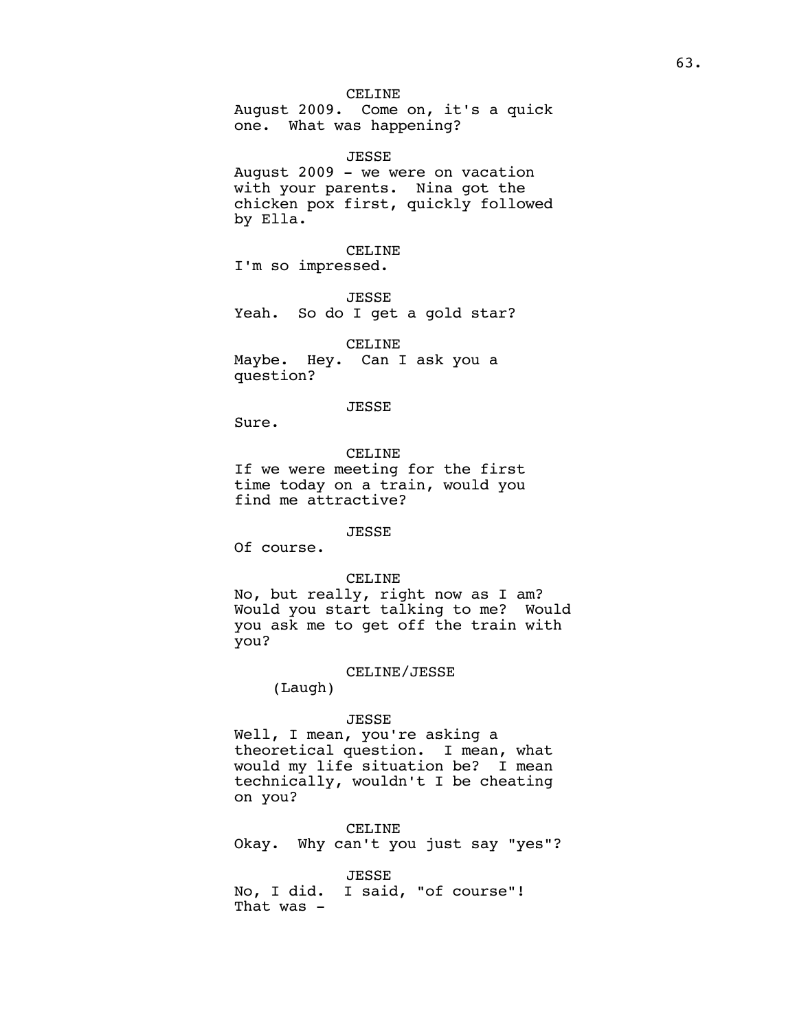CELINE

August 2009. Come on, it's a quick one. What was happening?

JESSE

August 2009 - we were on vacation with your parents. Nina got the chicken pox first, quickly followed by Ella.

CELINE

I'm so impressed.

JESSE

Yeah. So do I get a gold star?

CELINE

Maybe. Hey. Can I ask you a question?

JESSE

Sure.

CELINE

If we were meeting for the first time today on a train, would you find me attractive?

JESSE

Of course.

CELINE

No, but really, right now as I am? Would you start talking to me? Would you ask me to get off the train with you?

CELINE/JESSE

(Laugh)

JESSE

Well, I mean, you're asking a theoretical question. I mean, what would my life situation be? I mean technically, wouldn't I be cheating on you?

CELINE

Okay. Why can't you just say "yes"?

JESSE

No, I did. I said, "of course"! That was -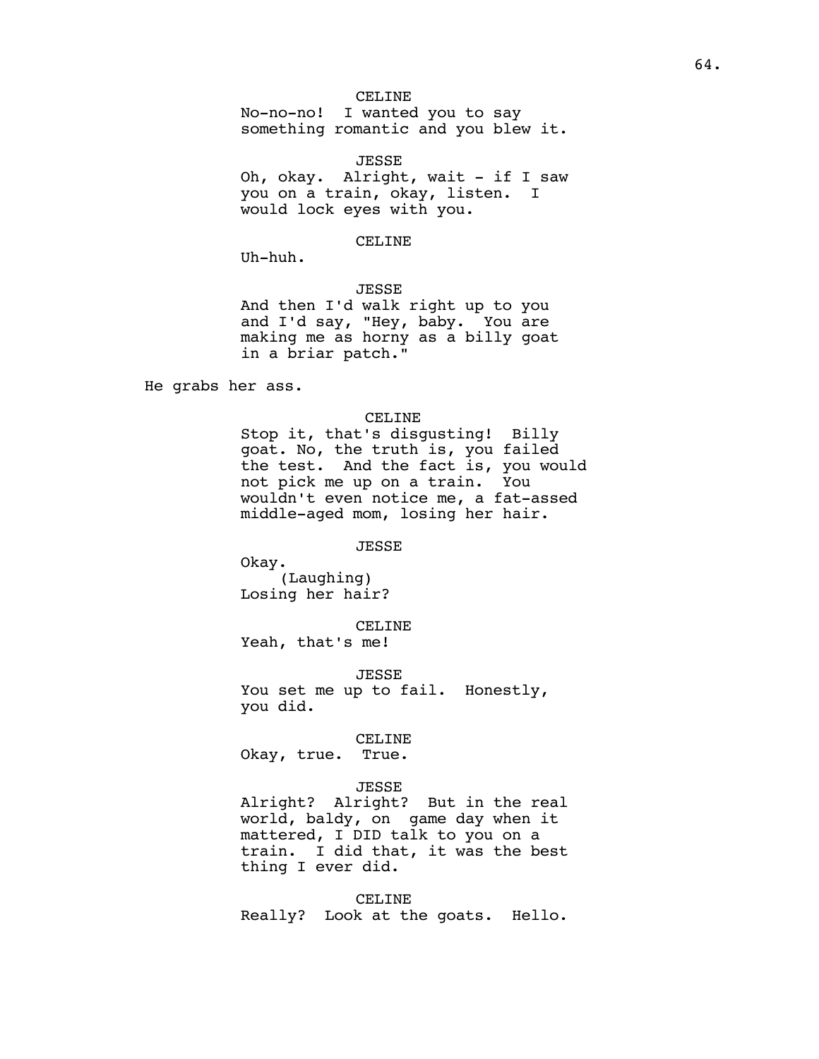CELINE

No-no-no! I wanted you to say something romantic and you blew it.

JESSE

Oh, okay. Alright, wait - if I saw you on a train, okay, listen. I would lock eyes with you.

CELINE

Uh-huh.

JESSE

And then I'd walk right up to you and I'd say, "Hey, baby. You are making me as horny as a billy goat in a briar patch."

He grabs her ass.

CELINE

Stop it, that's disgusting! Billy goat. No, the truth is, you failed the test. And the fact is, you would not pick me up on a train. You wouldn't even notice me, a fat-assed middle-aged mom, losing her hair.

JESSE

Okay.
(Laughing)
Losing her hair?

CELINE

Yeah, that's me!

JESSE

You set me up to fail. Honestly, you did.

CELINE

Okay, true. True.

JESSE

Alright? Alright? But in the real world, baldy, on game day when it mattered, I DID talk to you on a train. I did that, it was the best thing I ever did.

CELINE

Really? Look at the goats. Hello.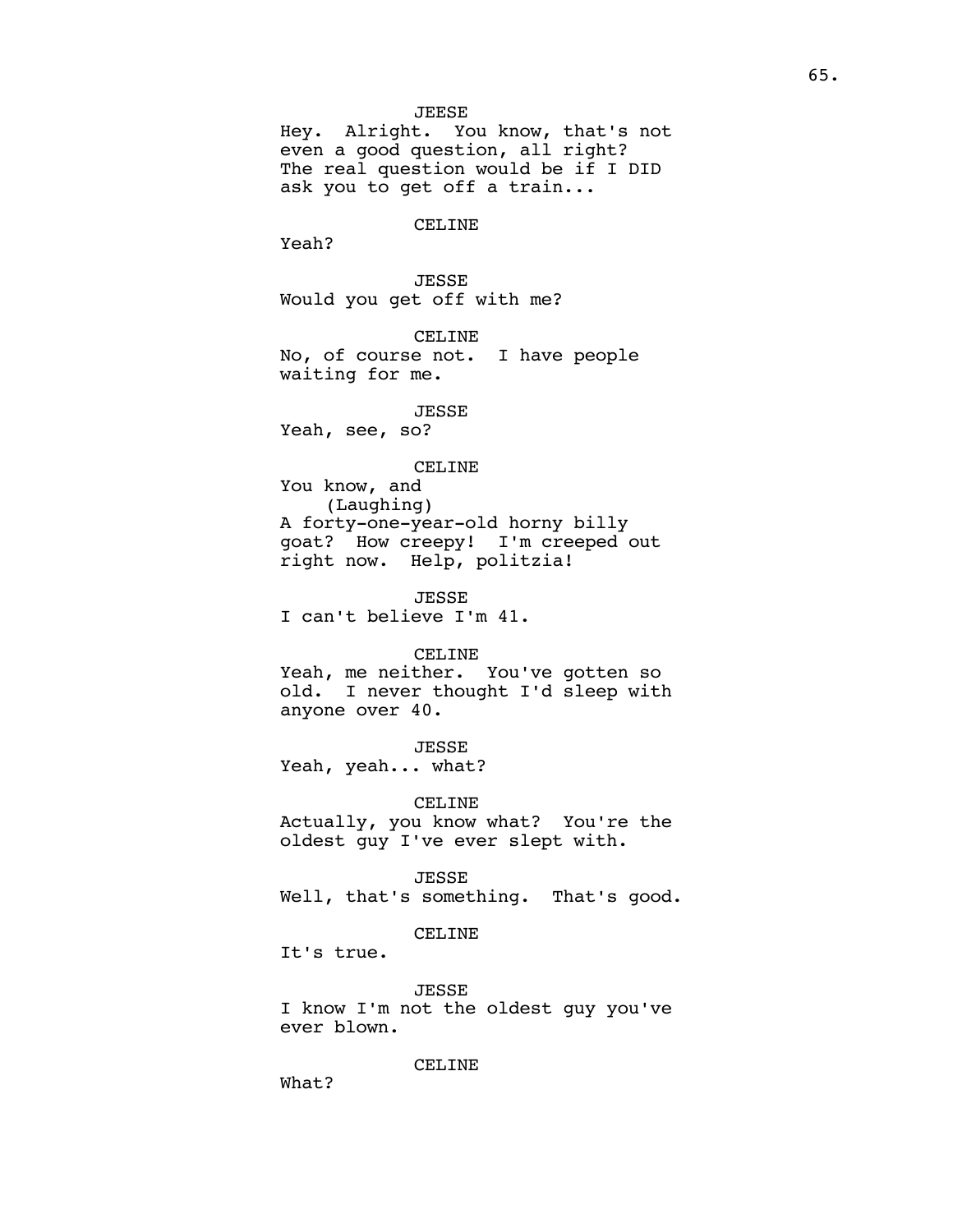JEESE
Hey.  Alright.  You know, that's not even a good question, all right? The real question would be if I DID ask you to get off a train...

CELINE
Yeah?

JESSE
Would you get off with me?

CELINE
No, of course not.  I have people waiting for me.

JESSE
Yeah, see, so?

CELINE
You know, and
(Laughing)
A forty-one-year-old horny billy goat?  How creepy!  I'm creeped out right now.  Help, politzia!

JESSE
I can't believe I'm 41.

CELINE
Yeah, me neither.  You've gotten so old.  I never thought I'd sleep with anyone over 40.

JESSE
Yeah, yeah... what?

CELINE
Actually, you know what?  You're the oldest guy I've ever slept with.

JESSE
Well, that's something.  That's good.

CELINE
It's true.

JESSE
I know I'm not the oldest guy you've ever blown.

CELINE
What?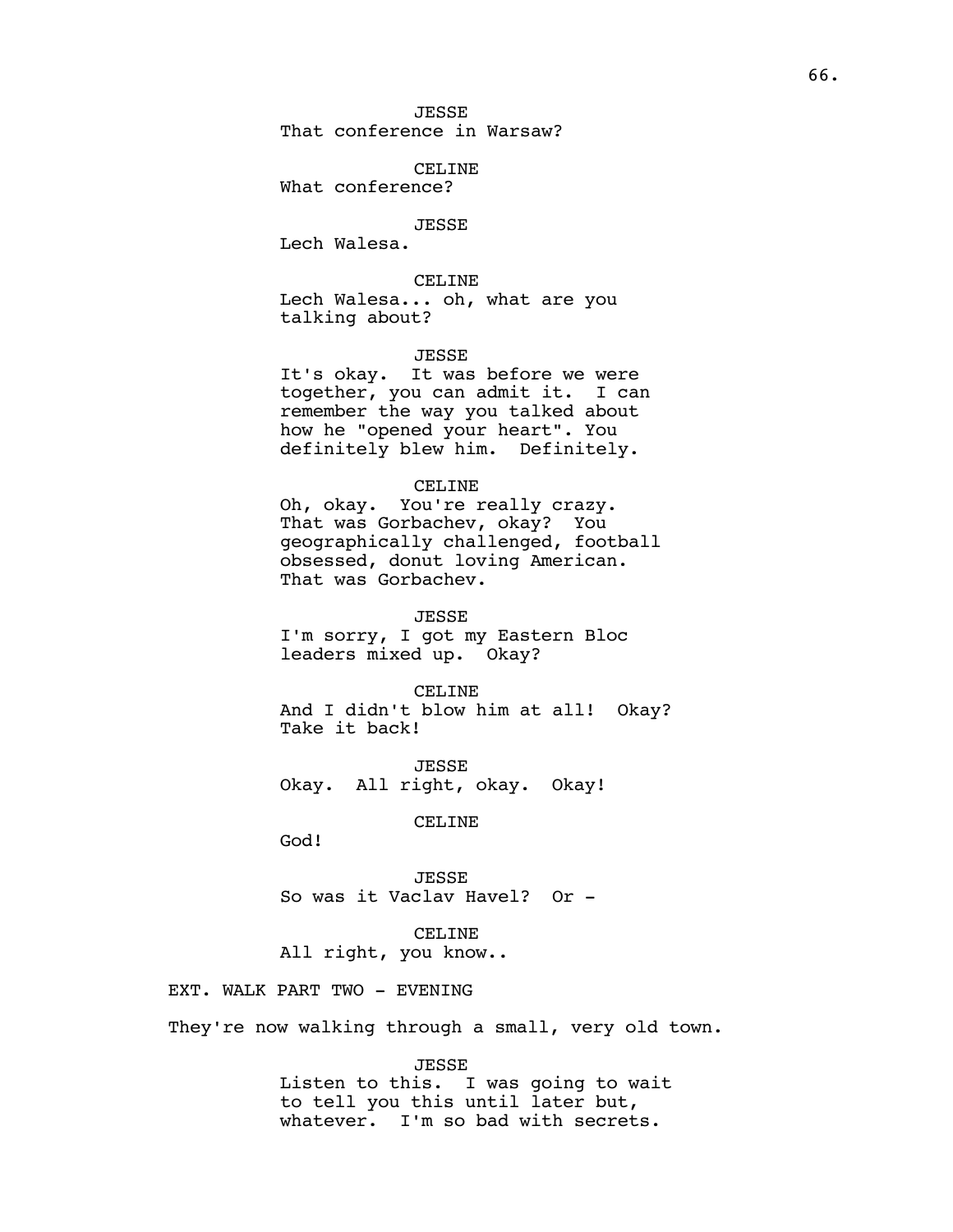JESSE
That conference in Warsaw?

CELINE
What conference?

JESSE
Lech Walesa.

CELINE
Lech Walesa... oh, what are you talking about?

JESSE
It's okay. It was before we were together, you can admit it. I can remember the way you talked about how he "opened your heart". You definitely blew him. Definitely.

CELINE
Oh, okay. You're really crazy. That was Gorbachev, okay? You geographically challenged, football obsessed, donut loving American. That was Gorbachev.

JESSE
I'm sorry, I got my Eastern Bloc leaders mixed up. Okay?

CELINE
And I didn't blow him at all! Okay? Take it back!

JESSE
Okay. All right, okay. Okay!

CELINE
God!

JESSE
So was it Vaclav Havel? Or -

CELINE
All right, you know..

EXT. WALK PART TWO - EVENING

They're now walking through a small, very old town.

JESSE
Listen to this. I was going to wait to tell you this until later but, whatever. I'm so bad with secrets.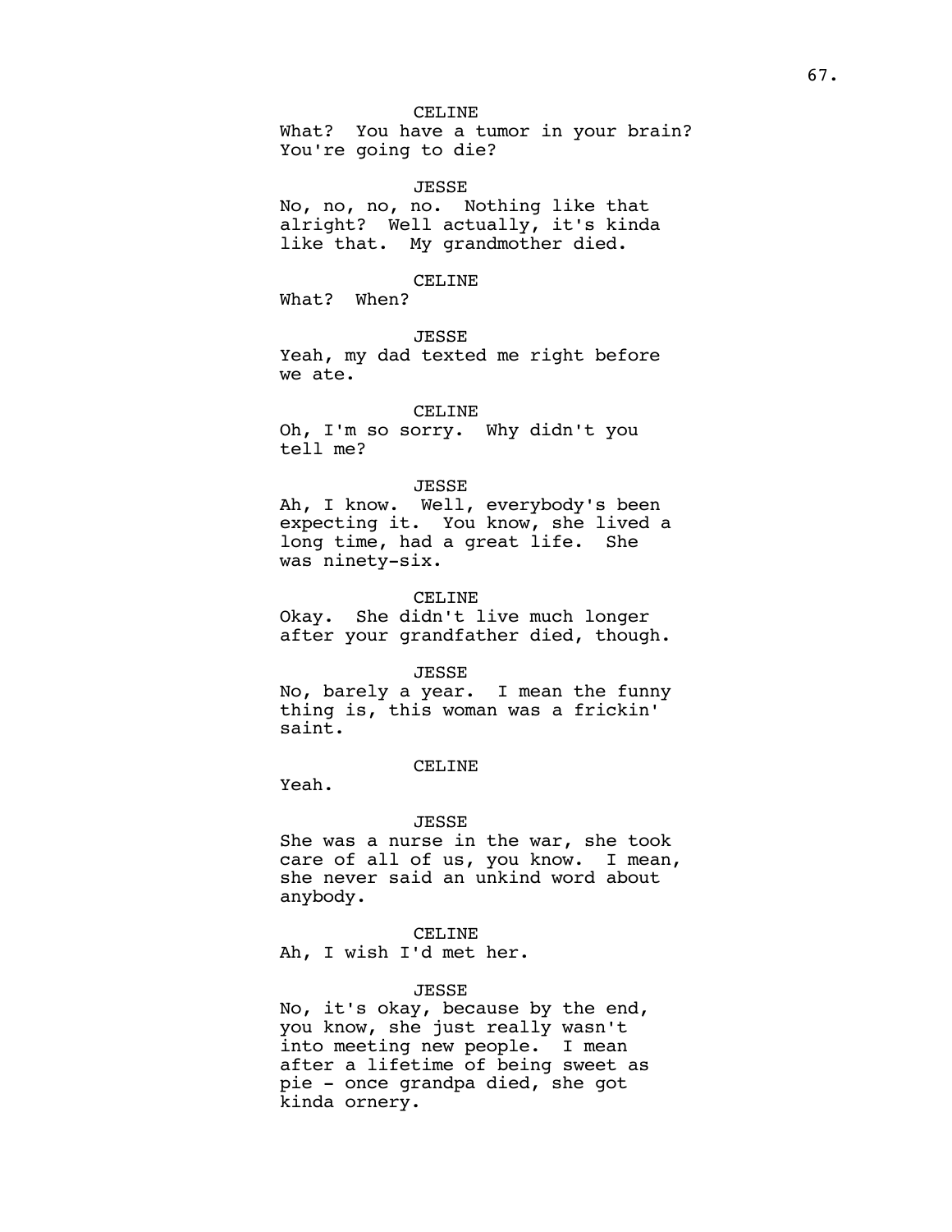CELINE

What? You have a tumor in your brain? You're going to die?

JESSE

No, no, no, no. Nothing like that alright? Well actually, it's kinda like that. My grandmother died.

CELINE

What? When?

JESSE

Yeah, my dad texted me right before we ate.

CELINE

Oh, I'm so sorry. Why didn't you tell me?

JESSE

Ah, I know. Well, everybody's been expecting it. You know, she lived a long time, had a great life. She was ninety-six.

CELINE

Okay. She didn't live much longer after your grandfather died, though.

JESSE

No, barely a year. I mean the funny thing is, this woman was a frickin' saint.

CELINE

Yeah.

JESSE

She was a nurse in the war, she took care of all of us, you know. I mean, she never said an unkind word about anybody.

CELINE

Ah, I wish I'd met her.

JESSE

No, it's okay, because by the end, you know, she just really wasn't into meeting new people. I mean after a lifetime of being sweet as pie - once grandpa died, she got kinda ornery.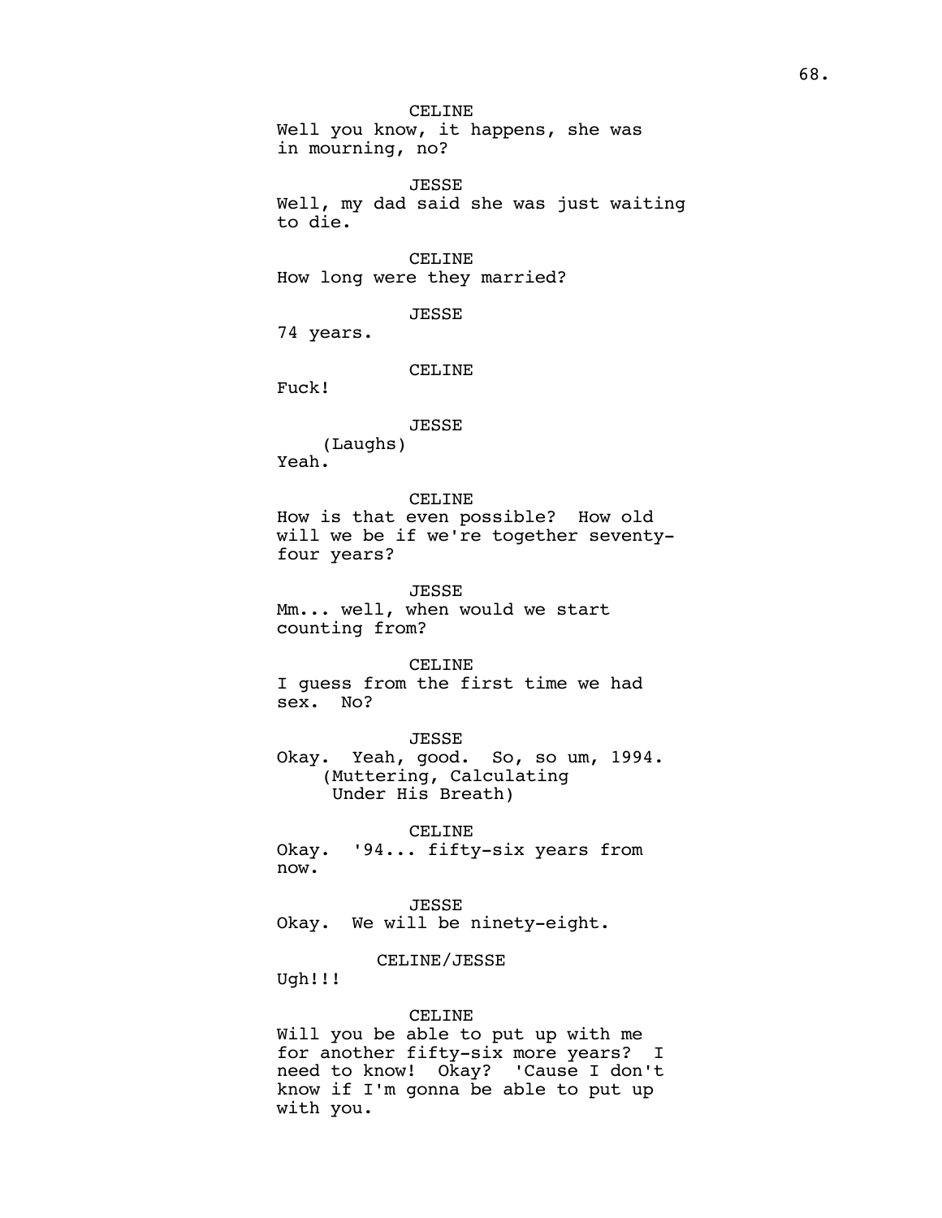CELINE

Well you know, it happens, she was in mourning, no?

JESSE

Well, my dad said she was just waiting to die.

CELINE

How long were they married?

JESSE

74 years.

CELINE

Fuck!

JESSE

(Laughs)

Yeah.

CELINE

How is that even possible? How old will we be if we're together seventy-four years?

JESSE

Mm... well, when would we start counting from?

CELINE

I guess from the first time we had sex. No?

JESSE

Okay. Yeah, good. So, so um, 1994.

(Muttering, Calculating Under His Breath)

CELINE

Okay. '94... fifty-six years from now.

JESSE

Okay. We will be ninety-eight.

CELINE/JESSE

Ugh!!!

CELINE

Will you be able to put up with me for another fifty-six more years? I need to know! Okay? 'Cause I don't know if I'm gonna be able to put up with you.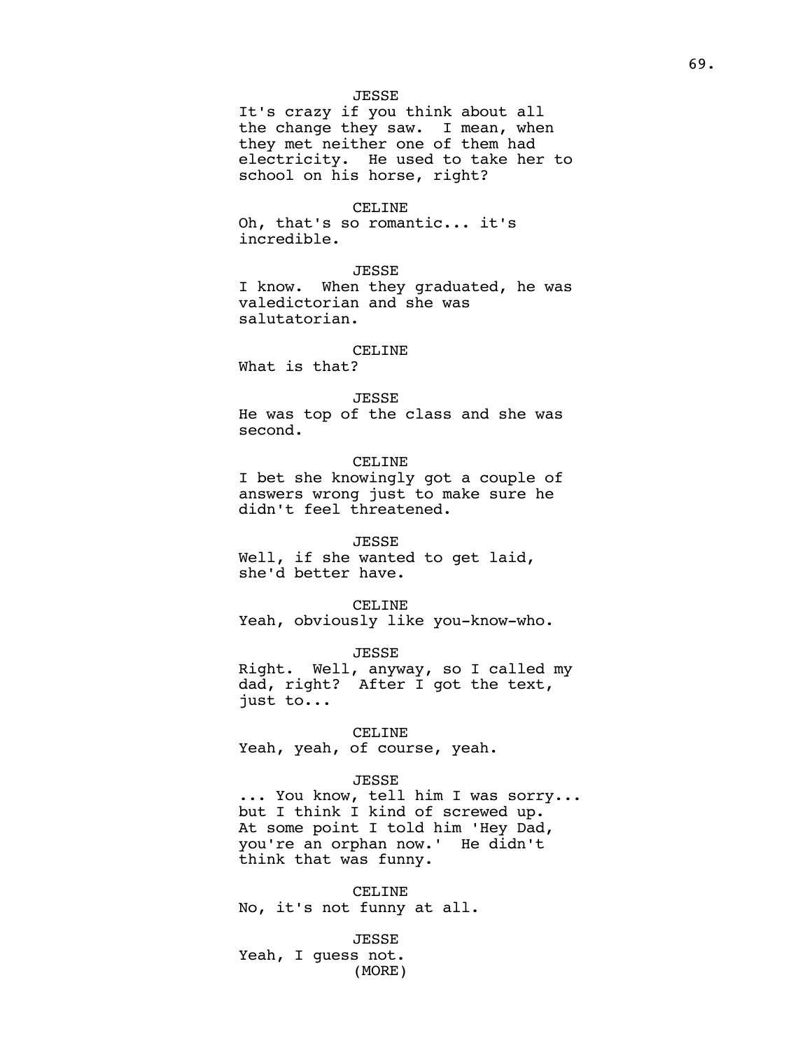JESSE

It's crazy if you think about all the change they saw. I mean, when they met neither one of them had electricity. He used to take her to school on his horse, right?

CELINE

Oh, that's so romantic... it's incredible.

JESSE

I know. When they graduated, he was valedictorian and she was salutatorian.

CELINE

What is that?

JESSE

He was top of the class and she was second.

CELINE

I bet she knowingly got a couple of answers wrong just to make sure he didn't feel threatened.

JESSE

Well, if she wanted to get laid, she'd better have.

CELINE

Yeah, obviously like you-know-who.

JESSE

Right. Well, anyway, so I called my dad, right? After I got the text, just to...

CELINE

Yeah, yeah, of course, yeah.

JESSE

... You know, tell him I was sorry... but I think I kind of screwed up. At some point I told him 'Hey Dad, you're an orphan now.' He didn't think that was funny.

CELINE

No, it's not funny at all.

JESSE

Yeah, I guess not.

(MORE)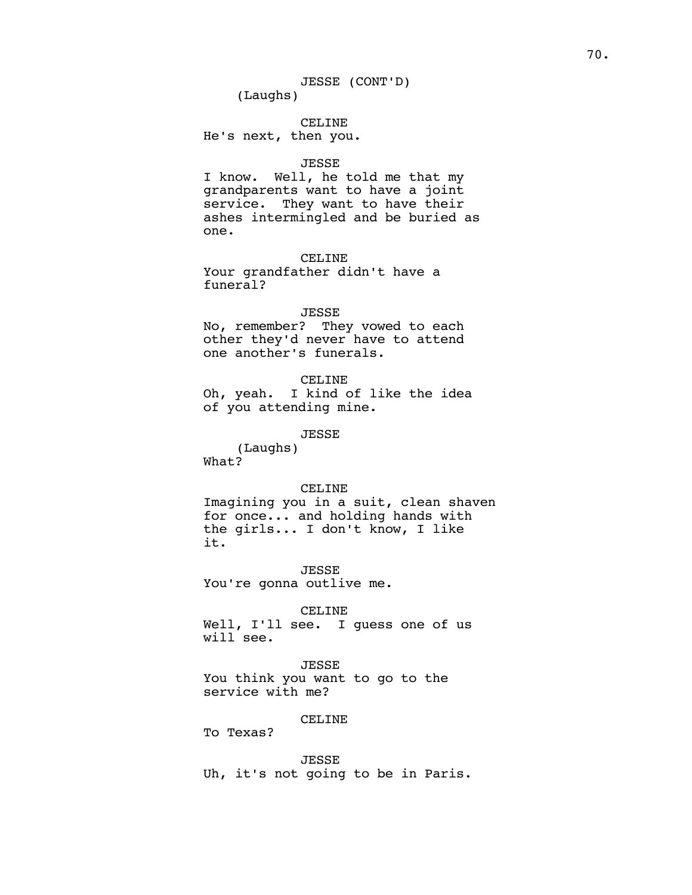JESSE (CONT'D)
(Laughs)

CELINE
He's next, then you.

JESSE
I know. Well, he told me that my grandparents want to have a joint service. They want to have their ashes intermingled and be buried as one.

CELINE
Your grandfather didn't have a funeral?

JESSE
No, remember? They vowed to each other they'd never have to attend one another's funerals.

CELINE
Oh, yeah. I kind of like the idea of you attending mine.

JESSE
(Laughs)
What?

CELINE
Imagining you in a suit, clean shaven for once... and holding hands with the girls... I don't know, I like it.

JESSE
You're gonna outlive me.

CELINE
Well, I'll see. I guess one of us will see.

JESSE
You think you want to go to the service with me?

CELINE
To Texas?

JESSE
Uh, it's not going to be in Paris.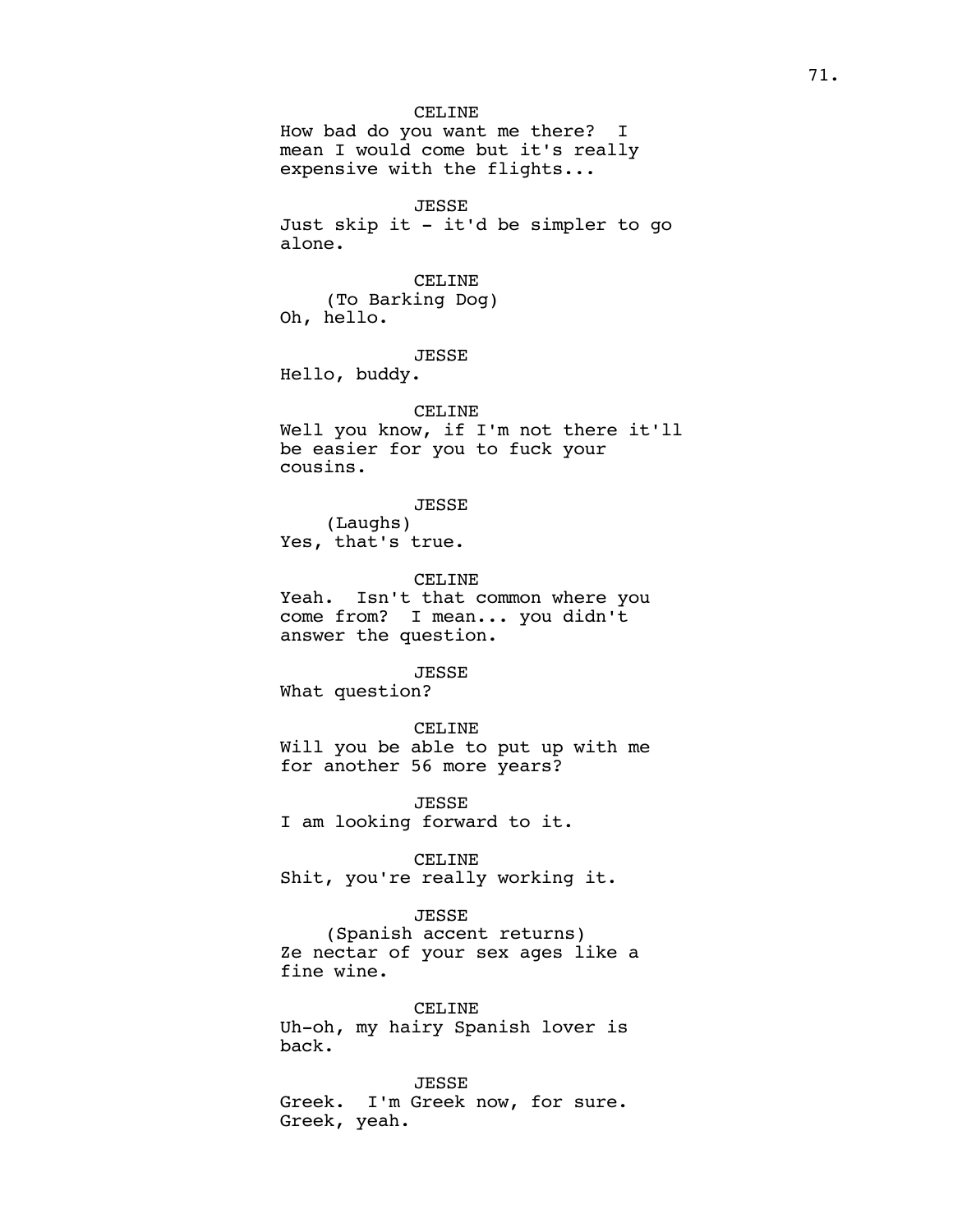CELINE
How bad do you want me there?  I mean I would come but it's really expensive with the flights...

JESSE
Just skip it - it'd be simpler to go alone.

CELINE
(To Barking Dog)
Oh, hello.

JESSE
Hello, buddy.

CELINE
Well you know, if I'm not there it'll be easier for you to fuck your cousins.

JESSE
(Laughs)
Yes, that's true.

CELINE
Yeah.  Isn't that common where you come from?  I mean... you didn't answer the question.

JESSE
What question?

CELINE
Will you be able to put up with me for another 56 more years?

JESSE
I am looking forward to it.

CELINE
Shit, you're really working it.

JESSE
(Spanish accent returns)
Ze nectar of your sex ages like a fine wine.

CELINE
Uh-oh, my hairy Spanish lover is back.

JESSE
Greek.  I'm Greek now, for sure.  Greek, yeah.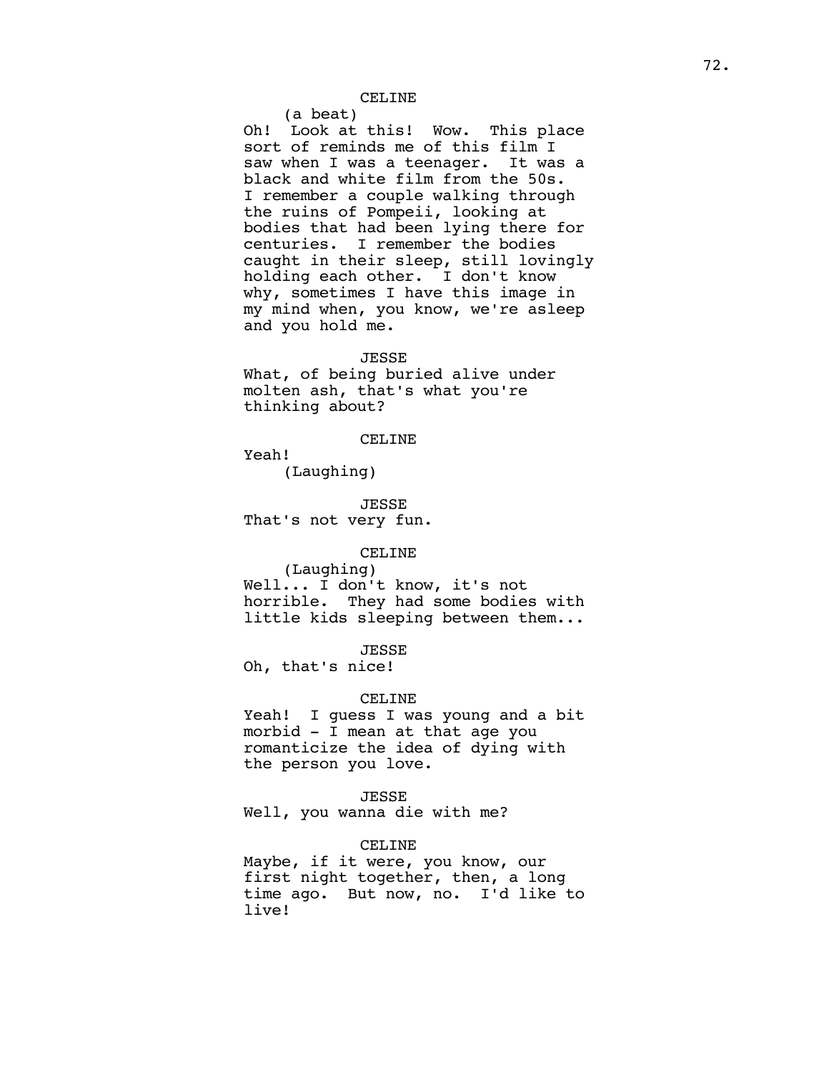CELINE

(a beat)

Oh! Look at this! Wow. This place sort of reminds me of this film I saw when I was a teenager. It was a black and white film from the 50s. I remember a couple walking through the ruins of Pompeii, looking at bodies that had been lying there for centuries. I remember the bodies caught in their sleep, still lovingly holding each other. I don't know why, sometimes I have this image in my mind when, you know, we're asleep and you hold me.

JESSE

What, of being buried alive under molten ash, that's what you're thinking about?

CELINE

Yeah!

(Laughing)

JESSE

That's not very fun.

CELINE

(Laughing)

Well... I don't know, it's not horrible. They had some bodies with little kids sleeping between them...

JESSE

Oh, that's nice!

CELINE

Yeah! I guess I was young and a bit morbid - I mean at that age you romanticize the idea of dying with the person you love.

JESSE

Well, you wanna die with me?

CELINE

Maybe, if it were, you know, our first night together, then, a long time ago. But now, no. I'd like to live!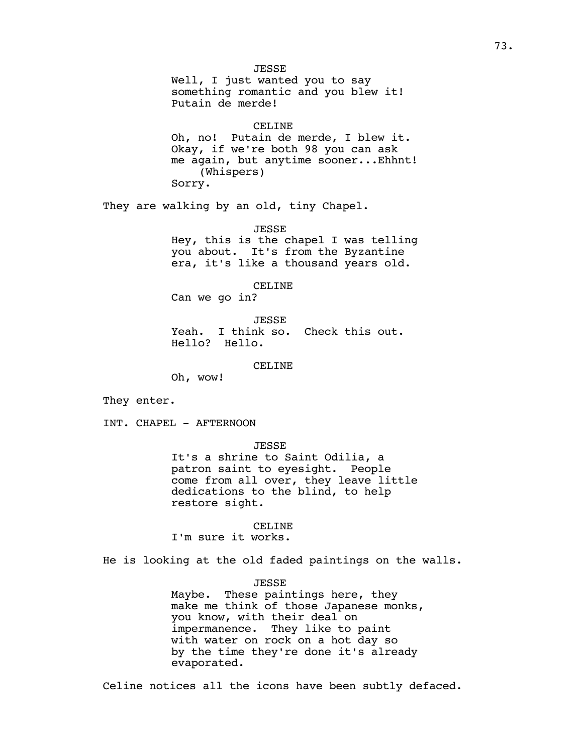JESSE

Well, I just wanted you to say something romantic and you blew it! Putain de merde!

CELINE

Oh, no! Putain de merde, I blew it. Okay, if we're both 98 you can ask me again, but anytime sooner...Ehhnt!

(Whispers)

Sorry.

They are walking by an old, tiny Chapel.

JESSE

Hey, this is the chapel I was telling you about. It's from the Byzantine era, it's like a thousand years old.

CELINE

Can we go in?

JESSE

Yeah. I think so. Check this out. Hello? Hello.

CELINE

Oh, wow!

They enter.

INT. CHAPEL - AFTERNOON

JESSE

It's a shrine to Saint Odilia, a patron saint to eyesight. People come from all over, they leave little dedications to the blind, to help restore sight.

CELINE

I'm sure it works.

He is looking at the old faded paintings on the walls.

JESSE

Maybe. These paintings here, they make me think of those Japanese monks, you know, with their deal on impermanence. They like to paint with water on rock on a hot day so by the time they're done it's already evaporated.

Celine notices all the icons have been subtly defaced.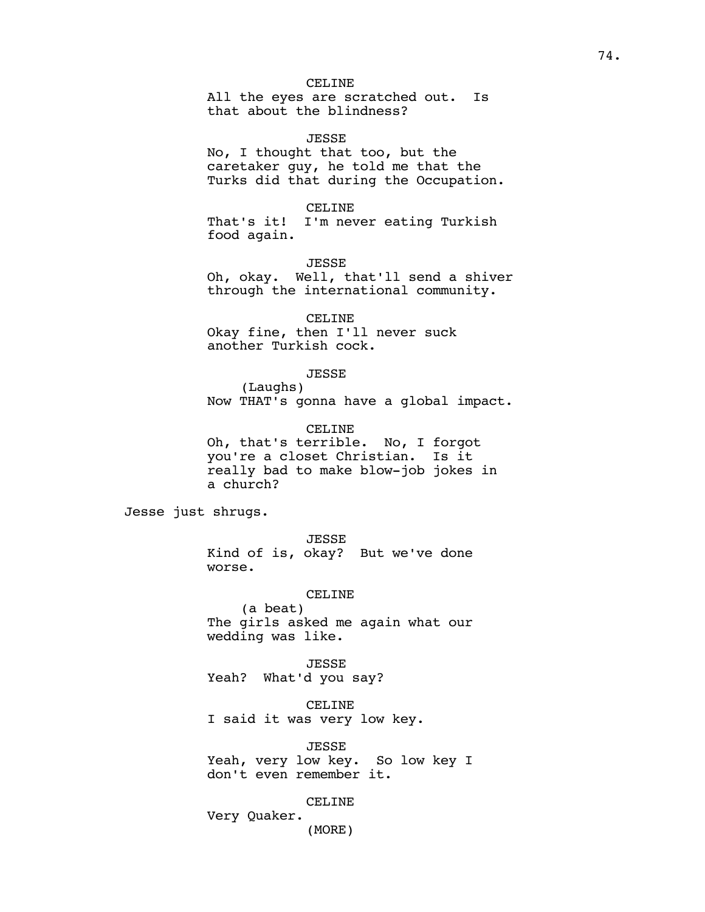CELINE
All the eyes are scratched out. Is that about the blindness?

JESSE
No, I thought that too, but the caretaker guy, he told me that the Turks did that during the Occupation.

CELINE
That's it! I'm never eating Turkish food again.

JESSE
Oh, okay. Well, that'll send a shiver through the international community.

CELINE
Okay fine, then I'll never suck another Turkish cock.

JESSE
(Laughs)
Now THAT's gonna have a global impact.

CELINE
Oh, that's terrible. No, I forgot you're a closet Christian. Is it really bad to make blow-job jokes in a church?

Jesse just shrugs.

JESSE
Kind of is, okay? But we've done worse.

CELINE
(a beat)
The girls asked me again what our wedding was like.

JESSE
Yeah? What'd you say?

CELINE
I said it was very low key.

JESSE
Yeah, very low key. So low key I don't even remember it.

CELINE
Very Quaker.
(MORE)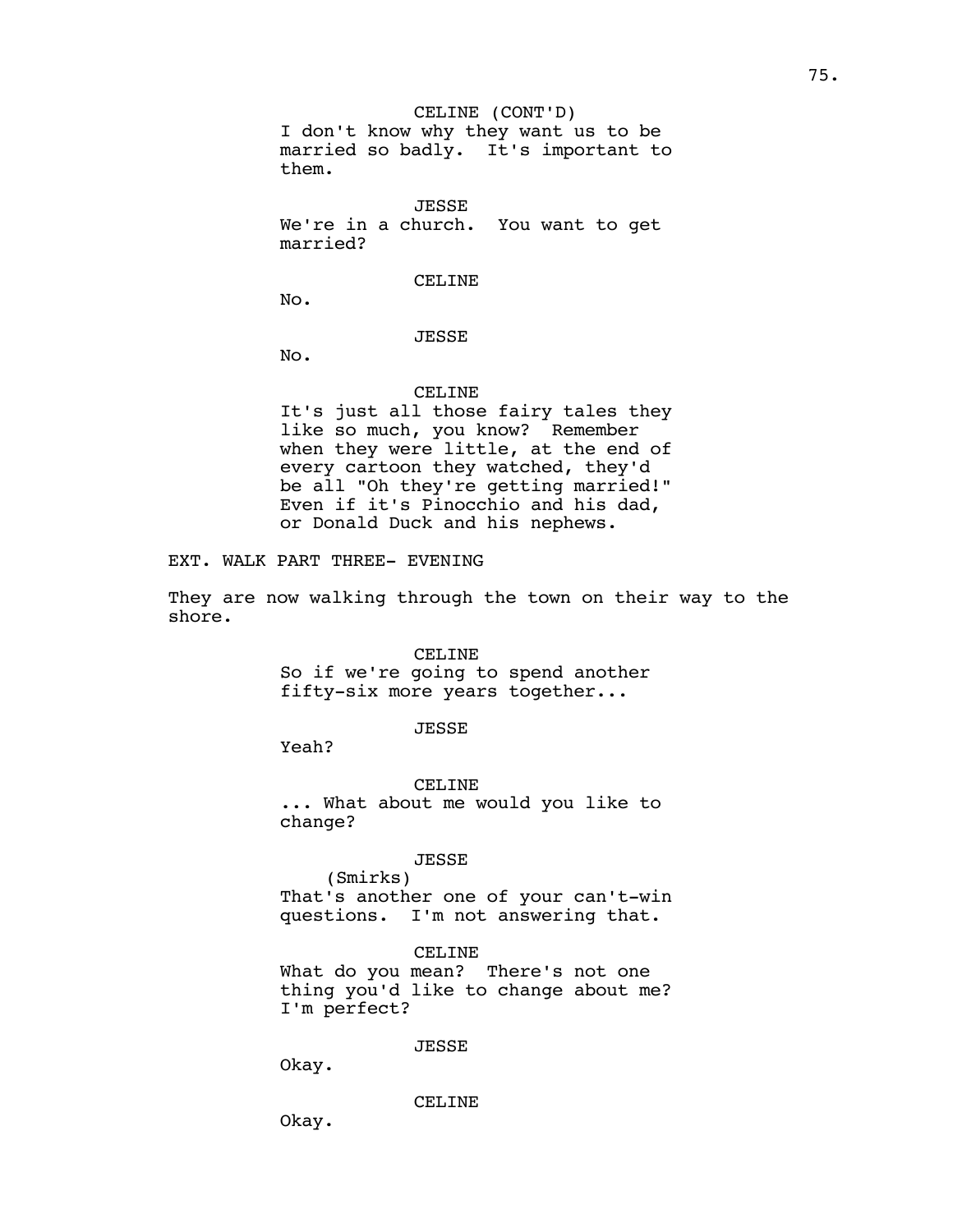CELINE (CONT'D)
I don't know why they want us to be married so badly. It's important to them.

JESSE
We're in a church. You want to get married?

CELINE
No.

JESSE
No.

CELINE
It's just all those fairy tales they like so much, you know? Remember when they were little, at the end of every cartoon they watched, they'd be all "Oh they're getting married!" Even if it's Pinocchio and his dad, or Donald Duck and his nephews.

EXT. WALK PART THREE- EVENING

They are now walking through the town on their way to the shore.

CELINE
So if we're going to spend another fifty-six more years together...

JESSE
Yeah?

CELINE
... What about me would you like to change?

JESSE
(Smirks)
That's another one of your can't-win questions. I'm not answering that.

CELINE
What do you mean? There's not one thing you'd like to change about me? I'm perfect?

JESSE
Okay.

CELINE
Okay.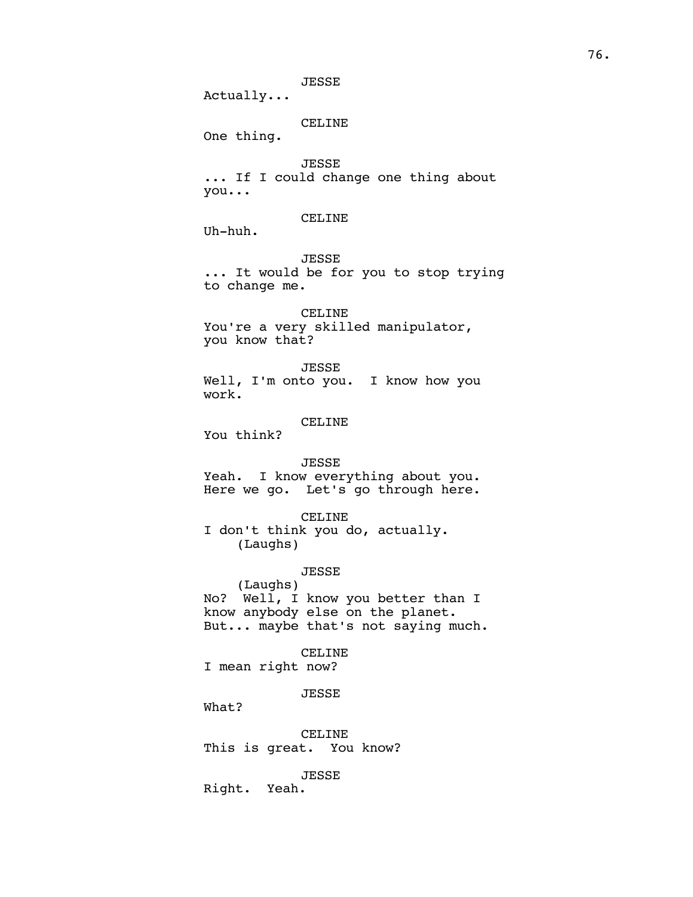JESSE
Actually...

CELINE
One thing.

JESSE
... If I could change one thing about you...

CELINE
Uh-huh.

JESSE
... It would be for you to stop trying to change me.

CELINE
You're a very skilled manipulator, you know that?

JESSE
Well, I'm onto you. I know how you work.

CELINE
You think?

JESSE
Yeah. I know everything about you. Here we go. Let's go through here.

CELINE
I don't think you do, actually.
(Laughs)

JESSE
(Laughs)
No? Well, I know you better than I know anybody else on the planet. But... maybe that's not saying much.

CELINE
I mean right now?

JESSE
What?

CELINE
This is great. You know?

JESSE
Right. Yeah.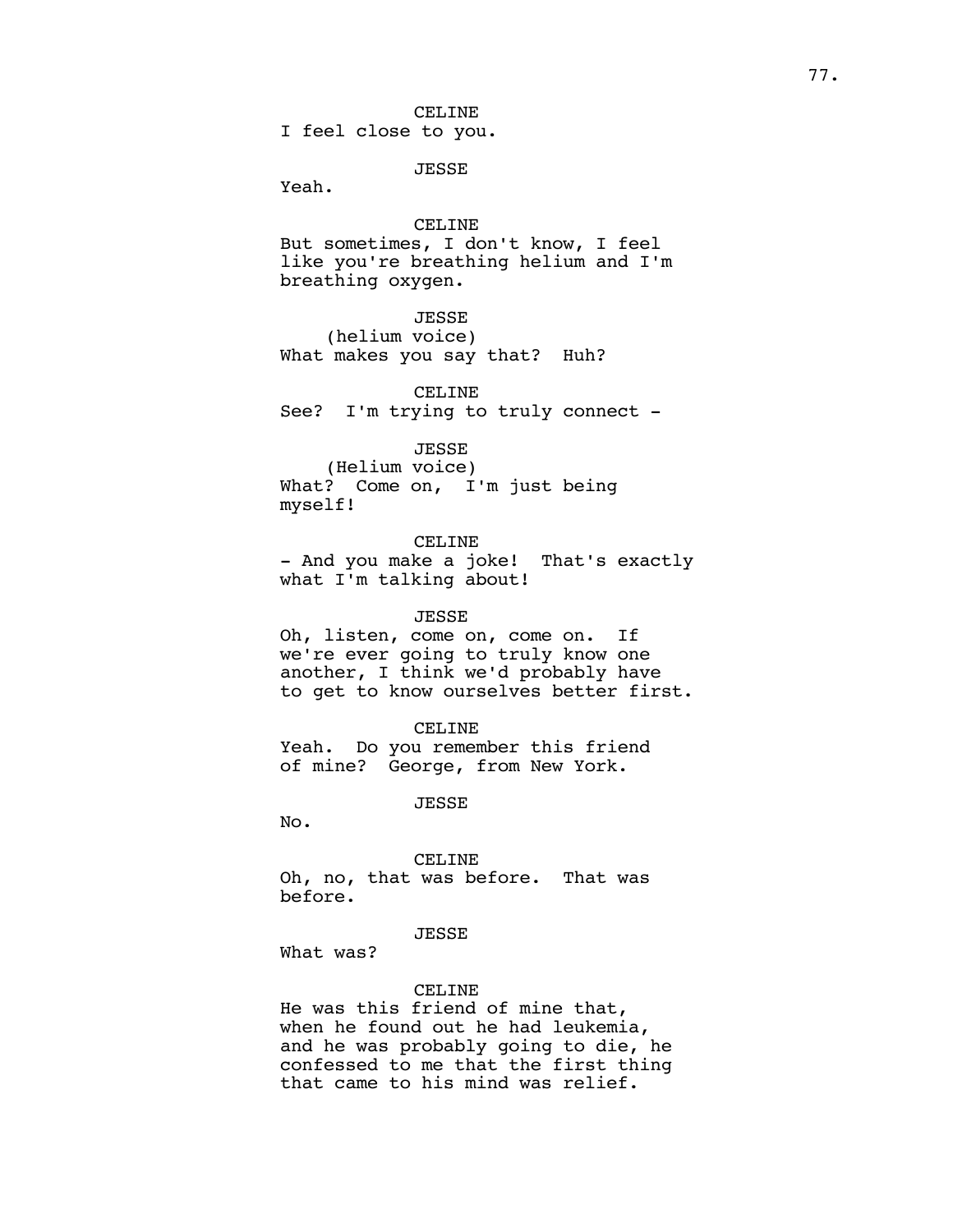CELINE
I feel close to you.

JESSE
Yeah.

CELINE
But sometimes, I don't know, I feel like you're breathing helium and I'm breathing oxygen.

JESSE
(helium voice)
What makes you say that?  Huh?

CELINE
See?  I'm trying to truly connect -

JESSE
(Helium voice)
What?  Come on,  I'm just being myself!

CELINE
- And you make a joke!  That's exactly what I'm talking about!

JESSE
Oh, listen, come on, come on.  If we're ever going to truly know one another, I think we'd probably have to get to know ourselves better first.

CELINE
Yeah.  Do you remember this friend of mine?  George, from New York.

JESSE
No.

CELINE
Oh, no, that was before.  That was before.

JESSE
What was?

CELINE
He was this friend of mine that, when he found out he had leukemia, and he was probably going to die, he confessed to me that the first thing that came to his mind was relief.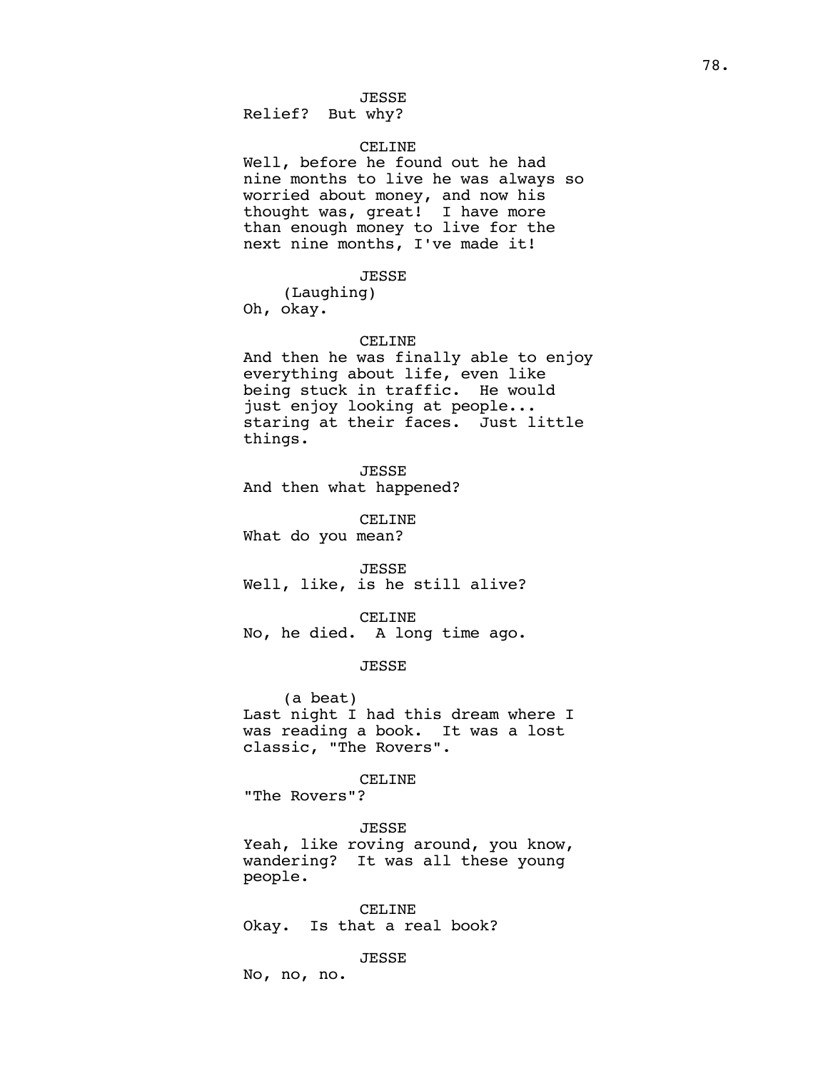JESSE
Relief? But why?

CELINE
Well, before he found out he had nine months to live he was always so worried about money, and now his thought was, great! I have more than enough money to live for the next nine months, I've made it!

JESSE
(Laughing)
Oh, okay.

CELINE
And then he was finally able to enjoy everything about life, even like being stuck in traffic. He would just enjoy looking at people... staring at their faces. Just little things.

JESSE
And then what happened?

CELINE
What do you mean?

JESSE
Well, like, is he still alive?

CELINE
No, he died. A long time ago.

JESSE

(a beat)
Last night I had this dream where I was reading a book. It was a lost classic, "The Rovers".

CELINE
"The Rovers"?

JESSE
Yeah, like roving around, you know, wandering? It was all these young people.

CELINE
Okay. Is that a real book?

JESSE
No, no, no.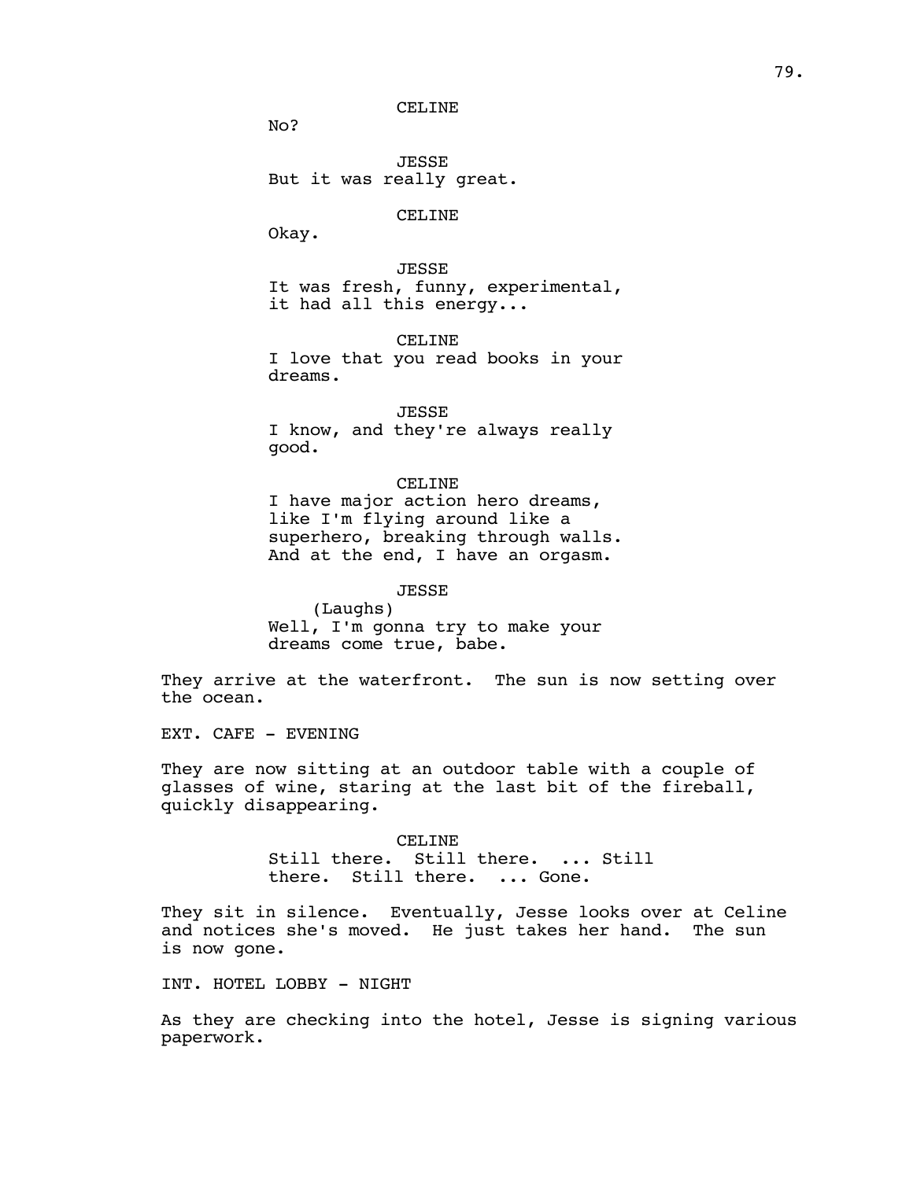CELINE
No?

JESSE
But it was really great.

CELINE
Okay.

JESSE
It was fresh, funny, experimental, it had all this energy...

CELINE
I love that you read books in your dreams.

JESSE
I know, and they're always really good.

CELINE
I have major action hero dreams, like I'm flying around like a superhero, breaking through walls. And at the end, I have an orgasm.

JESSE
(Laughs)
Well, I'm gonna try to make your dreams come true, babe.

They arrive at the waterfront. The sun is now setting over the ocean.

EXT. CAFE - EVENING

They are now sitting at an outdoor table with a couple of glasses of wine, staring at the last bit of the fireball, quickly disappearing.

CELINE
Still there. Still there. ... Still there. Still there. ... Gone.

They sit in silence. Eventually, Jesse looks over at Celine and notices she's moved. He just takes her hand. The sun is now gone.

INT. HOTEL LOBBY - NIGHT

As they are checking into the hotel, Jesse is signing various paperwork.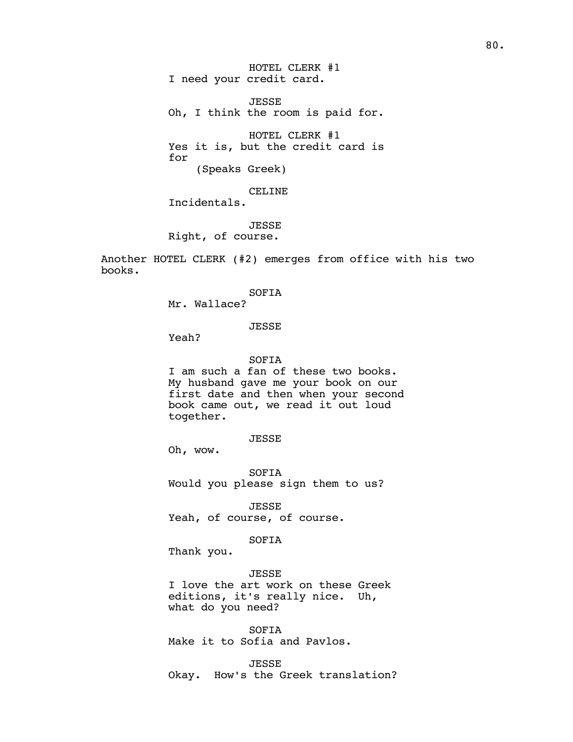HOTEL CLERK #1
I need your credit card.

JESSE
Oh, I think the room is paid for.

HOTEL CLERK #1
Yes it is, but the credit card is for
(Speaks Greek)

CELINE
Incidentals.

JESSE
Right, of course.

Another HOTEL CLERK (#2) emerges from office with his two books.

SOFIA
Mr. Wallace?

JESSE
Yeah?

SOFIA
I am such a fan of these two books. My husband gave me your book on our first date and then when your second book came out, we read it out loud together.

JESSE
Oh, wow.

SOFIA
Would you please sign them to us?

JESSE
Yeah, of course, of course.

SOFIA
Thank you.

JESSE
I love the art work on these Greek editions, it's really nice. Uh, what do you need?

SOFIA
Make it to Sofia and Pavlos.

JESSE
Okay. How's the Greek translation?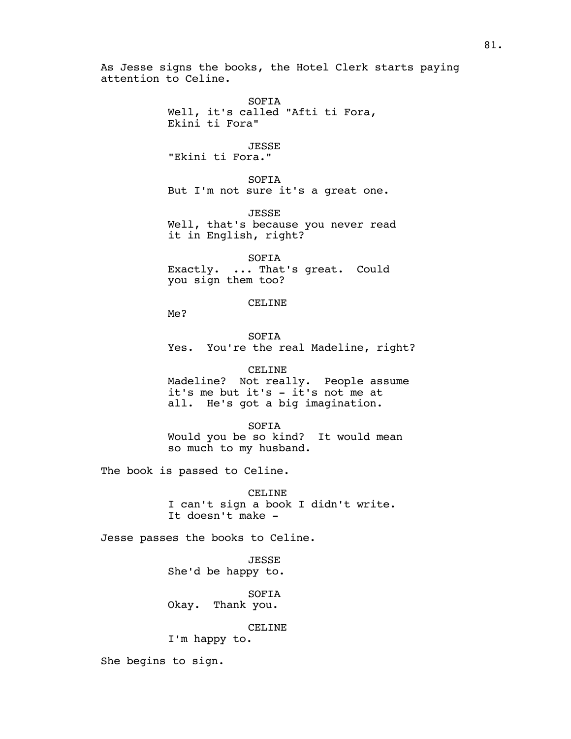As Jesse signs the books, the Hotel Clerk starts paying attention to Celine.

SOFIA
Well, it's called "Afti ti Fora, Ekini ti Fora"

JESSE
"Ekini ti Fora."

SOFIA
But I'm not sure it's a great one.

JESSE
Well, that's because you never read it in English, right?

SOFIA
Exactly. ... That's great. Could you sign them too?

CELINE
Me?

SOFIA
Yes. You're the real Madeline, right?

CELINE
Madeline? Not really. People assume it's me but it's - it's not me at all. He's got a big imagination.

SOFIA
Would you be so kind? It would mean so much to my husband.

The book is passed to Celine.

CELINE
I can't sign a book I didn't write. It doesn't make -

Jesse passes the books to Celine.

JESSE
She'd be happy to.

SOFIA
Okay. Thank you.

CELINE
I'm happy to.

She begins to sign.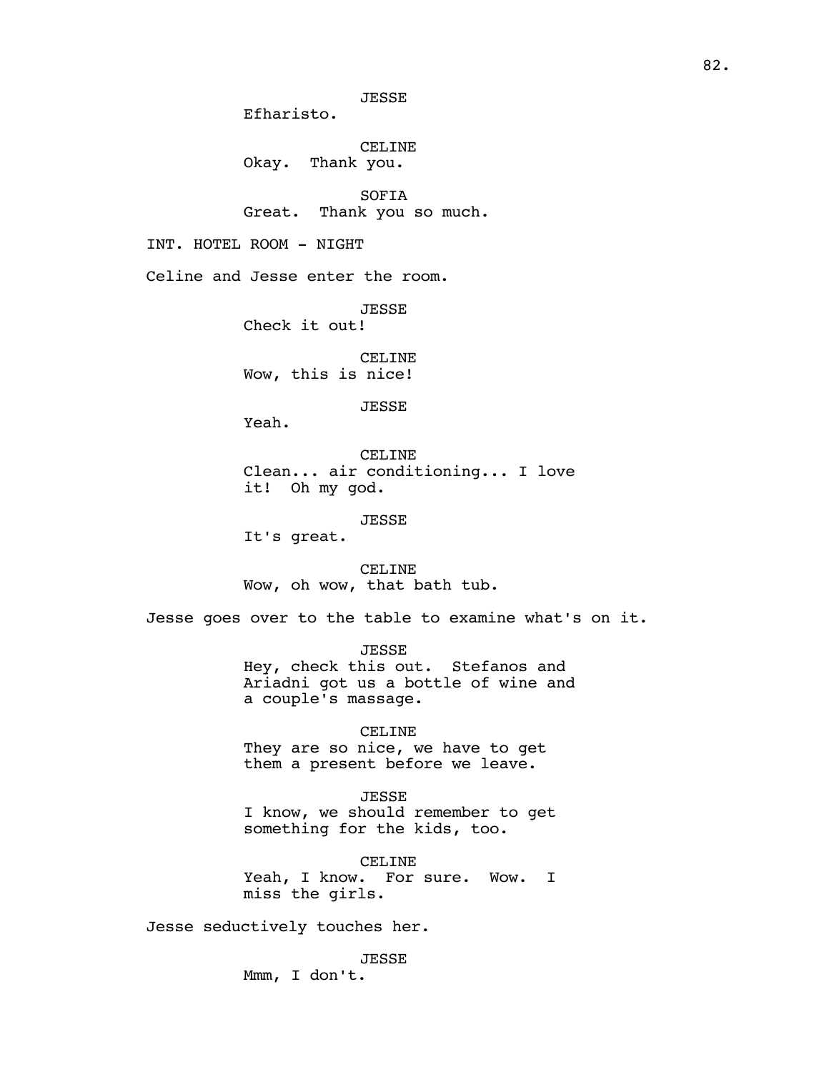JESSE
Efharisto.

CELINE
Okay. Thank you.

SOFIA
Great. Thank you so much.

INT. HOTEL ROOM - NIGHT

Celine and Jesse enter the room.

JESSE
Check it out!

CELINE
Wow, this is nice!

JESSE
Yeah.

CELINE
Clean... air conditioning... I love it! Oh my god.

JESSE
It's great.

CELINE
Wow, oh wow, that bath tub.

Jesse goes over to the table to examine what's on it.

JESSE
Hey, check this out. Stefanos and Ariadni got us a bottle of wine and a couple's massage.

CELINE
They are so nice, we have to get them a present before we leave.

JESSE
I know, we should remember to get something for the kids, too.

CELINE
Yeah, I know. For sure. Wow. I miss the girls.

Jesse seductively touches her.

JESSE
Mmm, I don't.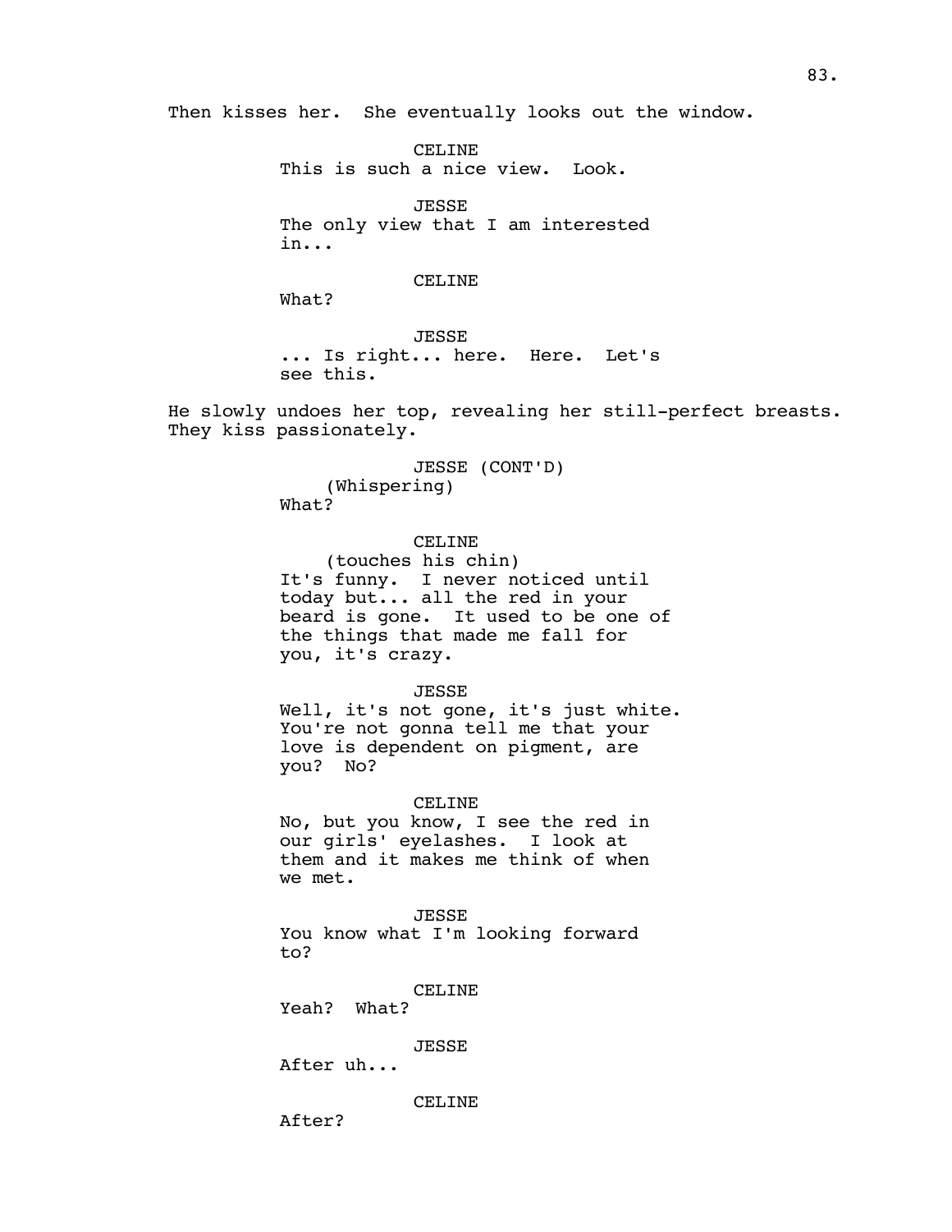Then kisses her. She eventually looks out the window.

CELINE
This is such a nice view. Look.

JESSE
The only view that I am interested in...

CELINE
What?

JESSE
... Is right... here. Here. Let's see this.

He slowly undoes her top, revealing her still-perfect breasts. They kiss passionately.

JESSE (CONT'D)
(Whispering)
What?

CELINE
(touches his chin)
It's funny. I never noticed until today but... all the red in your beard is gone. It used to be one of the things that made me fall for you, it's crazy.

JESSE
Well, it's not gone, it's just white. You're not gonna tell me that your love is dependent on pigment, are you? No?

CELINE
No, but you know, I see the red in our girls' eyelashes. I look at them and it makes me think of when we met.

JESSE
You know what I'm looking forward to?

CELINE
Yeah? What?

JESSE
After uh...

CELINE
After?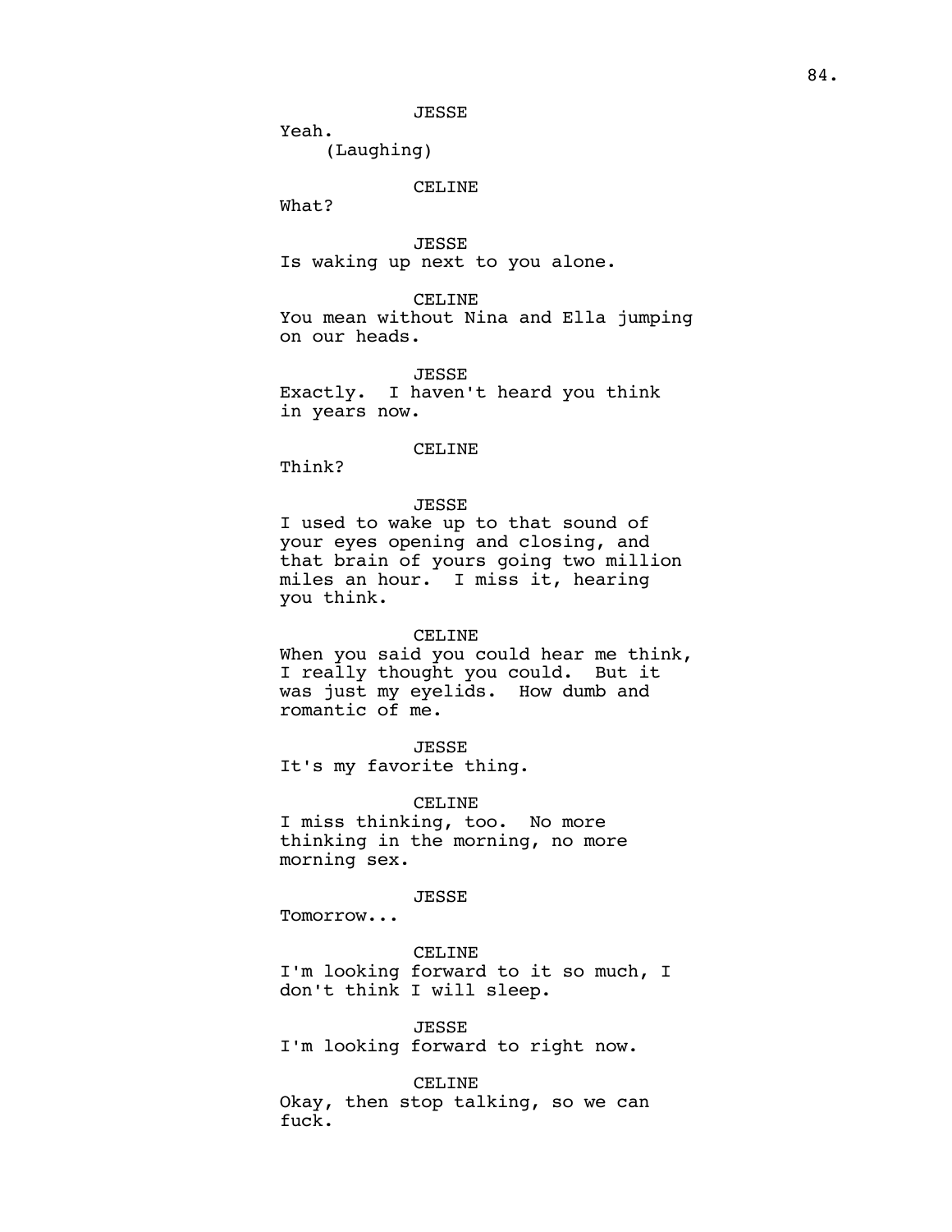JESSE

Yeah.

(Laughing)

CELINE

What?

JESSE

Is waking up next to you alone.

CELINE

You mean without Nina and Ella jumping on our heads.

JESSE

Exactly. I haven't heard you think in years now.

CELINE

Think?

JESSE

I used to wake up to that sound of your eyes opening and closing, and that brain of yours going two million miles an hour. I miss it, hearing you think.

CELINE

When you said you could hear me think, I really thought you could. But it was just my eyelids. How dumb and romantic of me.

JESSE

It's my favorite thing.

CELINE

I miss thinking, too. No more thinking in the morning, no more morning sex.

JESSE

Tomorrow...

CELINE

I'm looking forward to it so much, I don't think I will sleep.

JESSE

I'm looking forward to right now.

CELINE

Okay, then stop talking, so we can fuck.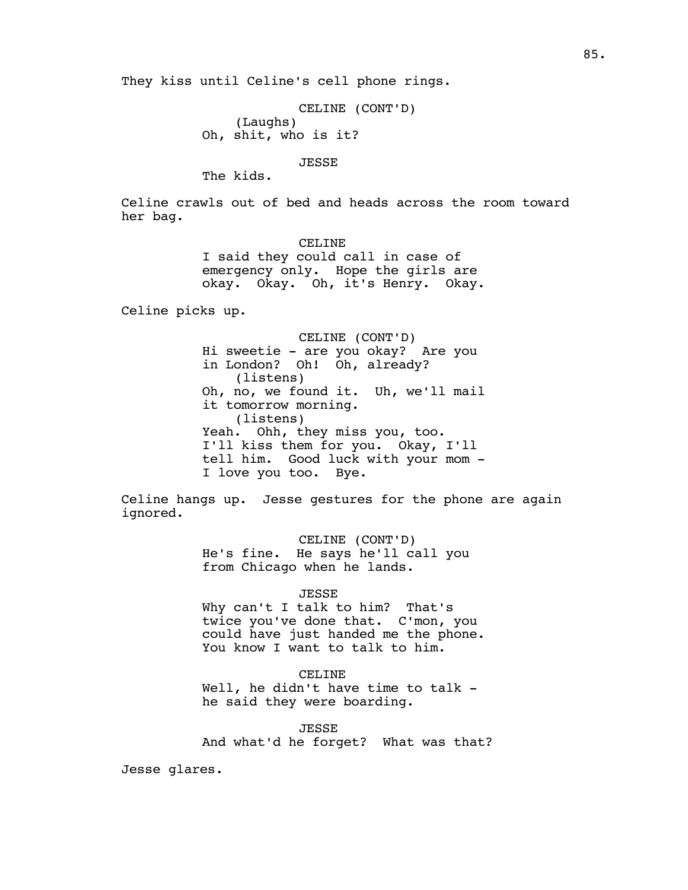They kiss until Celine's cell phone rings.

CELINE (CONT'D)
(Laughs)
Oh, shit, who is it?

JESSE
The kids.

Celine crawls out of bed and heads across the room toward her bag.

CELINE
I said they could call in case of emergency only. Hope the girls are okay. Okay. Oh, it's Henry. Okay.

Celine picks up.

CELINE (CONT'D)
Hi sweetie - are you okay? Are you in London? Oh! Oh, already?
(listens)
Oh, no, we found it. Uh, we'll mail it tomorrow morning.
(listens)
Yeah. Ohh, they miss you, too. I'll kiss them for you. Okay, I'll tell him. Good luck with your mom - I love you too. Bye.

Celine hangs up. Jesse gestures for the phone are again ignored.

CELINE (CONT'D)
He's fine. He says he'll call you from Chicago when he lands.

JESSE
Why can't I talk to him? That's twice you've done that. C'mon, you could have just handed me the phone. You know I want to talk to him.

CELINE
Well, he didn't have time to talk - he said they were boarding.

JESSE
And what'd he forget? What was that?

Jesse glares.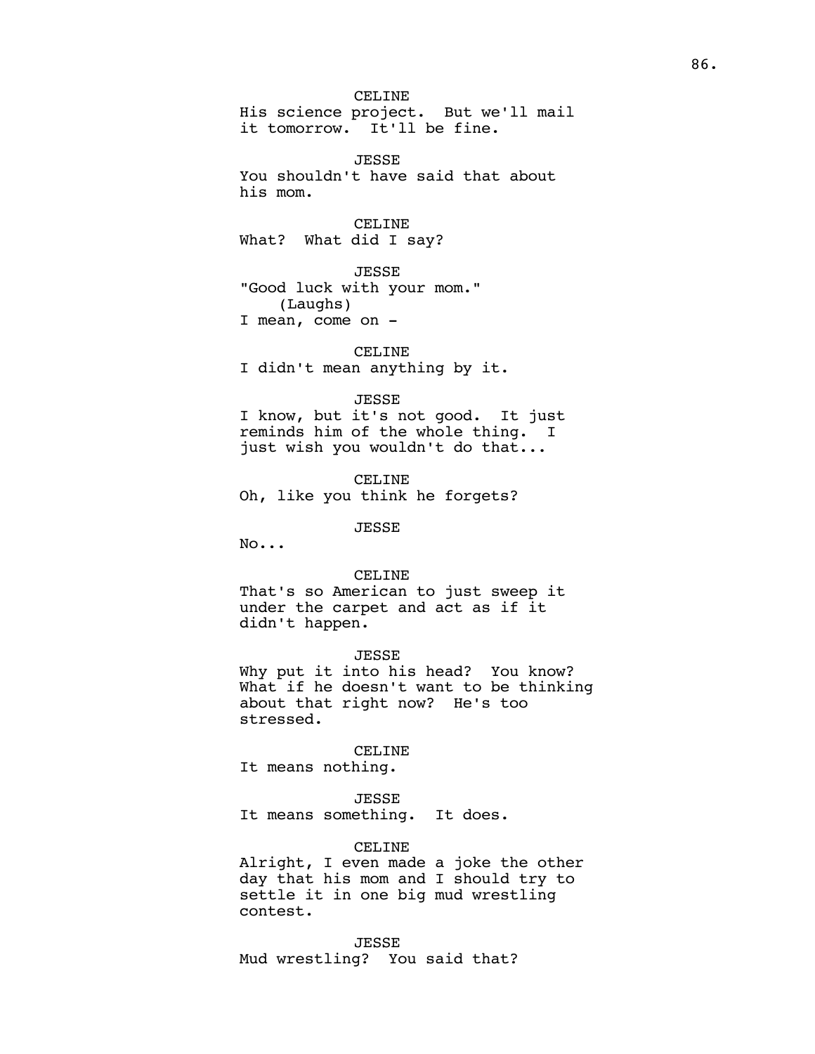CELINE
His science project. But we'll mail it tomorrow. It'll be fine.

JESSE
You shouldn't have said that about his mom.

CELINE
What? What did I say?

JESSE
"Good luck with your mom."
(Laughs)
I mean, come on -

CELINE
I didn't mean anything by it.

JESSE
I know, but it's not good. It just reminds him of the whole thing. I just wish you wouldn't do that...

CELINE
Oh, like you think he forgets?

JESSE
No...

CELINE
That's so American to just sweep it under the carpet and act as if it didn't happen.

JESSE
Why put it into his head? You know? What if he doesn't want to be thinking about that right now? He's too stressed.

CELINE
It means nothing.

JESSE
It means something. It does.

CELINE
Alright, I even made a joke the other day that his mom and I should try to settle it in one big mud wrestling contest.

JESSE
Mud wrestling? You said that?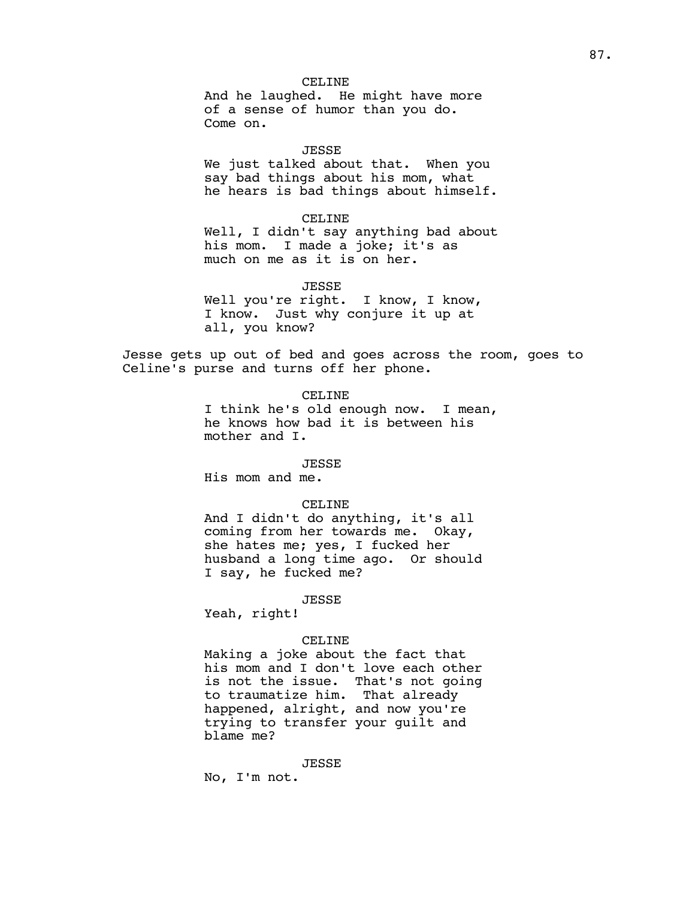CELINE

And he laughed. He might have more of a sense of humor than you do. Come on.

JESSE

We just talked about that. When you say bad things about his mom, what he hears is bad things about himself.

CELINE

Well, I didn't say anything bad about his mom. I made a joke; it's as much on me as it is on her.

JESSE

Well you're right. I know, I know, I know. Just why conjure it up at all, you know?

Jesse gets up out of bed and goes across the room, goes to Celine's purse and turns off her phone.

CELINE

I think he's old enough now. I mean, he knows how bad it is between his mother and I.

JESSE

His mom and me.

CELINE

And I didn't do anything, it's all coming from her towards me. Okay, she hates me; yes, I fucked her husband a long time ago. Or should I say, he fucked me?

JESSE

Yeah, right!

CELINE

Making a joke about the fact that his mom and I don't love each other is not the issue. That's not going to traumatize him. That already happened, alright, and now you're trying to transfer your guilt and blame me?

JESSE

No, I'm not.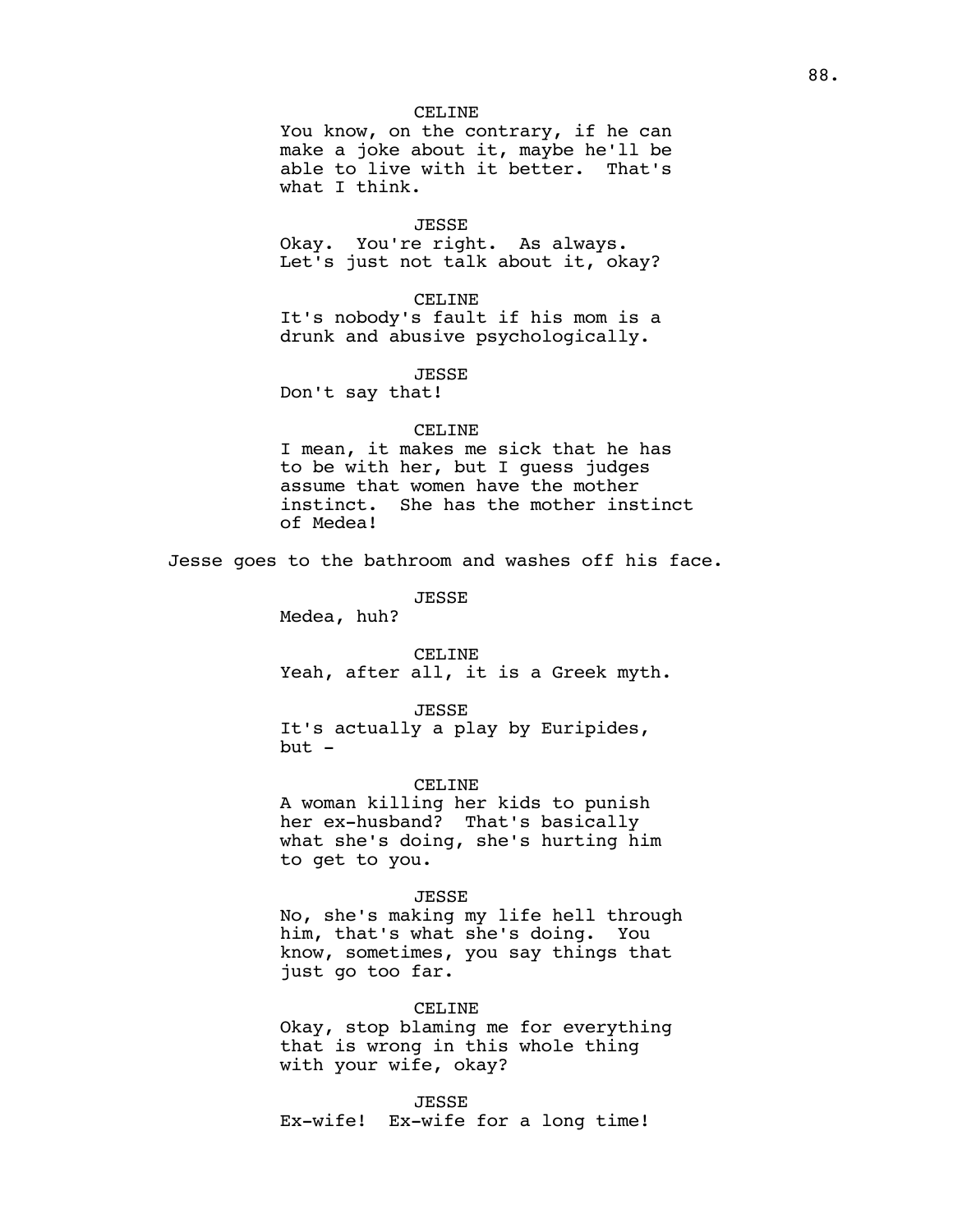CELINE

You know, on the contrary, if he can make a joke about it, maybe he'll be able to live with it better. That's what I think.

JESSE

Okay. You're right. As always. Let's just not talk about it, okay?

CELINE

It's nobody's fault if his mom is a drunk and abusive psychologically.

JESSE

Don't say that!

CELINE

I mean, it makes me sick that he has to be with her, but I guess judges assume that women have the mother instinct. She has the mother instinct of Medea!

Jesse goes to the bathroom and washes off his face.

JESSE

Medea, huh?

CELINE

Yeah, after all, it is a Greek myth.

JESSE

It's actually a play by Euripides, but -

CELINE

A woman killing her kids to punish her ex-husband? That's basically what she's doing, she's hurting him to get to you.

JESSE

No, she's making my life hell through him, that's what she's doing. You know, sometimes, you say things that just go too far.

CELINE

Okay, stop blaming me for everything that is wrong in this whole thing with your wife, okay?

JESSE

Ex-wife! Ex-wife for a long time!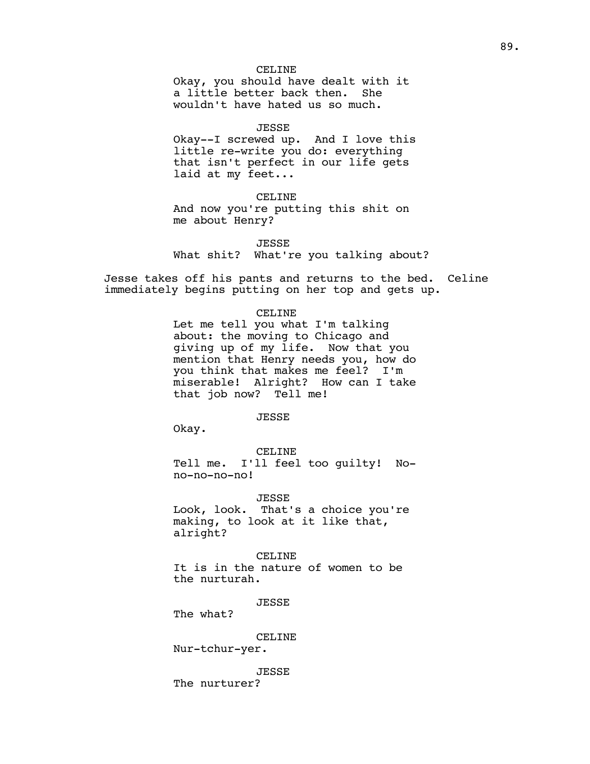CELINE

Okay, you should have dealt with it a little better back then. She wouldn't have hated us so much.

JESSE

Okay--I screwed up. And I love this little re-write you do: everything that isn't perfect in our life gets laid at my feet...

CELINE

And now you're putting this shit on me about Henry?

JESSE

What shit? What're you talking about?

Jesse takes off his pants and returns to the bed. Celine immediately begins putting on her top and gets up.

CELINE

Let me tell you what I'm talking about: the moving to Chicago and giving up of my life. Now that you mention that Henry needs you, how do you think that makes me feel? I'm miserable! Alright? How can I take that job now? Tell me!

JESSE

Okay.

CELINE

Tell me. I'll feel too guilty! No-no-no-no-no!

JESSE

Look, look. That's a choice you're making, to look at it like that, alright?

CELINE

It is in the nature of women to be the nurturah.

JESSE

The what?

CELINE

Nur-tchur-yer.

JESSE

The nurturer?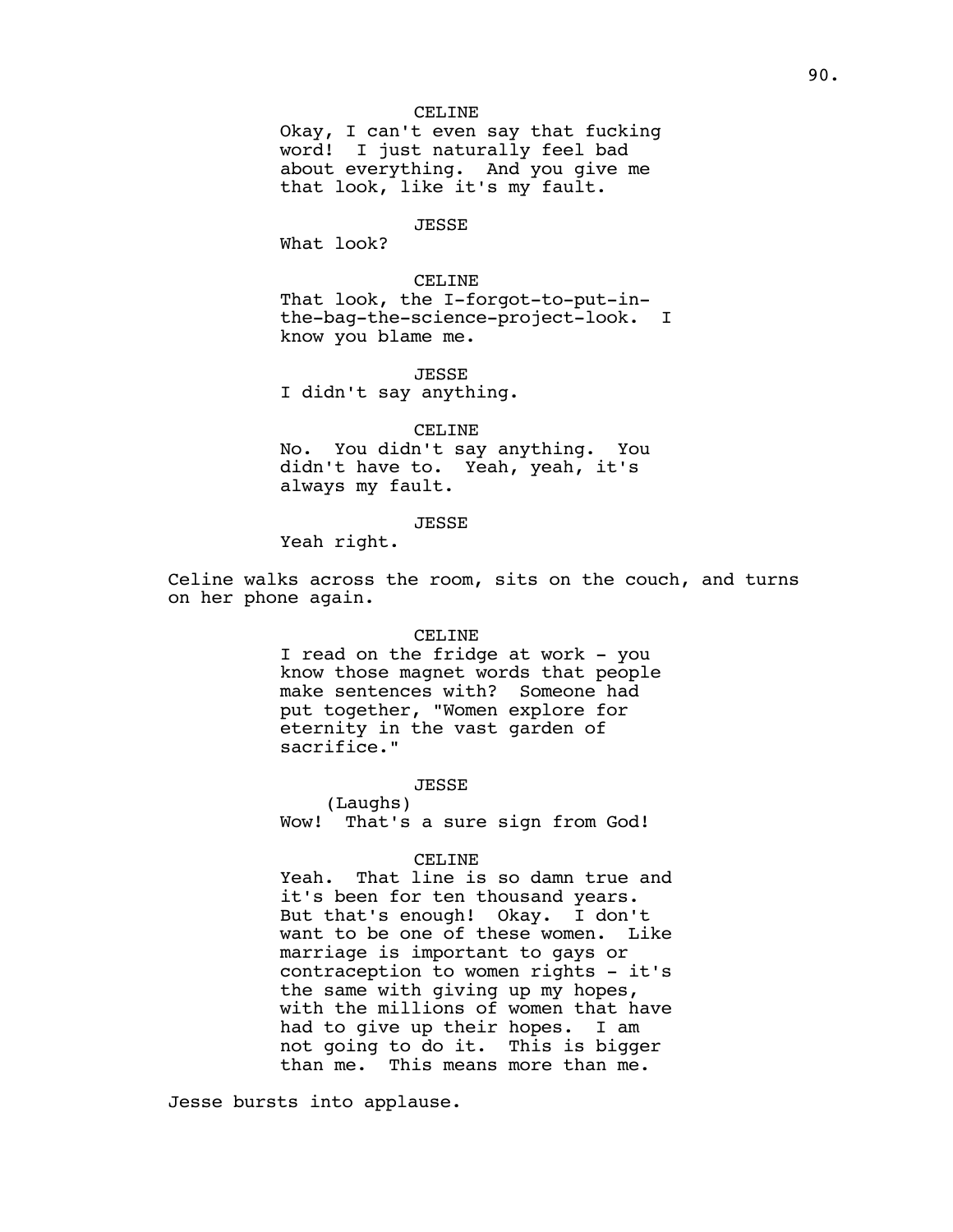CELINE

Okay, I can't even say that fucking word! I just naturally feel bad about everything. And you give me that look, like it's my fault.

JESSE

What look?

CELINE

That look, the I-forgot-to-put-in-the-bag-the-science-project-look. I know you blame me.

JESSE

I didn't say anything.

CELINE

No. You didn't say anything. You didn't have to. Yeah, yeah, it's always my fault.

JESSE

Yeah right.

Celine walks across the room, sits on the couch, and turns on her phone again.

CELINE

I read on the fridge at work - you know those magnet words that people make sentences with? Someone had put together, "Women explore for eternity in the vast garden of sacrifice."

JESSE

(Laughs)

Wow! That's a sure sign from God!

CELINE

Yeah. That line is so damn true and it's been for ten thousand years. But that's enough! Okay. I don't want to be one of these women. Like marriage is important to gays or contraception to women rights - it's the same with giving up my hopes, with the millions of women that have had to give up their hopes. I am not going to do it. This is bigger than me. This means more than me.

Jesse bursts into applause.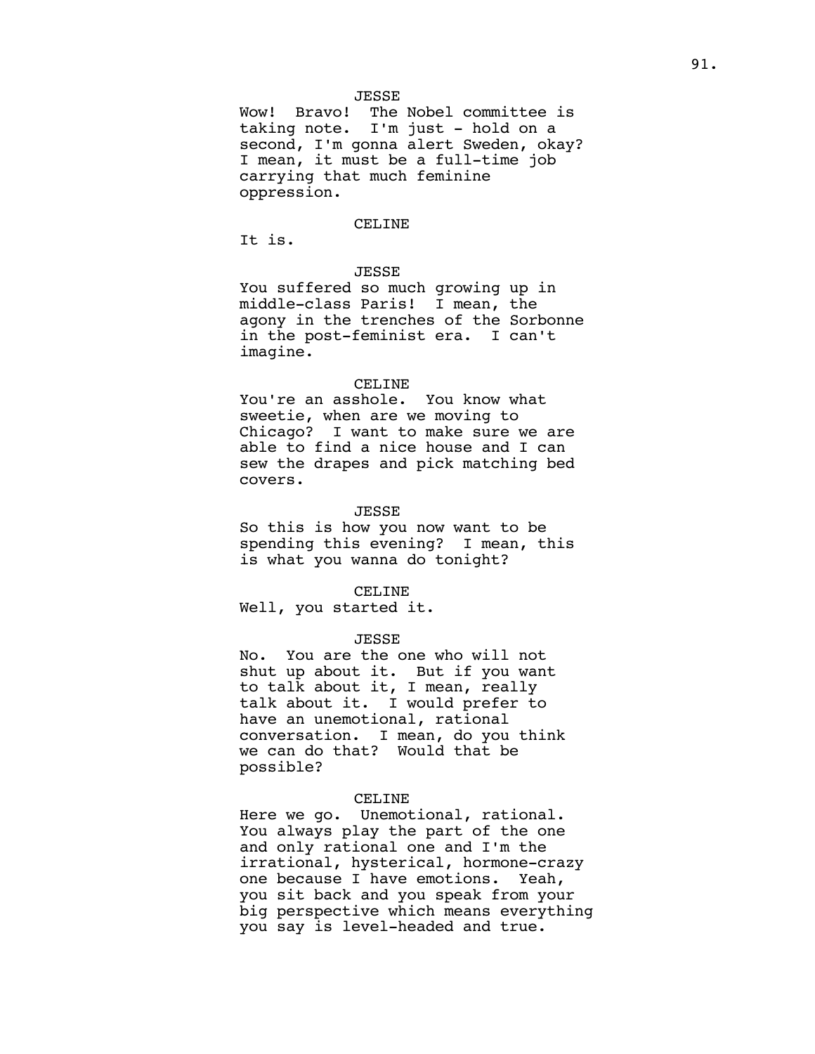JESSE

Wow! Bravo! The Nobel committee is taking note. I'm just - hold on a second, I'm gonna alert Sweden, okay? I mean, it must be a full-time job carrying that much feminine oppression.

CELINE

It is.

JESSE

You suffered so much growing up in middle-class Paris! I mean, the agony in the trenches of the Sorbonne in the post-feminist era. I can't imagine.

CELINE

You're an asshole. You know what sweetie, when are we moving to Chicago? I want to make sure we are able to find a nice house and I can sew the drapes and pick matching bed covers.

JESSE

So this is how you now want to be spending this evening? I mean, this is what you wanna do tonight?

CELINE

Well, you started it.

JESSE

No. You are the one who will not shut up about it. But if you want to talk about it, I mean, really talk about it. I would prefer to have an unemotional, rational conversation. I mean, do you think we can do that? Would that be possible?

CELINE

Here we go. Unemotional, rational. You always play the part of the one and only rational one and I'm the irrational, hysterical, hormone-crazy one because I have emotions. Yeah, you sit back and you speak from your big perspective which means everything you say is level-headed and true.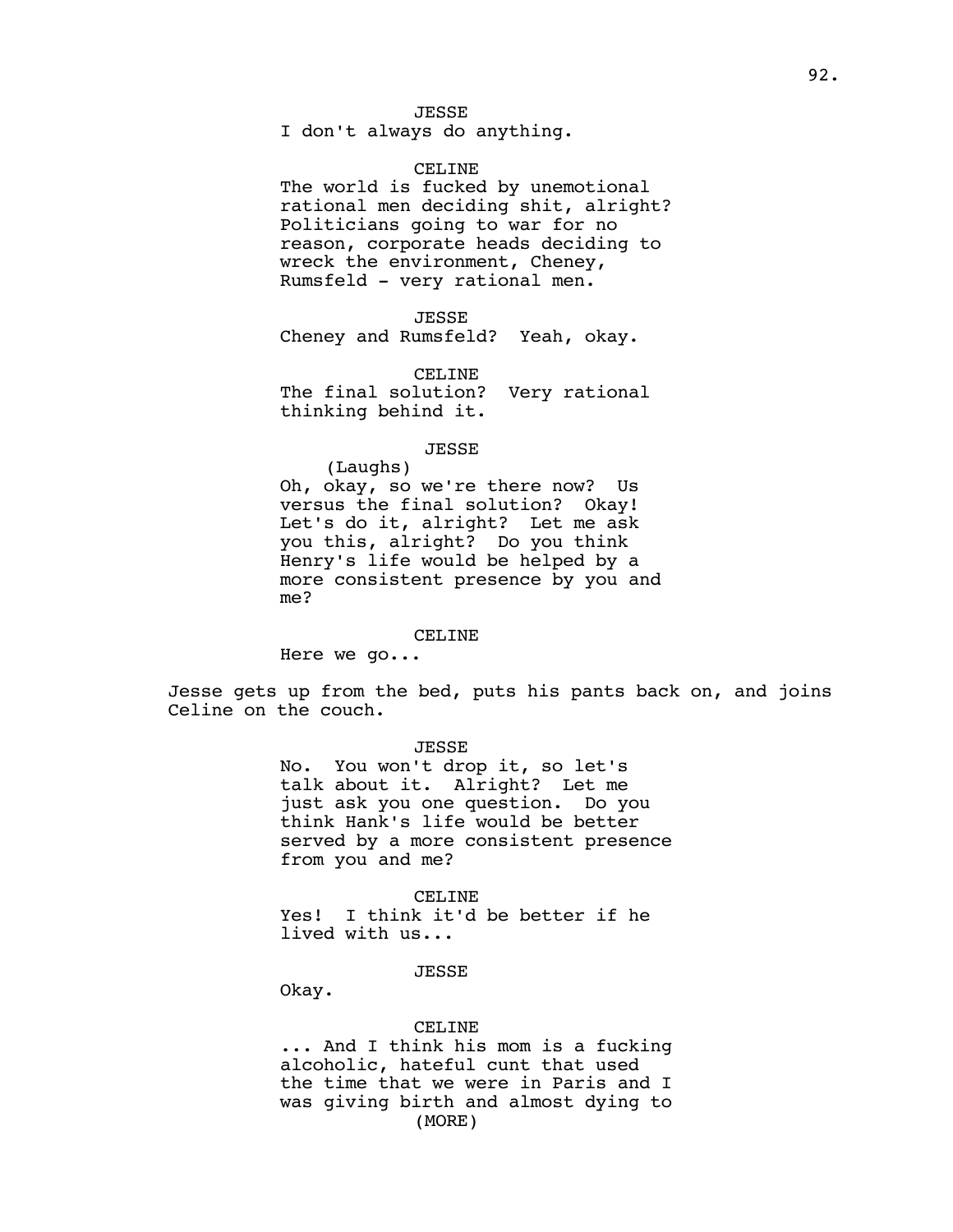JESSE
I don't always do anything.

CELINE
The world is fucked by unemotional rational men deciding shit, alright? Politicians going to war for no reason, corporate heads deciding to wreck the environment, Cheney, Rumsfeld - very rational men.

JESSE
Cheney and Rumsfeld? Yeah, okay.

CELINE
The final solution? Very rational thinking behind it.

JESSE
(Laughs)
Oh, okay, so we're there now? Us versus the final solution? Okay! Let's do it, alright? Let me ask you this, alright? Do you think Henry's life would be helped by a more consistent presence by you and me?

CELINE
Here we go...

Jesse gets up from the bed, puts his pants back on, and joins Celine on the couch.

JESSE
No. You won't drop it, so let's talk about it. Alright? Let me just ask you one question. Do you think Hank's life would be better served by a more consistent presence from you and me?

CELINE
Yes! I think it'd be better if he lived with us...

JESSE
Okay.

CELINE
... And I think his mom is a fucking alcoholic, hateful cunt that used the time that we were in Paris and I was giving birth and almost dying to
(MORE)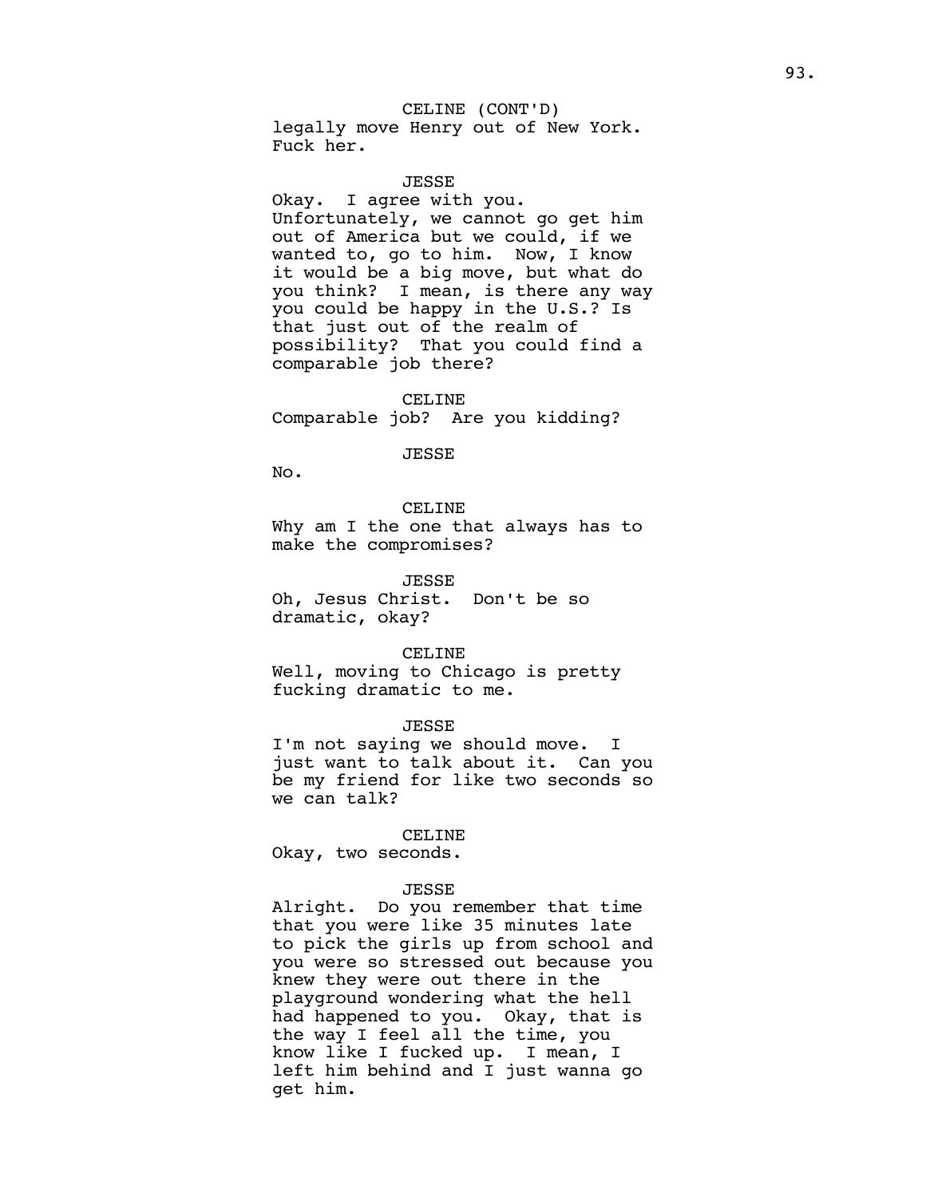CELINE (CONT'D)
legally move Henry out of New York.
Fuck her.

JESSE
Okay. I agree with you.
Unfortunately, we cannot go get him
out of America but we could, if we
wanted to, go to him. Now, I know
it would be a big move, but what do
you think? I mean, is there any way
you could be happy in the U.S.? Is
that just out of the realm of
possibility? That you could find a
comparable job there?

CELINE
Comparable job? Are you kidding?

JESSE
No.

CELINE
Why am I the one that always has to
make the compromises?

JESSE
Oh, Jesus Christ. Don't be so
dramatic, okay?

CELINE
Well, moving to Chicago is pretty
fucking dramatic to me.

JESSE
I'm not saying we should move. I
just want to talk about it. Can you
be my friend for like two seconds so
we can talk?

CELINE
Okay, two seconds.

JESSE
Alright. Do you remember that time
that you were like 35 minutes late
to pick the girls up from school and
you were so stressed out because you
knew they were out there in the
playground wondering what the hell
had happened to you. Okay, that is
the way I feel all the time, you
know like I fucked up. I mean, I
left him behind and I just wanna go
get him.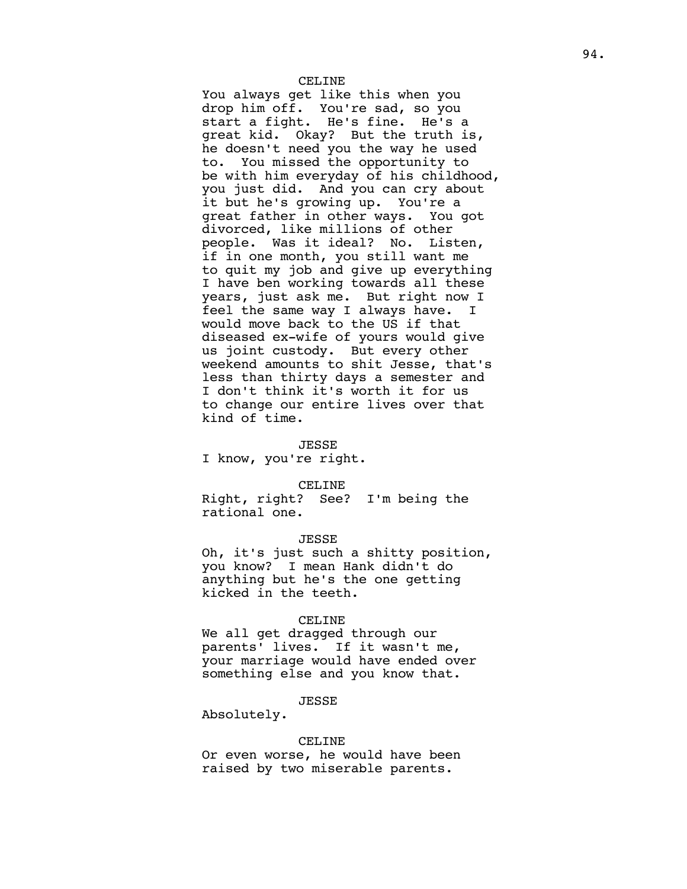CELINE

You always get like this when you drop him off. You're sad, so you start a fight. He's fine. He's a great kid. Okay? But the truth is, he doesn't need you the way he used to. You missed the opportunity to be with him everyday of his childhood, you just did. And you can cry about it but he's growing up. You're a great father in other ways. You got divorced, like millions of other people. Was it ideal? No. Listen, if in one month, you still want me to quit my job and give up everything I have ben working towards all these years, just ask me. But right now I feel the same way I always have. I would move back to the US if that diseased ex-wife of yours would give us joint custody. But every other weekend amounts to shit Jesse, that's less than thirty days a semester and I don't think it's worth it for us to change our entire lives over that kind of time.

JESSE

I know, you're right.

CELINE

Right, right? See? I'm being the rational one.

JESSE

Oh, it's just such a shitty position, you know? I mean Hank didn't do anything but he's the one getting kicked in the teeth.

CELINE

We all get dragged through our parents' lives. If it wasn't me, your marriage would have ended over something else and you know that.

JESSE

Absolutely.

CELINE

Or even worse, he would have been raised by two miserable parents.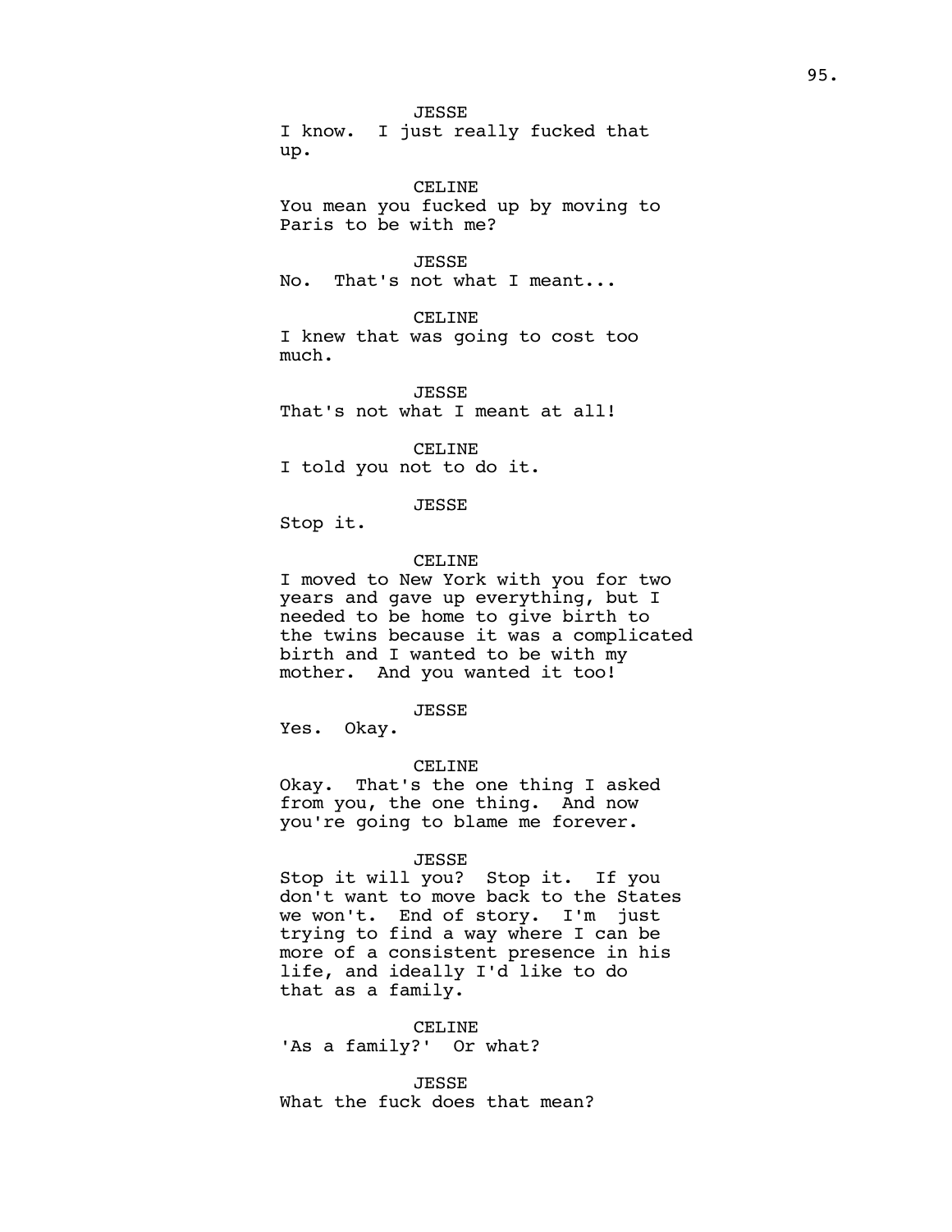JESSE
I know. I just really fucked that up.

CELINE
You mean you fucked up by moving to Paris to be with me?

JESSE
No. That's not what I meant...

CELINE
I knew that was going to cost too much.

JESSE
That's not what I meant at all!

CELINE
I told you not to do it.

JESSE
Stop it.

CELINE
I moved to New York with you for two years and gave up everything, but I needed to be home to give birth to the twins because it was a complicated birth and I wanted to be with my mother. And you wanted it too!

JESSE
Yes. Okay.

CELINE
Okay. That's the one thing I asked from you, the one thing. And now you're going to blame me forever.

JESSE
Stop it will you? Stop it. If you don't want to move back to the States we won't. End of story. I'm just trying to find a way where I can be more of a consistent presence in his life, and ideally I'd like to do that as a family.

CELINE
'As a family?' Or what?

JESSE
What the fuck does that mean?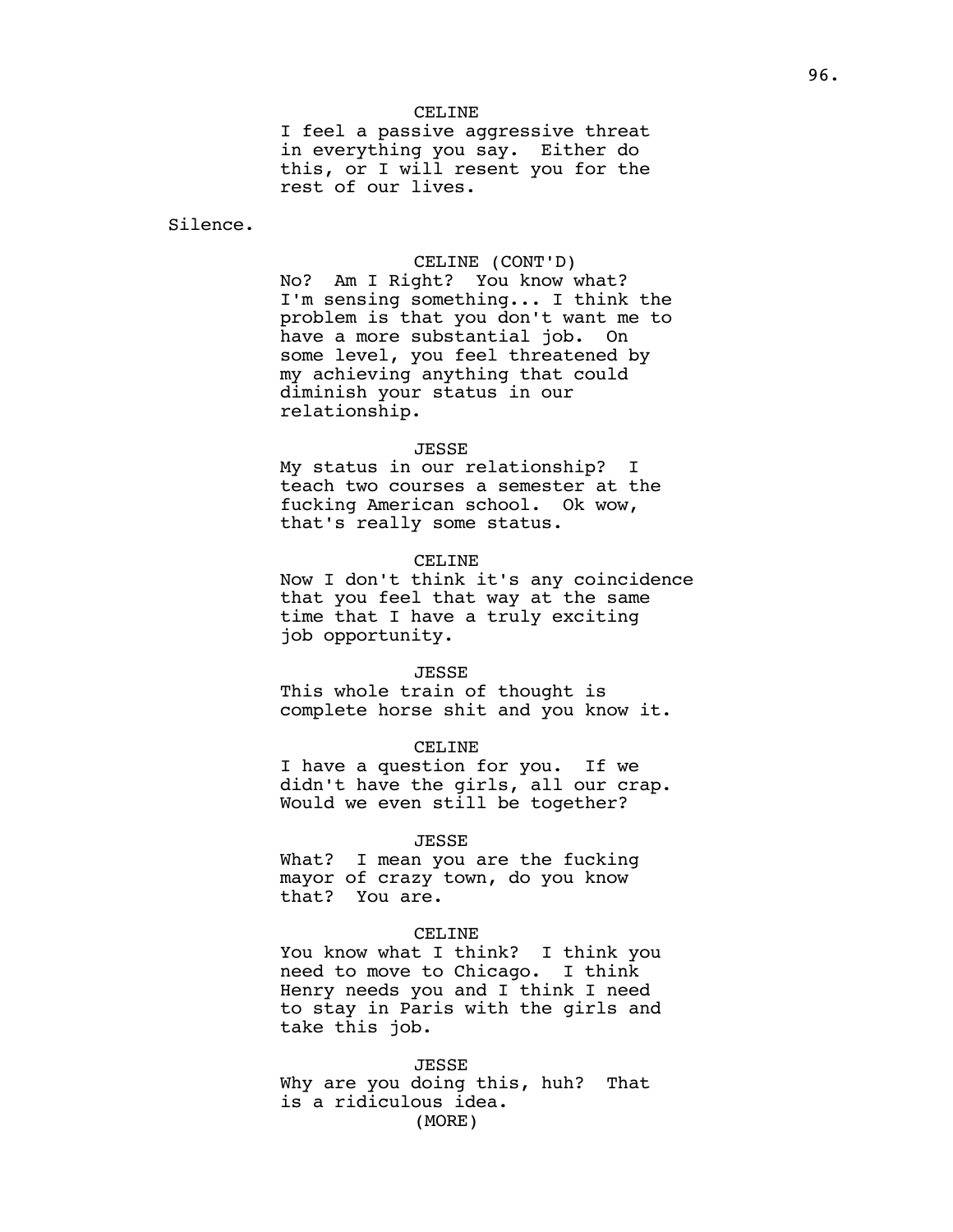CELINE

I feel a passive aggressive threat in everything you say. Either do this, or I will resent you for the rest of our lives.

Silence.

CELINE (CONT'D)

No? Am I Right? You know what? I'm sensing something... I think the problem is that you don't want me to have a more substantial job. On some level, you feel threatened by my achieving anything that could diminish your status in our relationship.

JESSE

My status in our relationship? I teach two courses a semester at the fucking American school. Ok wow, that's really some status.

CELINE

Now I don't think it's any coincidence that you feel that way at the same time that I have a truly exciting job opportunity.

JESSE

This whole train of thought is complete horse shit and you know it.

CELINE

I have a question for you. If we didn't have the girls, all our crap. Would we even still be together?

JESSE

What? I mean you are the fucking mayor of crazy town, do you know that? You are.

CELINE

You know what I think? I think you need to move to Chicago. I think Henry needs you and I think I need to stay in Paris with the girls and take this job.

JESSE

Why are you doing this, huh? That is a ridiculous idea.

(MORE)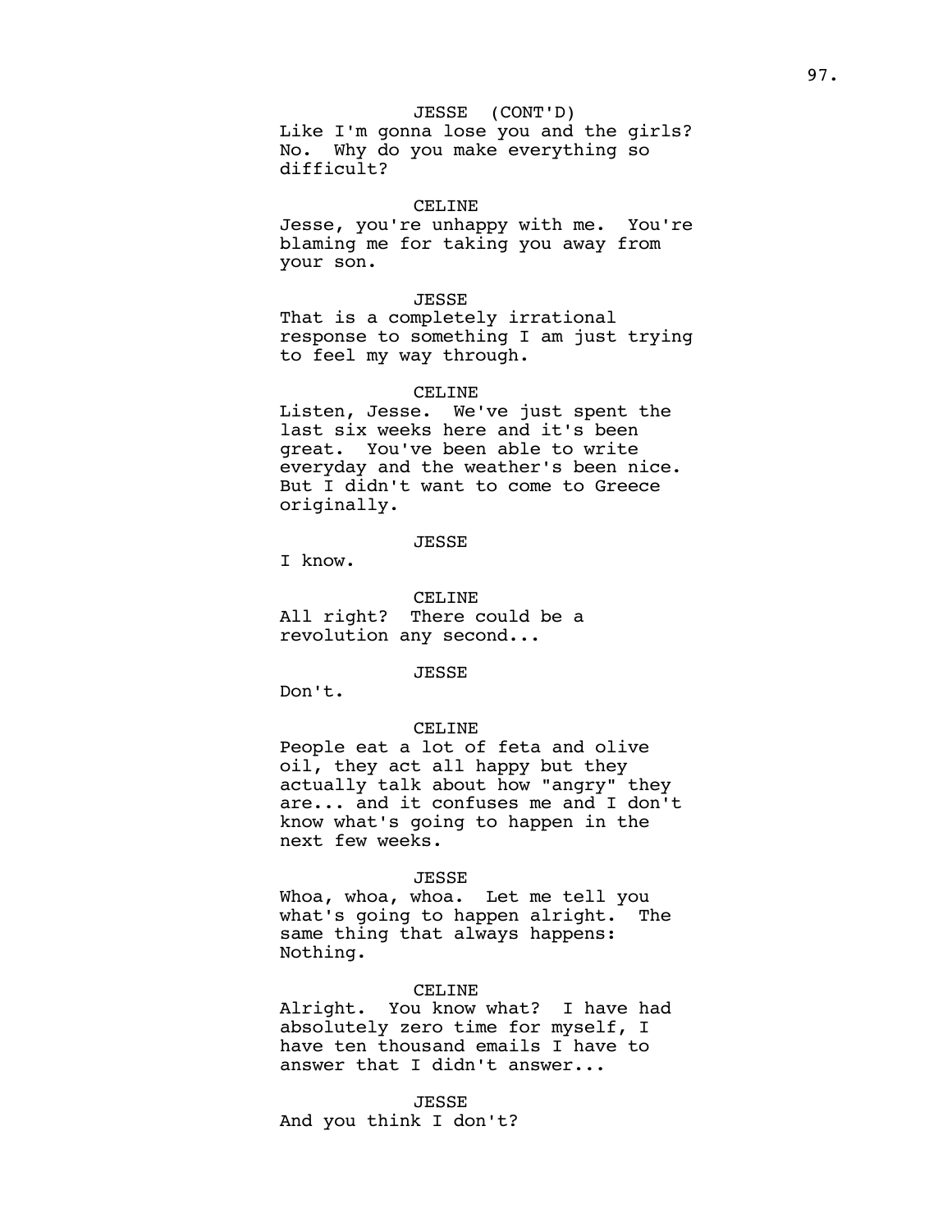JESSE (CONT'D)
Like I'm gonna lose you and the girls? No. Why do you make everything so difficult?

CELINE
Jesse, you're unhappy with me. You're blaming me for taking you away from your son.

JESSE
That is a completely irrational response to something I am just trying to feel my way through.

CELINE
Listen, Jesse. We've just spent the last six weeks here and it's been great. You've been able to write everyday and the weather's been nice. But I didn't want to come to Greece originally.

JESSE
I know.

CELINE
All right? There could be a revolution any second...

JESSE
Don't.

CELINE
People eat a lot of feta and olive oil, they act all happy but they actually talk about how "angry" they are... and it confuses me and I don't know what's going to happen in the next few weeks.

JESSE
Whoa, whoa, whoa. Let me tell you what's going to happen alright. The same thing that always happens: Nothing.

CELINE
Alright. You know what? I have had absolutely zero time for myself, I have ten thousand emails I have to answer that I didn't answer...

JESSE
And you think I don't?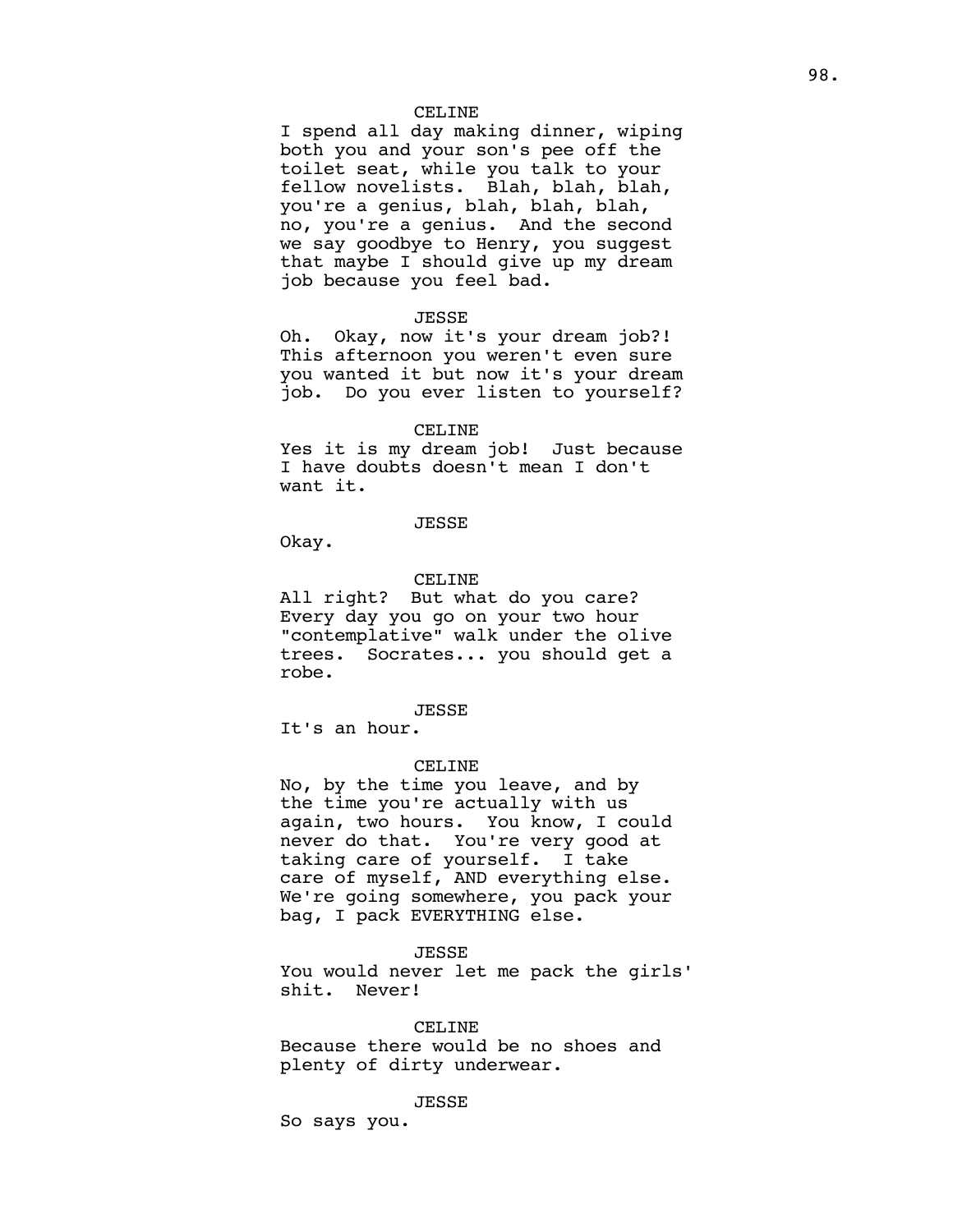CELINE

I spend all day making dinner, wiping both you and your son's pee off the toilet seat, while you talk to your fellow novelists. Blah, blah, blah, you're a genius, blah, blah, blah, no, you're a genius. And the second we say goodbye to Henry, you suggest that maybe I should give up my dream job because you feel bad.

JESSE

Oh. Okay, now it's your dream job?! This afternoon you weren't even sure you wanted it but now it's your dream job. Do you ever listen to yourself?

CELINE

Yes it is my dream job! Just because I have doubts doesn't mean I don't want it.

JESSE

Okay.

CELINE

All right? But what do you care? Every day you go on your two hour "contemplative" walk under the olive trees. Socrates... you should get a robe.

JESSE

It's an hour.

CELINE

No, by the time you leave, and by the time you're actually with us again, two hours. You know, I could never do that. You're very good at taking care of yourself. I take care of myself, AND everything else. We're going somewhere, you pack your bag, I pack EVERYTHING else.

JESSE

You would never let me pack the girls' shit. Never!

CELINE

Because there would be no shoes and plenty of dirty underwear.

JESSE

So says you.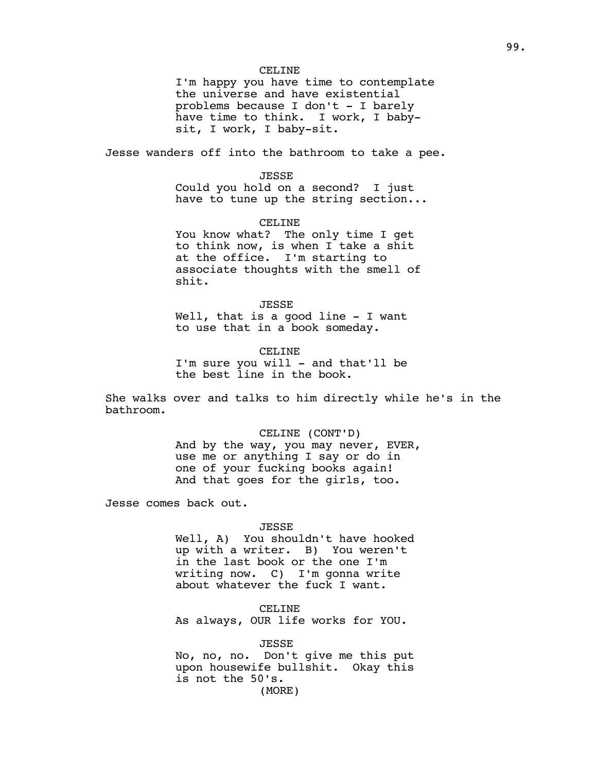CELINE

I'm happy you have time to contemplate the universe and have existential problems because I don't - I barely have time to think. I work, I baby-sit, I work, I baby-sit.

Jesse wanders off into the bathroom to take a pee.

JESSE

Could you hold on a second? I just have to tune up the string section...

CELINE

You know what? The only time I get to think now, is when I take a shit at the office. I'm starting to associate thoughts with the smell of shit.

JESSE

Well, that is a good line - I want to use that in a book someday.

CELINE

I'm sure you will - and that'll be the best line in the book.

She walks over and talks to him directly while he's in the bathroom.

CELINE (CONT'D)

And by the way, you may never, EVER, use me or anything I say or do in one of your fucking books again! And that goes for the girls, too.

Jesse comes back out.

JESSE

Well, A) You shouldn't have hooked up with a writer. B) You weren't in the last book or the one I'm writing now. C) I'm gonna write about whatever the fuck I want.

CELINE

As always, OUR life works for YOU.

JESSE

No, no, no. Don't give me this put upon housewife bullshit. Okay this is not the 50's.

(MORE)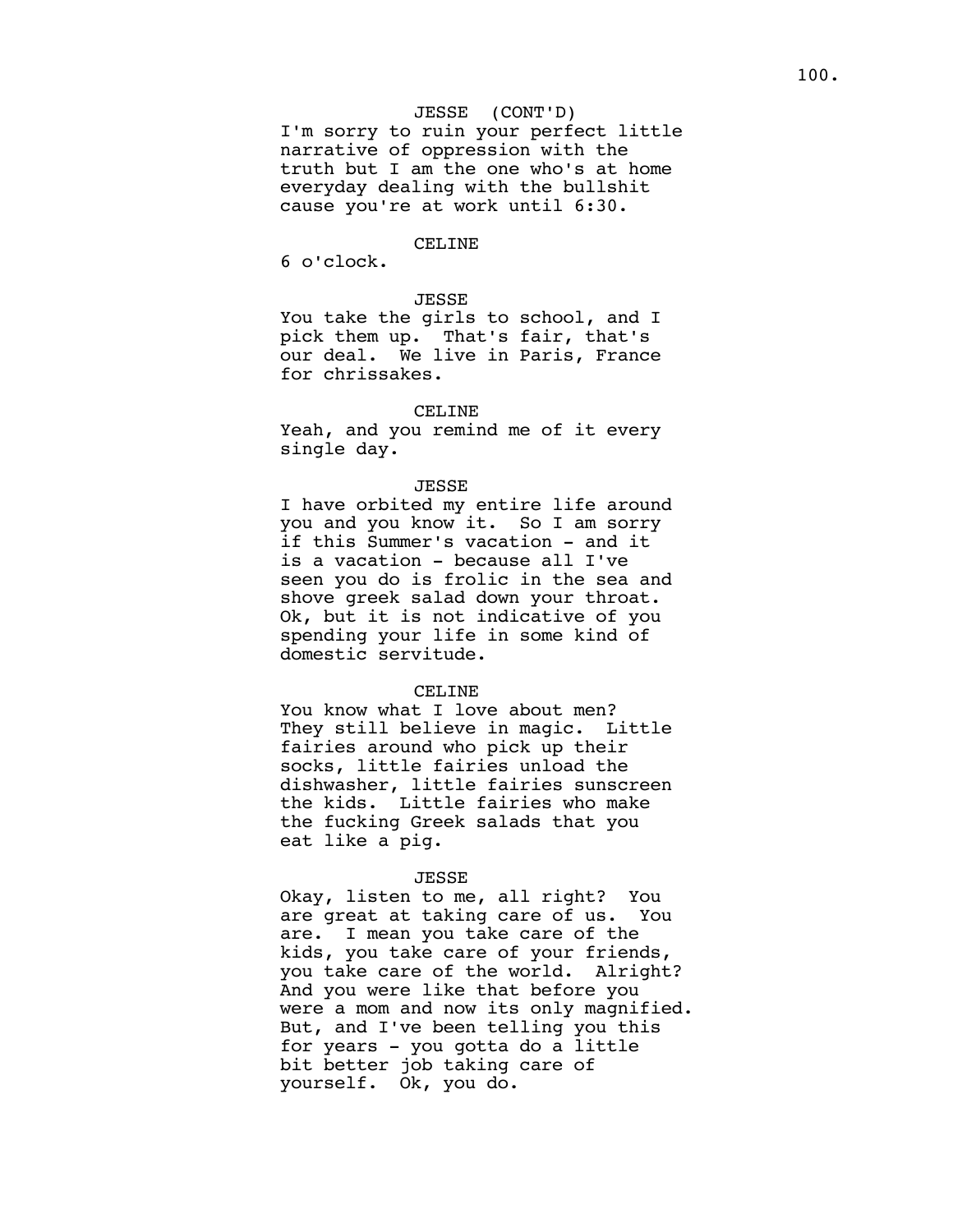JESSE (CONT'D)
I'm sorry to ruin your perfect little narrative of oppression with the truth but I am the one who's at home everyday dealing with the bullshit cause you're at work until 6:30.

CELINE
6 o'clock.

JESSE
You take the girls to school, and I pick them up. That's fair, that's our deal. We live in Paris, France for chrissakes.

CELINE
Yeah, and you remind me of it every single day.

JESSE
I have orbited my entire life around you and you know it. So I am sorry if this Summer's vacation - and it is a vacation - because all I've seen you do is frolic in the sea and shove greek salad down your throat. Ok, but it is not indicative of you spending your life in some kind of domestic servitude.

CELINE
You know what I love about men? They still believe in magic. Little fairies around who pick up their socks, little fairies unload the dishwasher, little fairies sunscreen the kids. Little fairies who make the fucking Greek salads that you eat like a pig.

JESSE
Okay, listen to me, all right? You are great at taking care of us. You are. I mean you take care of the kids, you take care of your friends, you take care of the world. Alright? And you were like that before you were a mom and now its only magnified. But, and I've been telling you this for years - you gotta do a little bit better job taking care of yourself. Ok, you do.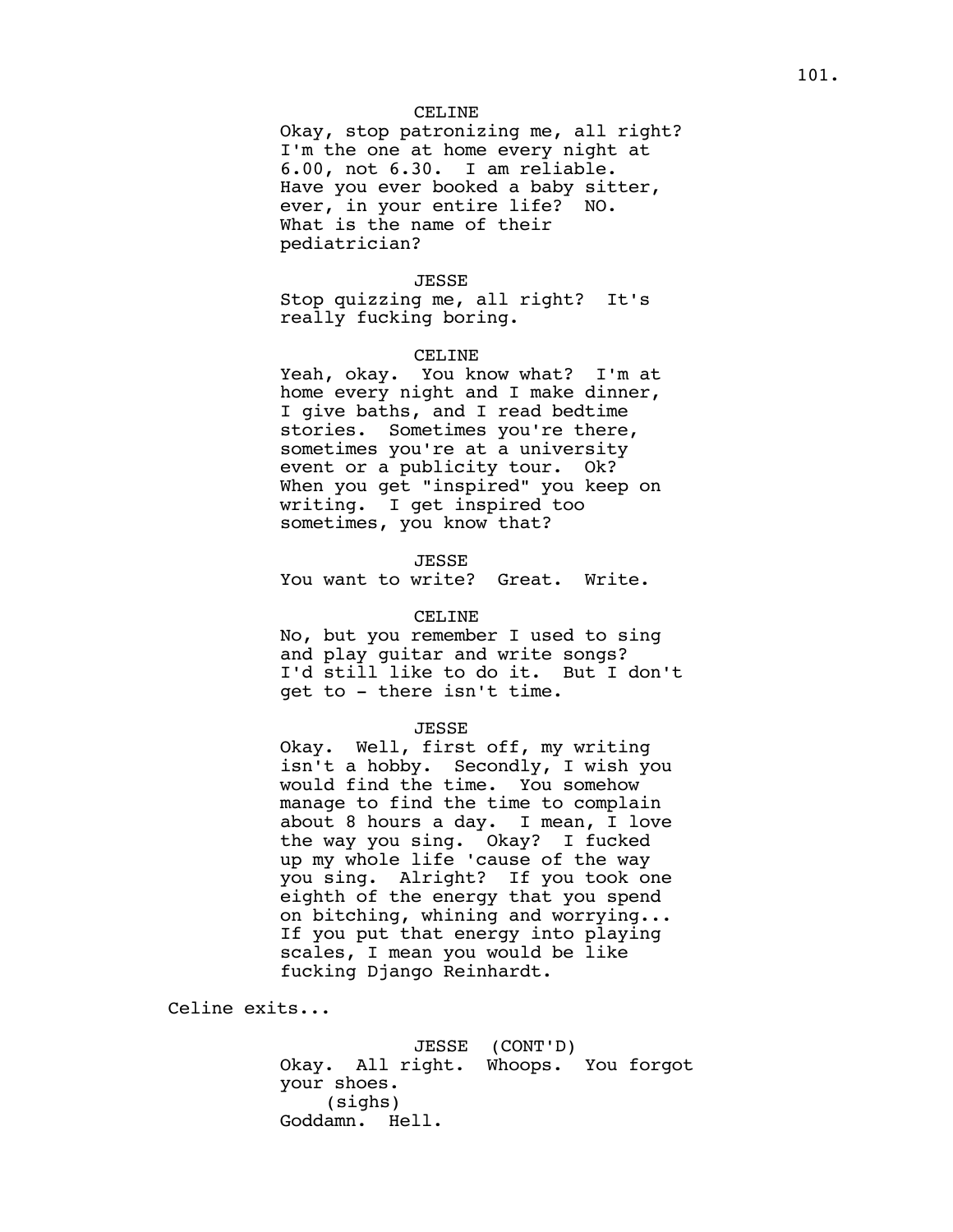CELINE

Okay, stop patronizing me, all right? I'm the one at home every night at 6.00, not 6.30. I am reliable. Have you ever booked a baby sitter, ever, in your entire life? NO. What is the name of their pediatrician?

JESSE

Stop quizzing me, all right? It's really fucking boring.

CELINE

Yeah, okay. You know what? I'm at home every night and I make dinner, I give baths, and I read bedtime stories. Sometimes you're there, sometimes you're at a university event or a publicity tour. Ok? When you get "inspired" you keep on writing. I get inspired too sometimes, you know that?

JESSE

You want to write? Great. Write.

CELINE

No, but you remember I used to sing and play guitar and write songs? I'd still like to do it. But I don't get to - there isn't time.

JESSE

Okay. Well, first off, my writing isn't a hobby. Secondly, I wish you would find the time. You somehow manage to find the time to complain about 8 hours a day. I mean, I love the way you sing. Okay? I fucked up my whole life 'cause of the way you sing. Alright? If you took one eighth of the energy that you spend on bitching, whining and worrying... If you put that energy into playing scales, I mean you would be like fucking Django Reinhardt.

Celine exits...

JESSE (CONT'D)

Okay. All right. Whoops. You forgot your shoes.

(sighs)

Goddamn. Hell.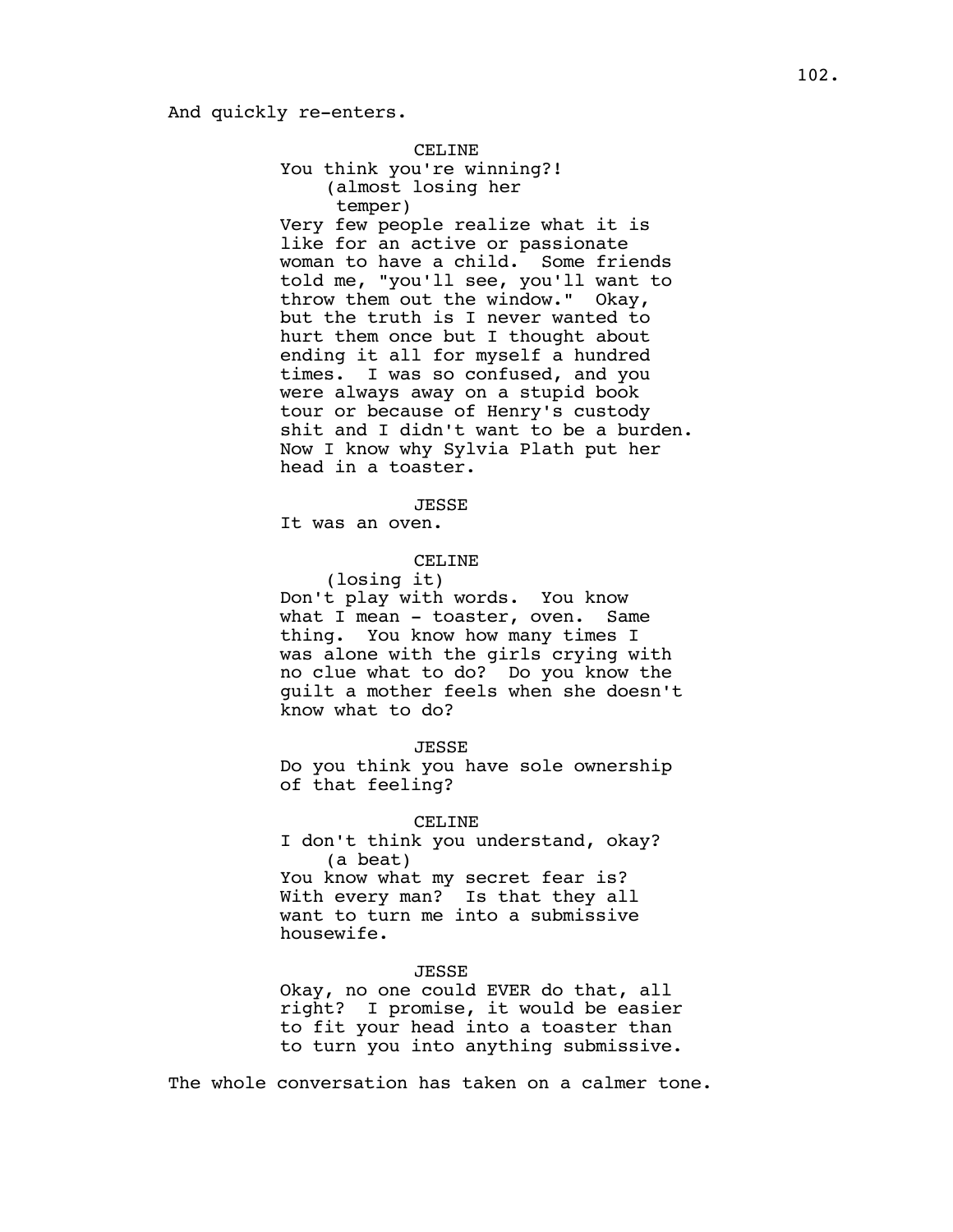And quickly re-enters.

CELINE

You think you're winning?!

(almost losing her temper)

Very few people realize what it is like for an active or passionate woman to have a child. Some friends told me, "you'll see, you'll want to throw them out the window." Okay, but the truth is I never wanted to hurt them once but I thought about ending it all for myself a hundred times. I was so confused, and you were always away on a stupid book tour or because of Henry's custody shit and I didn't want to be a burden. Now I know why Sylvia Plath put her head in a toaster.

JESSE

It was an oven.

CELINE

(losing it)

Don't play with words. You know what I mean - toaster, oven. Same thing. You know how many times I was alone with the girls crying with no clue what to do? Do you know the guilt a mother feels when she doesn't know what to do?

JESSE

Do you think you have sole ownership of that feeling?

CELINE

I don't think you understand, okay?

(a beat)

You know what my secret fear is? With every man? Is that they all want to turn me into a submissive housewife.

JESSE

Okay, no one could EVER do that, all right? I promise, it would be easier to fit your head into a toaster than to turn you into anything submissive.

The whole conversation has taken on a calmer tone.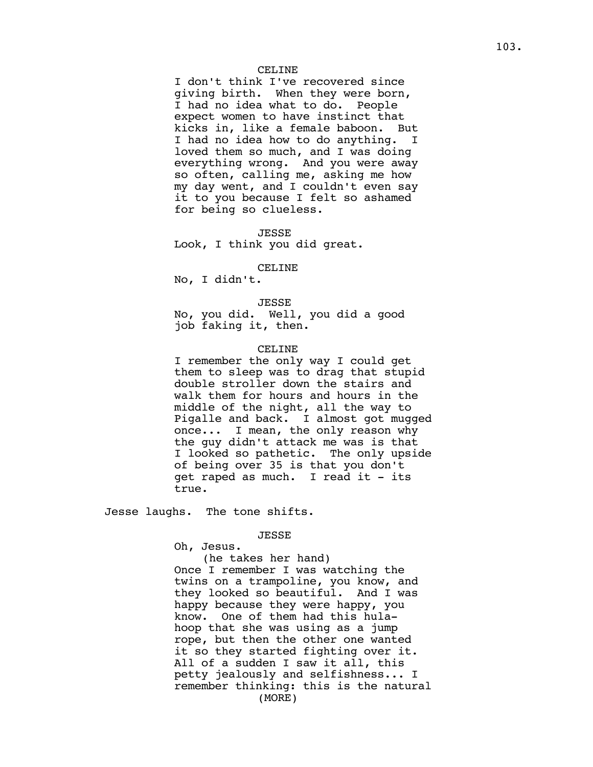CELINE

I don't think I've recovered since giving birth. When they were born, I had no idea what to do. People expect women to have instinct that kicks in, like a female baboon. But I had no idea how to do anything. I loved them so much, and I was doing everything wrong. And you were away so often, calling me, asking me how my day went, and I couldn't even say it to you because I felt so ashamed for being so clueless.

JESSE

Look, I think you did great.

CELINE

No, I didn't.

JESSE

No, you did. Well, you did a good job faking it, then.

CELINE

I remember the only way I could get them to sleep was to drag that stupid double stroller down the stairs and walk them for hours and hours in the middle of the night, all the way to Pigalle and back. I almost got mugged once... I mean, the only reason why the guy didn't attack me was is that I looked so pathetic. The only upside of being over 35 is that you don't get raped as much. I read it - its true.

Jesse laughs. The tone shifts.

JESSE

Oh, Jesus.

(he takes her hand)

Once I remember I was watching the twins on a trampoline, you know, and they looked so beautiful. And I was happy because they were happy, you know. One of them had this hula-hoop that she was using as a jump rope, but then the other one wanted it so they started fighting over it. All of a sudden I saw it all, this petty jealously and selfishness... I remember thinking: this is the natural

(MORE)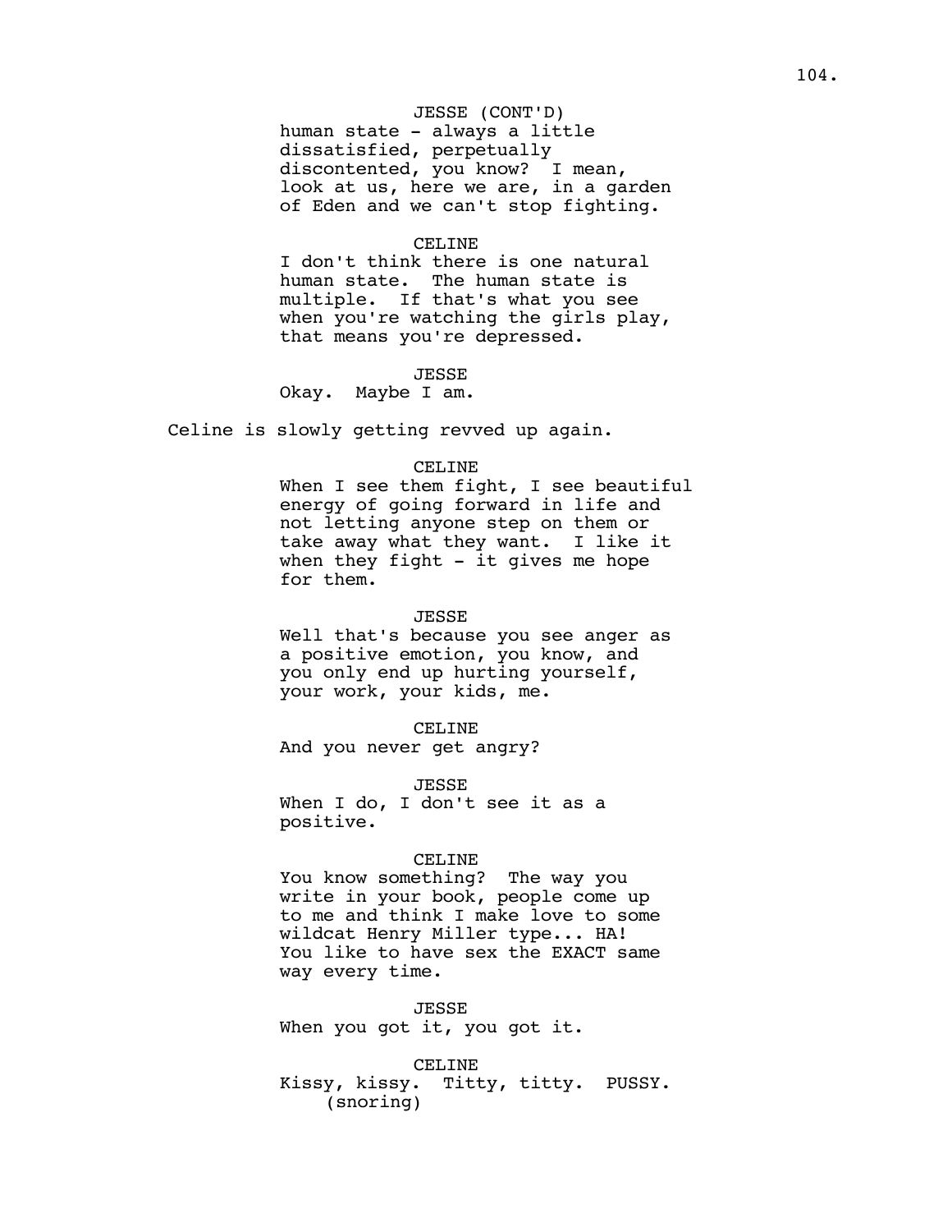JESSE (CONT'D)
human state - always a little dissatisfied, perpetually discontented, you know? I mean, look at us, here we are, in a garden of Eden and we can't stop fighting.

CELINE
I don't think there is one natural human state. The human state is multiple. If that's what you see when you're watching the girls play, that means you're depressed.

JESSE
Okay. Maybe I am.

Celine is slowly getting revved up again.

CELINE
When I see them fight, I see beautiful energy of going forward in life and not letting anyone step on them or take away what they want. I like it when they fight - it gives me hope for them.

JESSE
Well that's because you see anger as a positive emotion, you know, and you only end up hurting yourself, your work, your kids, me.

CELINE
And you never get angry?

JESSE
When I do, I don't see it as a positive.

CELINE
You know something? The way you write in your book, people come up to me and think I make love to some wildcat Henry Miller type... HA! You like to have sex the EXACT same way every time.

JESSE
When you got it, you got it.

CELINE
Kissy, kissy. Titty, titty. PUSSY.
(snoring)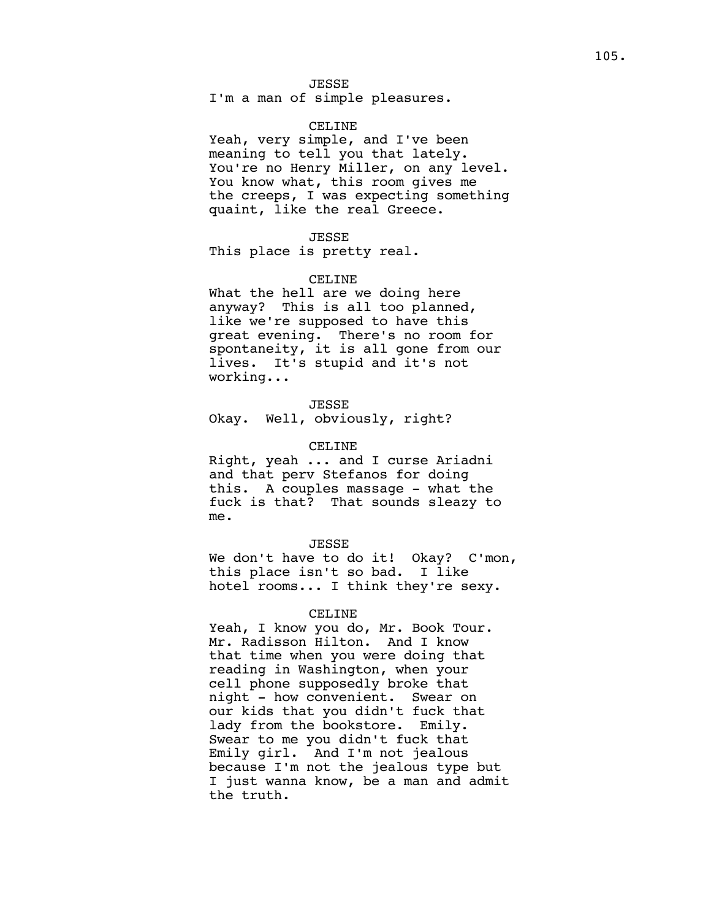JESSE
I'm a man of simple pleasures.

CELINE
Yeah, very simple, and I've been meaning to tell you that lately. You're no Henry Miller, on any level. You know what, this room gives me the creeps, I was expecting something quaint, like the real Greece.

JESSE
This place is pretty real.

CELINE
What the hell are we doing here anyway? This is all too planned, like we're supposed to have this great evening. There's no room for spontaneity, it is all gone from our lives. It's stupid and it's not working...

JESSE
Okay. Well, obviously, right?

CELINE
Right, yeah ... and I curse Ariadni and that perv Stefanos for doing this. A couples massage - what the fuck is that? That sounds sleazy to me.

JESSE
We don't have to do it! Okay? C'mon, this place isn't so bad. I like hotel rooms... I think they're sexy.

CELINE
Yeah, I know you do, Mr. Book Tour. Mr. Radisson Hilton. And I know that time when you were doing that reading in Washington, when your cell phone supposedly broke that night - how convenient. Swear on our kids that you didn't fuck that lady from the bookstore. Emily. Swear to me you didn't fuck that Emily girl. And I'm not jealous because I'm not the jealous type but I just wanna know, be a man and admit the truth.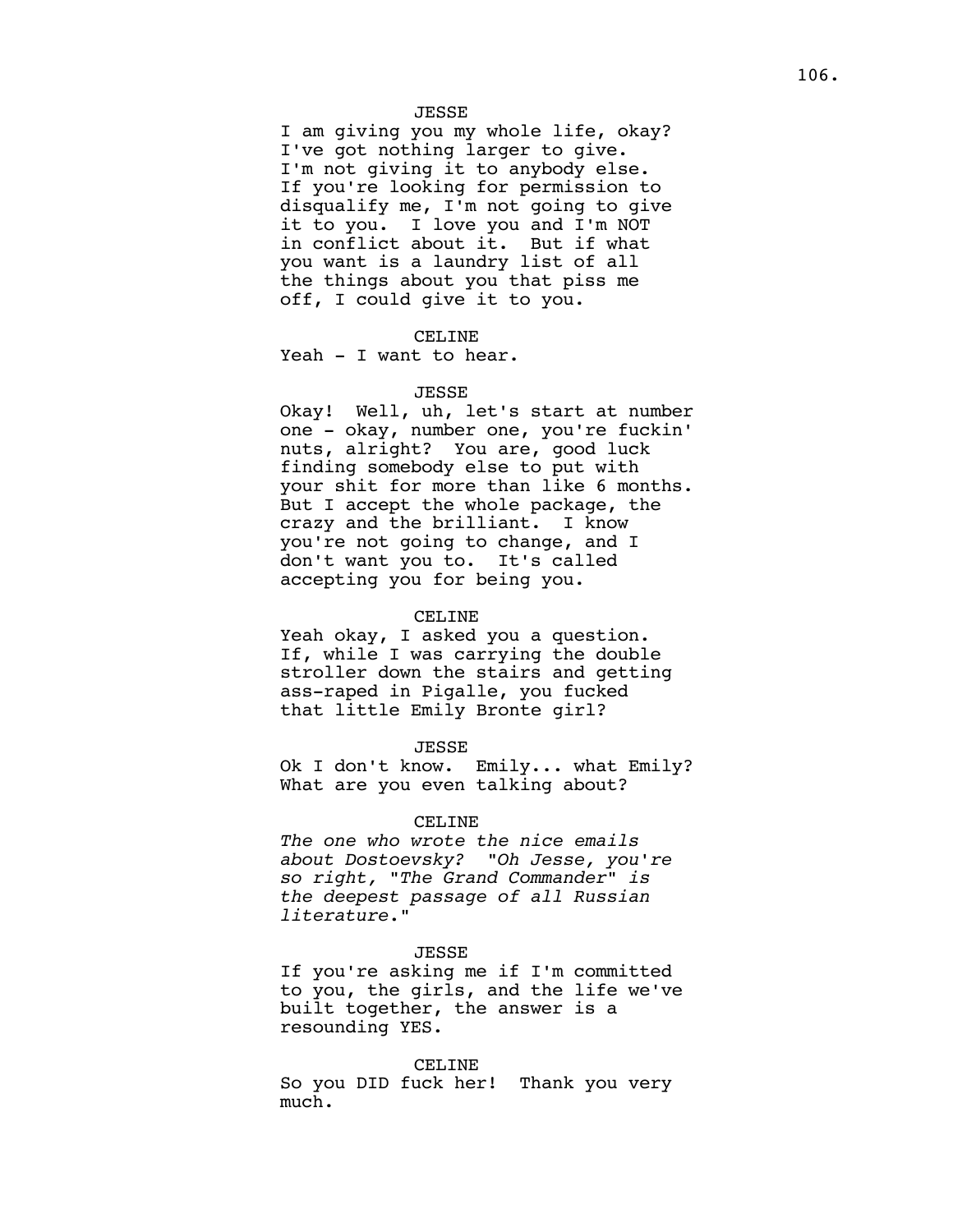JESSE

I am giving you my whole life, okay? I've got nothing larger to give. I'm not giving it to anybody else. If you're looking for permission to disqualify me, I'm not going to give it to you. I love you and I'm NOT in conflict about it. But if what you want is a laundry list of all the things about you that piss me off, I could give it to you.

CELINE

Yeah - I want to hear.

JESSE

Okay! Well, uh, let's start at number one - okay, number one, you're fuckin' nuts, alright? You are, good luck finding somebody else to put with your shit for more than like 6 months. But I accept the whole package, the crazy and the brilliant. I know you're not going to change, and I don't want you to. It's called accepting you for being you.

CELINE

Yeah okay, I asked you a question. If, while I was carrying the double stroller down the stairs and getting ass-raped in Pigalle, you fucked that little Emily Bronte girl?

JESSE

Ok I don't know. Emily... what Emily? What are you even talking about?

CELINE

*The one who wrote the nice emails about Dostoevsky? "Oh Jesse, you're so right, "The Grand Commander" is the deepest passage of all Russian literature*."

JESSE

If you're asking me if I'm committed to you, the girls, and the life we've built together, the answer is a resounding YES.

CELINE

So you DID fuck her! Thank you very much.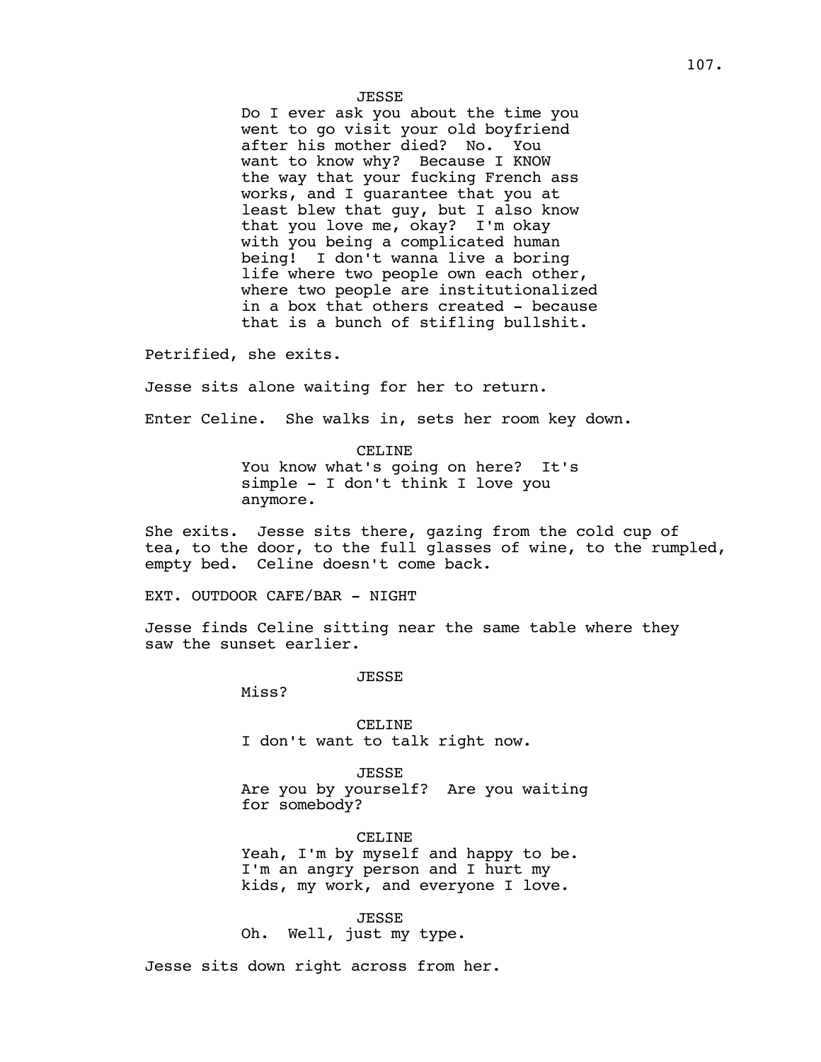JESSE

Do I ever ask you about the time you went to go visit your old boyfriend after his mother died? No. You want to know why? Because I KNOW the way that your fucking French ass works, and I guarantee that you at least blew that guy, but I also know that you love me, okay? I'm okay with you being a complicated human being! I don't wanna live a boring life where two people own each other, where two people are institutionalized in a box that others created - because that is a bunch of stifling bullshit.

Petrified, she exits.

Jesse sits alone waiting for her to return.

Enter Celine. She walks in, sets her room key down.

CELINE

You know what's going on here? It's simple - I don't think I love you anymore.

She exits. Jesse sits there, gazing from the cold cup of tea, to the door, to the full glasses of wine, to the rumpled, empty bed. Celine doesn't come back.

EXT. OUTDOOR CAFE/BAR - NIGHT

Jesse finds Celine sitting near the same table where they saw the sunset earlier.

JESSE

Miss?

CELINE

I don't want to talk right now.

JESSE

Are you by yourself? Are you waiting for somebody?

CELINE

Yeah, I'm by myself and happy to be. I'm an angry person and I hurt my kids, my work, and everyone I love.

JESSE

Oh. Well, just my type.

Jesse sits down right across from her.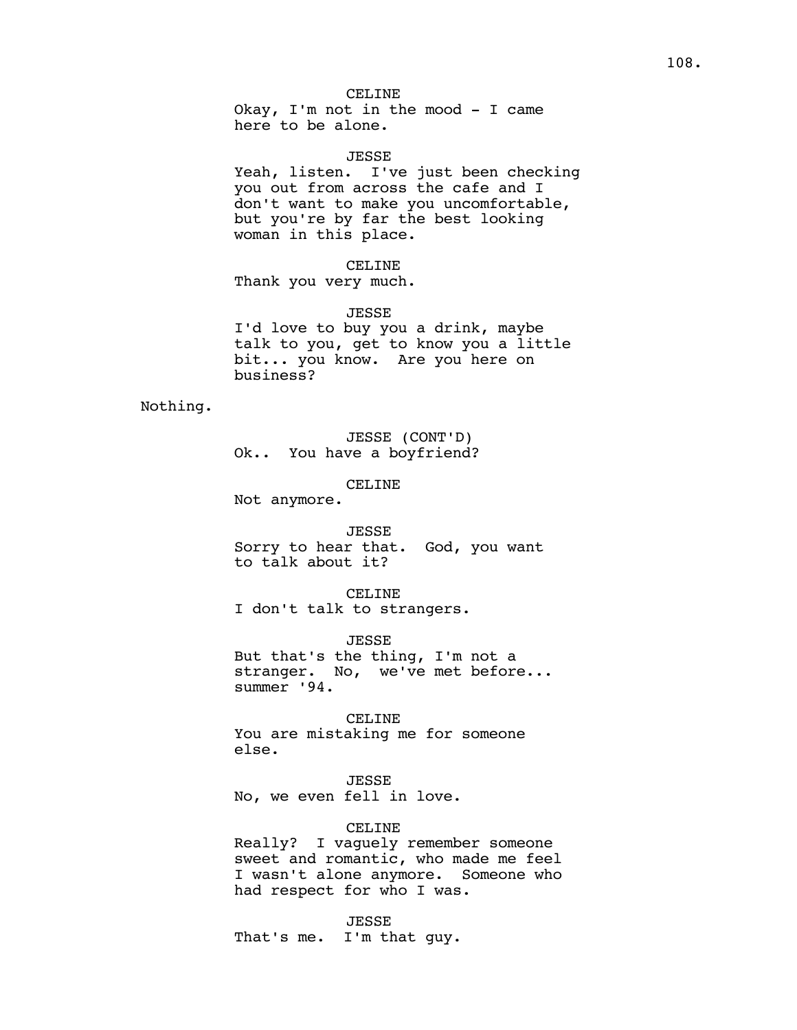CELINE

Okay, I'm not in the mood - I came here to be alone.

JESSE

Yeah, listen. I've just been checking you out from across the cafe and I don't want to make you uncomfortable, but you're by far the best looking woman in this place.

CELINE

Thank you very much.

JESSE

I'd love to buy you a drink, maybe talk to you, get to know you a little bit... you know. Are you here on business?

Nothing.

JESSE (CONT'D)

Ok.. You have a boyfriend?

CELINE

Not anymore.

JESSE

Sorry to hear that. God, you want to talk about it?

CELINE

I don't talk to strangers.

JESSE

But that's the thing, I'm not a stranger. No, we've met before... summer '94.

CELINE

You are mistaking me for someone else.

JESSE

No, we even fell in love.

CELINE

Really? I vaguely remember someone sweet and romantic, who made me feel I wasn't alone anymore. Someone who had respect for who I was.

JESSE

That's me. I'm that guy.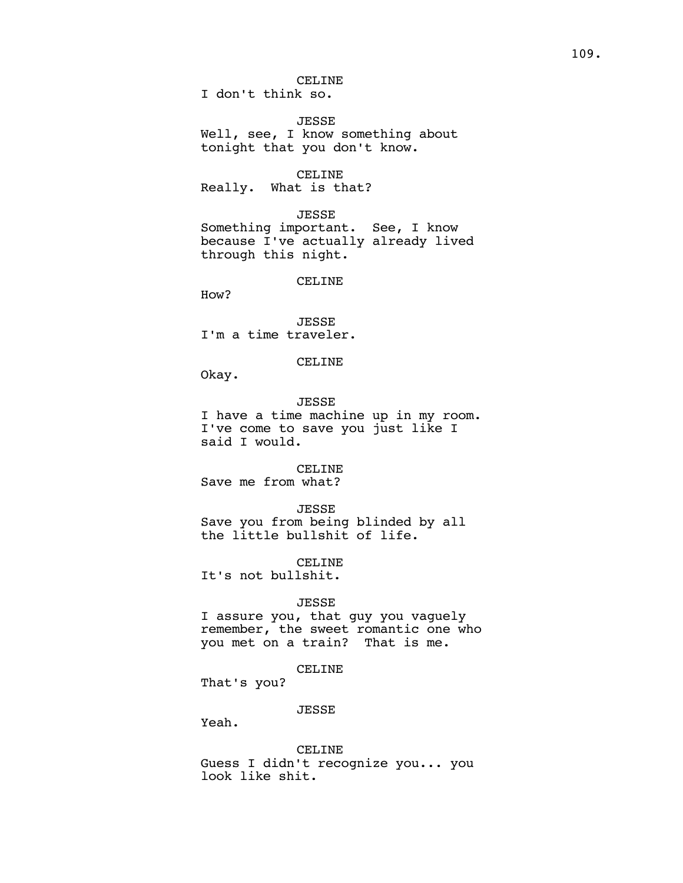CELINE
I don't think so.

JESSE
Well, see, I know something about tonight that you don't know.

CELINE
Really.  What is that?

JESSE
Something important.  See, I know because I've actually already lived through this night.

CELINE
How?

JESSE
I'm a time traveler.

CELINE
Okay.

JESSE
I have a time machine up in my room. I've come to save you just like I said I would.

CELINE
Save me from what?

JESSE
Save you from being blinded by all the little bullshit of life.

CELINE
It's not bullshit.

JESSE
I assure you, that guy you vaguely remember, the sweet romantic one who you met on a train?  That is me.

CELINE
That's you?

JESSE
Yeah.

CELINE
Guess I didn't recognize you... you look like shit.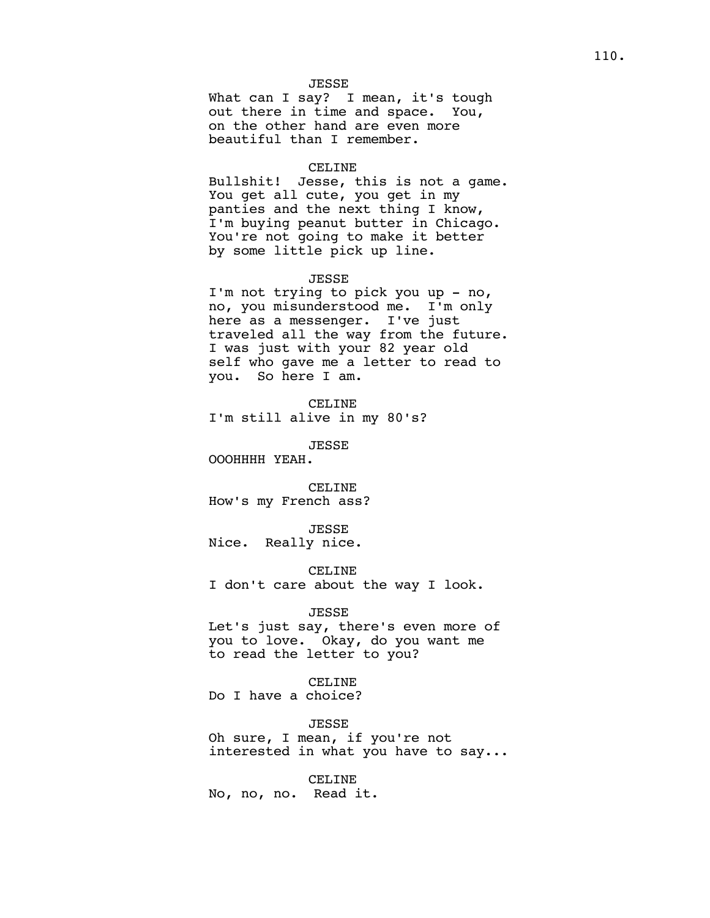JESSE
What can I say? I mean, it's tough out there in time and space. You, on the other hand are even more beautiful than I remember.

CELINE
Bullshit! Jesse, this is not a game. You get all cute, you get in my panties and the next thing I know, I'm buying peanut butter in Chicago. You're not going to make it better by some little pick up line.

JESSE
I'm not trying to pick you up - no, no, you misunderstood me. I'm only here as a messenger. I've just traveled all the way from the future. I was just with your 82 year old self who gave me a letter to read to you. So here I am.

CELINE
I'm still alive in my 80's?

JESSE
OOOHHHH YEAH.

CELINE
How's my French ass?

JESSE
Nice. Really nice.

CELINE
I don't care about the way I look.

JESSE
Let's just say, there's even more of you to love. Okay, do you want me to read the letter to you?

CELINE
Do I have a choice?

JESSE
Oh sure, I mean, if you're not interested in what you have to say...

CELINE
No, no, no. Read it.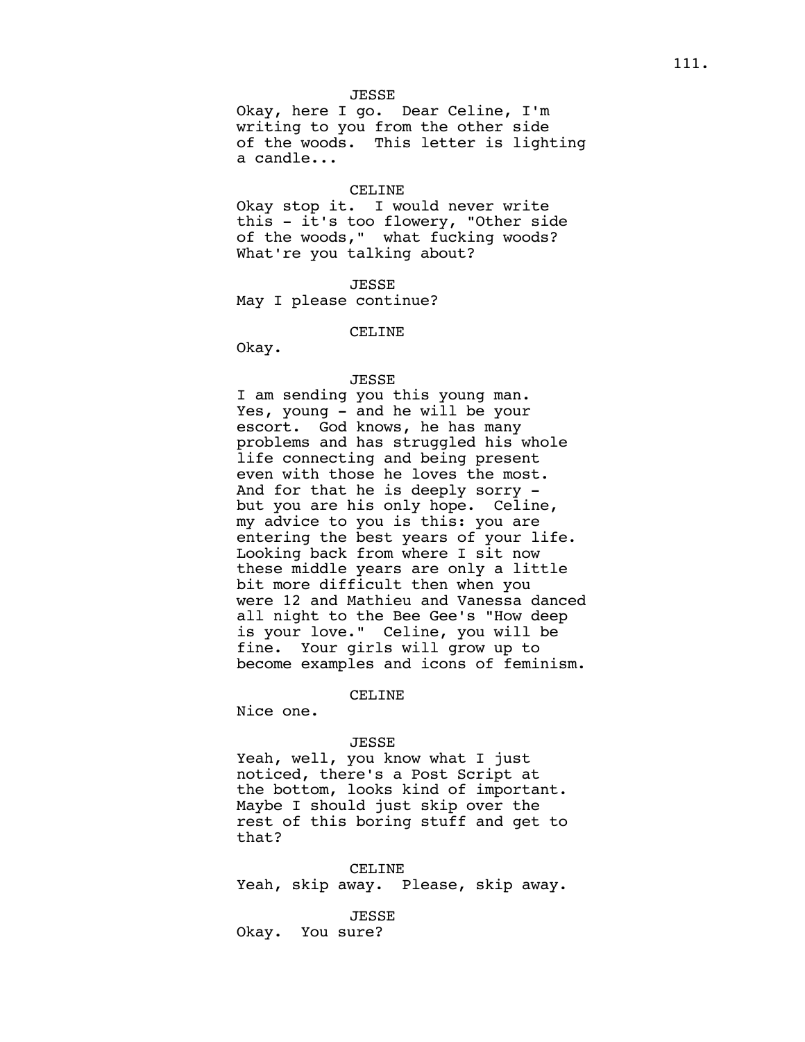JESSE

Okay, here I go. Dear Celine, I'm writing to you from the other side of the woods. This letter is lighting a candle...

CELINE

Okay stop it. I would never write this - it's too flowery, "Other side of the woods," what fucking woods? What're you talking about?

JESSE

May I please continue?

CELINE

Okay.

JESSE

I am sending you this young man. Yes, young - and he will be your escort. God knows, he has many problems and has struggled his whole life connecting and being present even with those he loves the most. And for that he is deeply sorry - but you are his only hope. Celine, my advice to you is this: you are entering the best years of your life. Looking back from where I sit now these middle years are only a little bit more difficult then when you were 12 and Mathieu and Vanessa danced all night to the Bee Gee's "How deep is your love." Celine, you will be fine. Your girls will grow up to become examples and icons of feminism.

CELINE

Nice one.

JESSE

Yeah, well, you know what I just noticed, there's a Post Script at the bottom, looks kind of important. Maybe I should just skip over the rest of this boring stuff and get to that?

CELINE

Yeah, skip away. Please, skip away.

JESSE

Okay. You sure?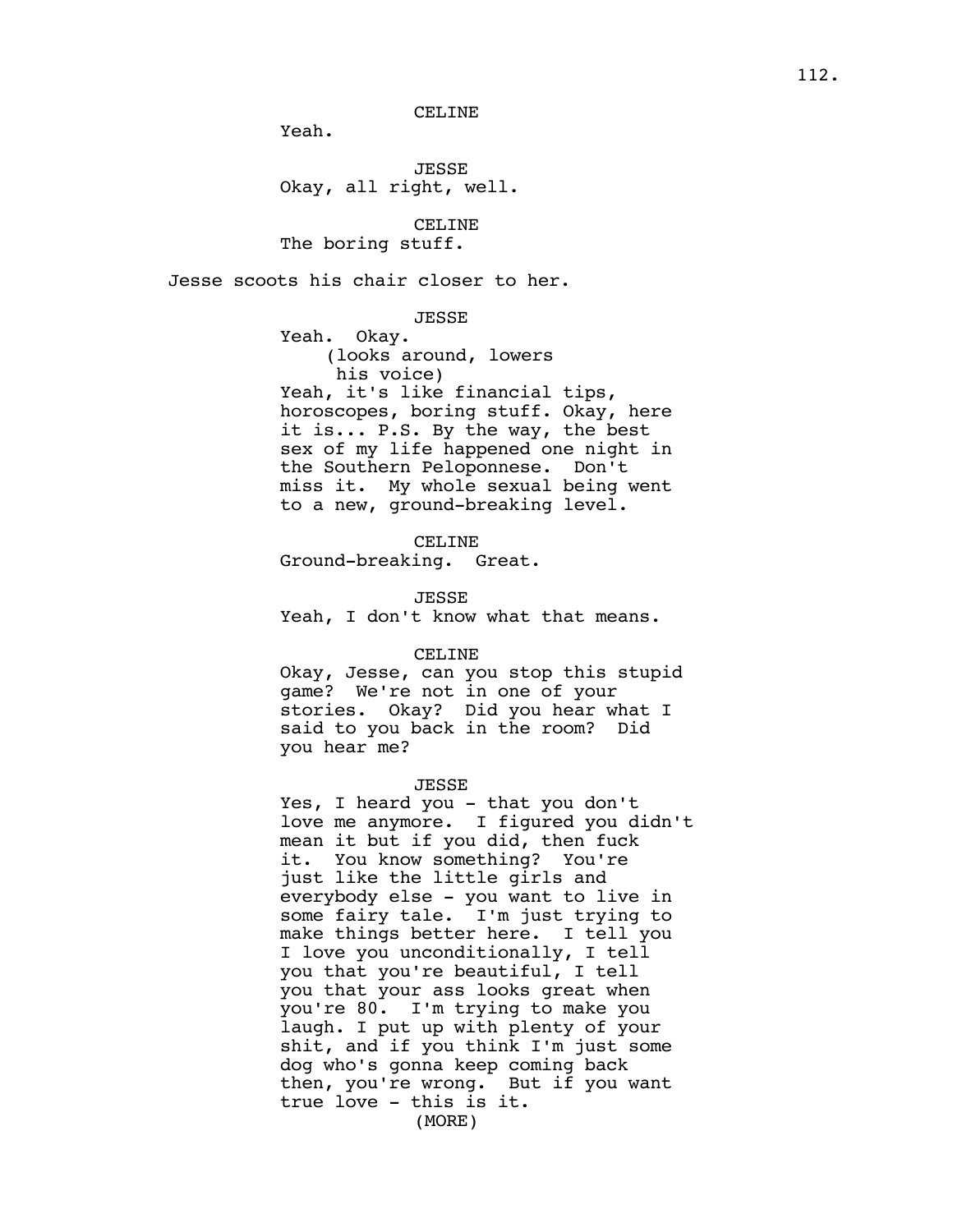CELINE

Yeah.

JESSE

Okay, all right, well.

CELINE

The boring stuff.

Jesse scoots his chair closer to her.

JESSE

Yeah. Okay.

(looks around, lowers his voice)

Yeah, it's like financial tips, horoscopes, boring stuff. Okay, here it is... P.S. By the way, the best sex of my life happened one night in the Southern Peloponnese. Don't miss it. My whole sexual being went to a new, ground-breaking level.

CELINE

Ground-breaking. Great.

JESSE

Yeah, I don't know what that means.

CELINE

Okay, Jesse, can you stop this stupid game? We're not in one of your stories. Okay? Did you hear what I said to you back in the room? Did you hear me?

JESSE

Yes, I heard you - that you don't love me anymore. I figured you didn't mean it but if you did, then fuck it. You know something? You're just like the little girls and everybody else - you want to live in some fairy tale. I'm just trying to make things better here. I tell you I love you unconditionally, I tell you that you're beautiful, I tell you that your ass looks great when you're 80. I'm trying to make you laugh. I put up with plenty of your shit, and if you think I'm just some dog who's gonna keep coming back then, you're wrong. But if you want true love - this is it.

(MORE)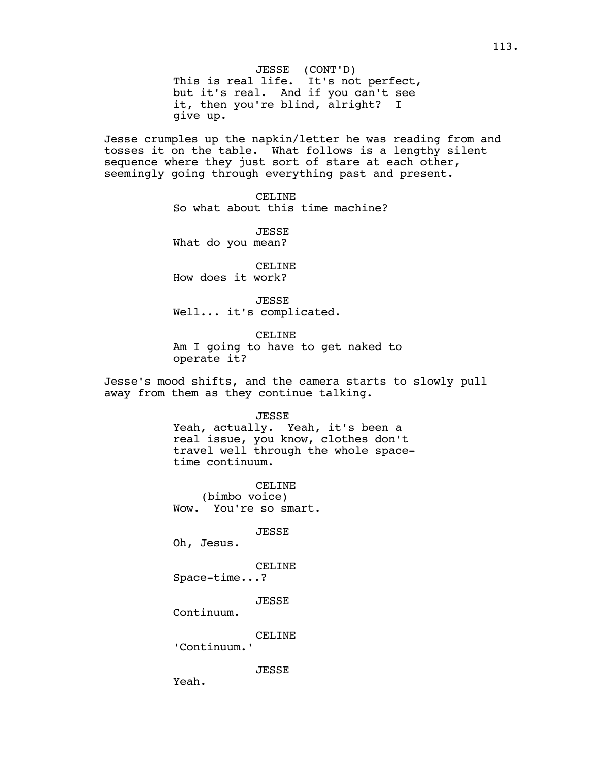JESSE (CONT'D)
This is real life. It's not perfect, but it's real. And if you can't see it, then you're blind, alright? I give up.

Jesse crumples up the napkin/letter he was reading from and tosses it on the table. What follows is a lengthy silent sequence where they just sort of stare at each other, seemingly going through everything past and present.

CELINE
So what about this time machine?

JESSE
What do you mean?

CELINE
How does it work?

JESSE
Well... it's complicated.

CELINE
Am I going to have to get naked to operate it?

Jesse's mood shifts, and the camera starts to slowly pull away from them as they continue talking.

JESSE
Yeah, actually. Yeah, it's been a real issue, you know, clothes don't travel well through the whole space-time continuum.

CELINE
(bimbo voice)
Wow. You're so smart.

JESSE
Oh, Jesus.

CELINE
Space-time...?

JESSE
Continuum.

CELINE
'Continuum.'

JESSE
Yeah.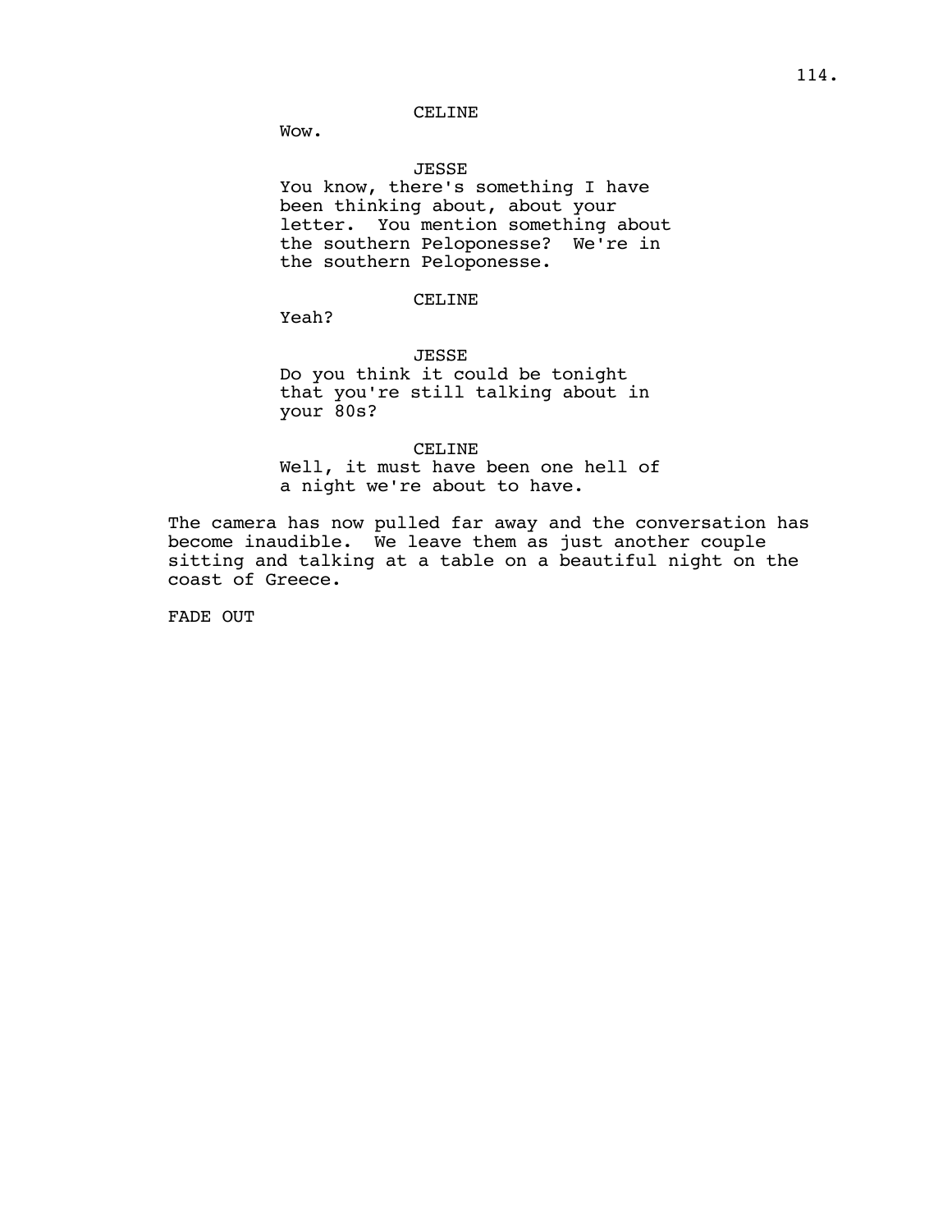CELINE

Wow.

JESSE

You know, there's something I have been thinking about, about your letter. You mention something about the southern Peloponesse? We're in the southern Peloponesse.

CELINE

Yeah?

JESSE

Do you think it could be tonight that you're still talking about in your 80s?

CELINE

Well, it must have been one hell of a night we're about to have.

The camera has now pulled far away and the conversation has become inaudible. We leave them as just another couple sitting and talking at a table on a beautiful night on the coast of Greece.

FADE OUT